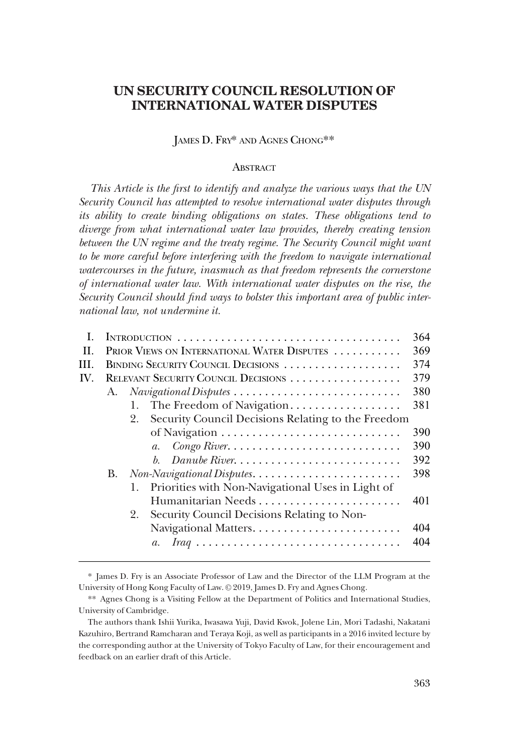# UN SECURITY COUNCIL RESOLUTION OF INTERNATIONAL WATER DISPUTES

JAMES D. FRY* AND AGNES CHONG**

## ABSTRACT

*This Article is the first to identify and analyze the various ways that the UN Security Council has attempted to resolve international water disputes through its ability to create binding obligations on states. These obligations tend to diverge from what international water law provides, thereby creating tension between the UN regime and the treaty regime. The Security Council might want to be more careful before interfering with the freedom to navigate international watercourses in the future, inasmuch as that freedom represents the cornerstone of international water law. With international water disputes on the rise, the Security Council should find ways to bolster this important area of public international law, not undermine it.*

| | | |
|---|---|---|
| I. | INTRODUCTION | 364 |
| II. | PRIOR VIEWS ON INTERNATIONAL WATER DISPUTES | 369 |
| III. | BINDING SECURITY COUNCIL DECISIONS | 374 |
| IV. | RELEVANT SECURITY COUNCIL DECISIONS | 379 |
| | A. *Navigational Disputes* | 380 |
| | 1. The Freedom of Navigation | 381 |
| | 2. Security Council Decisions Relating to the Freedom of Navigation | 390 |
| | *a. Congo River* | 390 |
| | *b. Danube River* | 392 |
| | B. *Non-Navigational Disputes* | 398 |
| | 1. Priorities with Non-Navigational Uses in Light of Humanitarian Needs | 401 |
| | 2. Security Council Decisions Relating to Non-Navigational Matters | 404 |
| | *a. Iraq* | 404 |

\* James D. Fry is an Associate Professor of Law and the Director of the LLM Program at the University of Hong Kong Faculty of Law. © 2019, James D. Fry and Agnes Chong.

\*\* Agnes Chong is a Visiting Fellow at the Department of Politics and International Studies, University of Cambridge.

The authors thank Ishii Yurika, Iwasawa Yuji, David Kwok, Jolene Lin, Mori Tadashi, Nakatani Kazuhiro, Bertrand Ramcharan and Teraya Koji, as well as participants in a 2016 invited lecture by the corresponding author at the University of Tokyo Faculty of Law, for their encouragement and feedback on an earlier draft of this Article.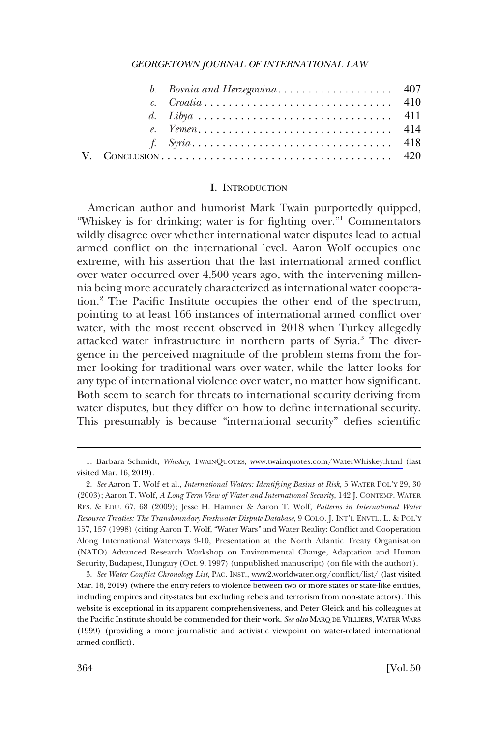b. *Bosnia and Herzegovina* . . . . . . . . . . . . . . . . . . . 407
c. *Croatia* . . . . . . . . . . . . . . . . . . . . . . . . . . . . . . 410
d. *Libya* . . . . . . . . . . . . . . . . . . . . . . . . . . . . . . . 411
e. *Yemen* . . . . . . . . . . . . . . . . . . . . . . . . . . . . . . 414
f. *Syria* . . . . . . . . . . . . . . . . . . . . . . . . . . . . . . . . 418

V. CONCLUSION . . . . . . . . . . . . . . . . . . . . . . . . . . . . . . . . . . . . . 420

## I. INTRODUCTION

American author and humorist Mark Twain purportedly quipped, "Whiskey is for drinking; water is for fighting over."[1] Commentators wildly disagree over whether international water disputes lead to actual armed conflict on the international level. Aaron Wolf occupies one extreme, with his assertion that the last international armed conflict over water occurred over 4,500 years ago, with the intervening millennia being more accurately characterized as international water cooperation.[2] The Pacific Institute occupies the other end of the spectrum, pointing to at least 166 instances of international armed conflict over water, with the most recent observed in 2018 when Turkey allegedly attacked water infrastructure in northern parts of Syria.[3] The divergence in the perceived magnitude of the problem stems from the former looking for traditional wars over water, while the latter looks for any type of international violence over water, no matter how significant. Both seem to search for threats to international security deriving from water disputes, but they differ on how to define international security. This presumably is because "international security" defies scientific

---

1. Barbara Schmidt, *Whiskey*, TWAINQUOTES, www.twainquotes.com/WaterWhiskey.html (last visited Mar. 16, 2019).

2. *See* Aaron T. Wolf et al., *International Waters: Identifying Basins at Risk*, 5 WATER POL'Y 29, 30 (2003); Aaron T. Wolf, *A Long Term View of Water and International Security*, 142 J. CONTEMP. WATER RES. & EDU. 67, 68 (2009); Jesse H. Hamner & Aaron T. Wolf, *Patterns in International Water Resource Treaties: The Transboundary Freshwater Dispute Database*, 9 COLO. J. INT'L ENVTL. L. & POL'Y 157, 157 (1998) (citing Aaron T. Wolf, "Water Wars" and Water Reality: Conflict and Cooperation Along International Waterways 9-10, Presentation at the North Atlantic Treaty Organisation (NATO) Advanced Research Workshop on Environmental Change, Adaptation and Human Security, Budapest, Hungary (Oct. 9, 1997) (unpublished manuscript) (on file with the author)).

3. *See Water Conflict Chronology List*, PAC. INST., www2.worldwater.org/conflict/list/ (last visited Mar. 16, 2019) (where the entry refers to violence between two or more states or state-like entities, including empires and city-states but excluding rebels and terrorism from non-state actors). This website is exceptional in its apparent comprehensiveness, and Peter Gleick and his colleagues at the Pacific Institute should be commended for their work. *See also* MARQ DE VILLIERS, WATER WARS (1999) (providing a more journalistic and activistic viewpoint on water-related international armed conflict).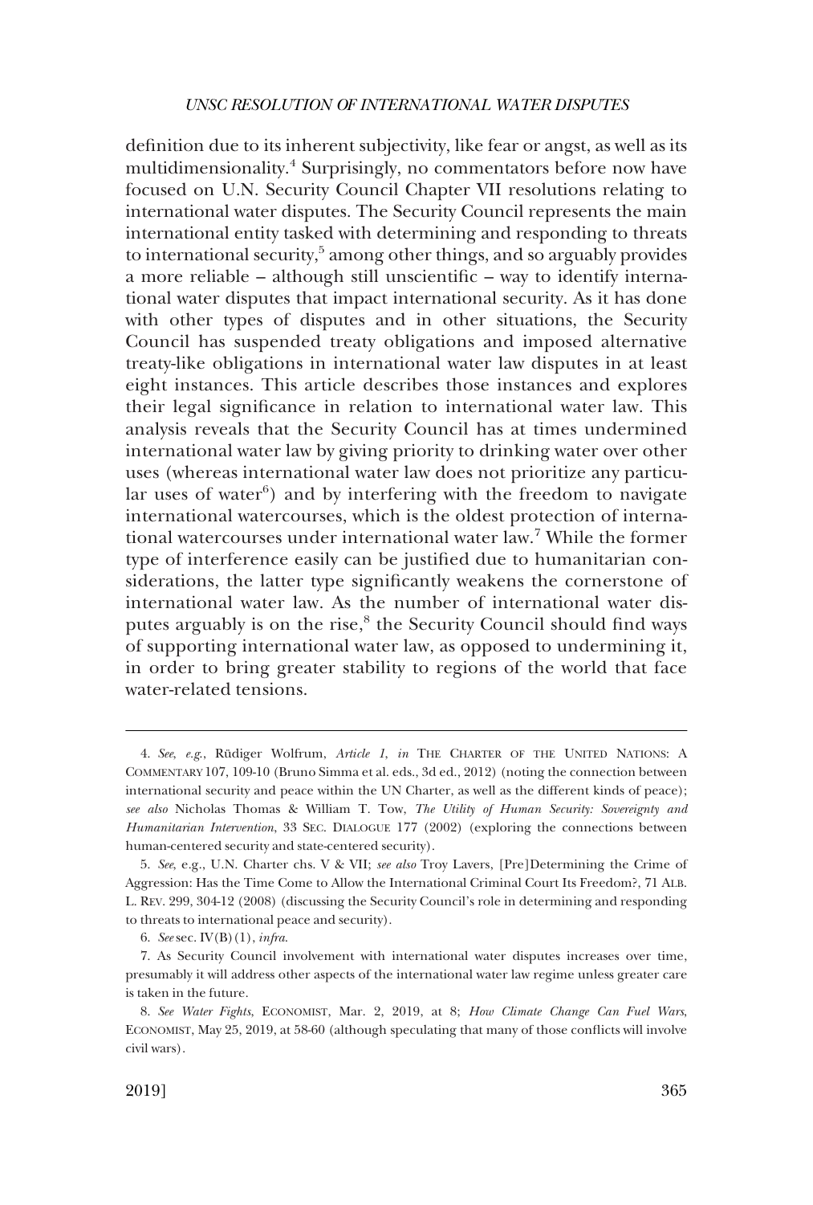definition due to its inherent subjectivity, like fear or angst, as well as its multidimensionality.[4] Surprisingly, no commentators before now have focused on U.N. Security Council Chapter VII resolutions relating to international water disputes. The Security Council represents the main international entity tasked with determining and responding to threats to international security,[5] among other things, and so arguably provides a more reliable – although still unscientific – way to identify international water disputes that impact international security. As it has done with other types of disputes and in other situations, the Security Council has suspended treaty obligations and imposed alternative treaty-like obligations in international water law disputes in at least eight instances. This article describes those instances and explores their legal significance in relation to international water law. This analysis reveals that the Security Council has at times undermined international water law by giving priority to drinking water over other uses (whereas international water law does not prioritize any particular uses of water[6]) and by interfering with the freedom to navigate international watercourses, which is the oldest protection of international watercourses under international water law.[7] While the former type of interference easily can be justified due to humanitarian considerations, the latter type significantly weakens the cornerstone of international water law. As the number of international water disputes arguably is on the rise,[8] the Security Council should find ways of supporting international water law, as opposed to undermining it, in order to bring greater stability to regions of the world that face water-related tensions.

---

4. *See*, *e.g.*, Rüdiger Wolfrum, *Article 1*, *in* THE CHARTER OF THE UNITED NATIONS: A COMMENTARY 107, 109-10 (Bruno Simma et al. eds., 3d ed., 2012) (noting the connection between international security and peace within the UN Charter, as well as the different kinds of peace); *see also* Nicholas Thomas & William T. Tow, *The Utility of Human Security: Sovereignty and Humanitarian Intervention*, 33 SEC. DIALOGUE 177 (2002) (exploring the connections between human-centered security and state-centered security).

5. *See*, e.g., U.N. Charter chs. V & VII; *see also* Troy Lavers, [Pre]Determining the Crime of Aggression: Has the Time Come to Allow the International Criminal Court Its Freedom?, 71 ALB. L. REV. 299, 304-12 (2008) (discussing the Security Council's role in determining and responding to threats to international peace and security).

6. *See* sec. IV(B)(1), *infra*.

7. As Security Council involvement with international water disputes increases over time, presumably it will address other aspects of the international water law regime unless greater care is taken in the future.

8. *See Water Fights*, ECONOMIST, Mar. 2, 2019, at 8; *How Climate Change Can Fuel Wars*, ECONOMIST, May 25, 2019, at 58-60 (although speculating that many of those conflicts will involve civil wars).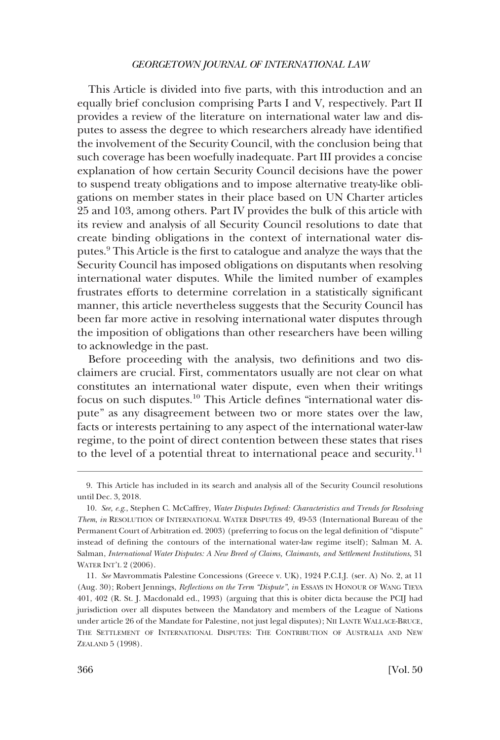This Article is divided into five parts, with this introduction and an equally brief conclusion comprising Parts I and V, respectively. Part II provides a review of the literature on international water law and disputes to assess the degree to which researchers already have identified the involvement of the Security Council, with the conclusion being that such coverage has been woefully inadequate. Part III provides a concise explanation of how certain Security Council decisions have the power to suspend treaty obligations and to impose alternative treaty-like obligations on member states in their place based on UN Charter articles 25 and 103, among others. Part IV provides the bulk of this article with its review and analysis of all Security Council resolutions to date that create binding obligations in the context of international water disputes.[9] This Article is the first to catalogue and analyze the ways that the Security Council has imposed obligations on disputants when resolving international water disputes. While the limited number of examples frustrates efforts to determine correlation in a statistically significant manner, this article nevertheless suggests that the Security Council has been far more active in resolving international water disputes through the imposition of obligations than other researchers have been willing to acknowledge in the past.

Before proceeding with the analysis, two definitions and two disclaimers are crucial. First, commentators usually are not clear on what constitutes an international water dispute, even when their writings focus on such disputes.[10] This Article defines "international water dispute" as any disagreement between two or more states over the law, facts or interests pertaining to any aspect of the international water-law regime, to the point of direct contention between these states that rises to the level of a potential threat to international peace and security.[11]

---

9. This Article has included in its search and analysis all of the Security Council resolutions until Dec. 3, 2018.

10. *See, e.g.*, Stephen C. McCaffrey, *Water Disputes Defined: Characteristics and Trends for Resolving Them*, *in* RESOLUTION OF INTERNATIONAL WATER DISPUTES 49, 49-53 (International Bureau of the Permanent Court of Arbitration ed. 2003) (preferring to focus on the legal definition of "dispute" instead of defining the contours of the international water-law regime itself); Salman M. A. Salman, *International Water Disputes: A New Breed of Claims, Claimants, and Settlement Institutions*, 31 WATER INT'L 2 (2006).

11. *See* Mavrommatis Palestine Concessions (Greece v. UK), 1924 P.C.I.J. (ser. A) No. 2, at 11 (Aug. 30); Robert Jennings, *Reflections on the Term "Dispute"*, *in* ESSAYS IN HONOUR OF WANG TIEYA 401, 402 (R. St. J. Macdonald ed., 1993) (arguing that this is obiter dicta because the PCIJ had jurisdiction over all disputes between the Mandatory and members of the League of Nations under article 26 of the Mandate for Palestine, not just legal disputes); NII LANTE WALLACE-BRUCE, THE SETTLEMENT OF INTERNATIONAL DISPUTES: THE CONTRIBUTION OF AUSTRALIA AND NEW ZEALAND 5 (1998).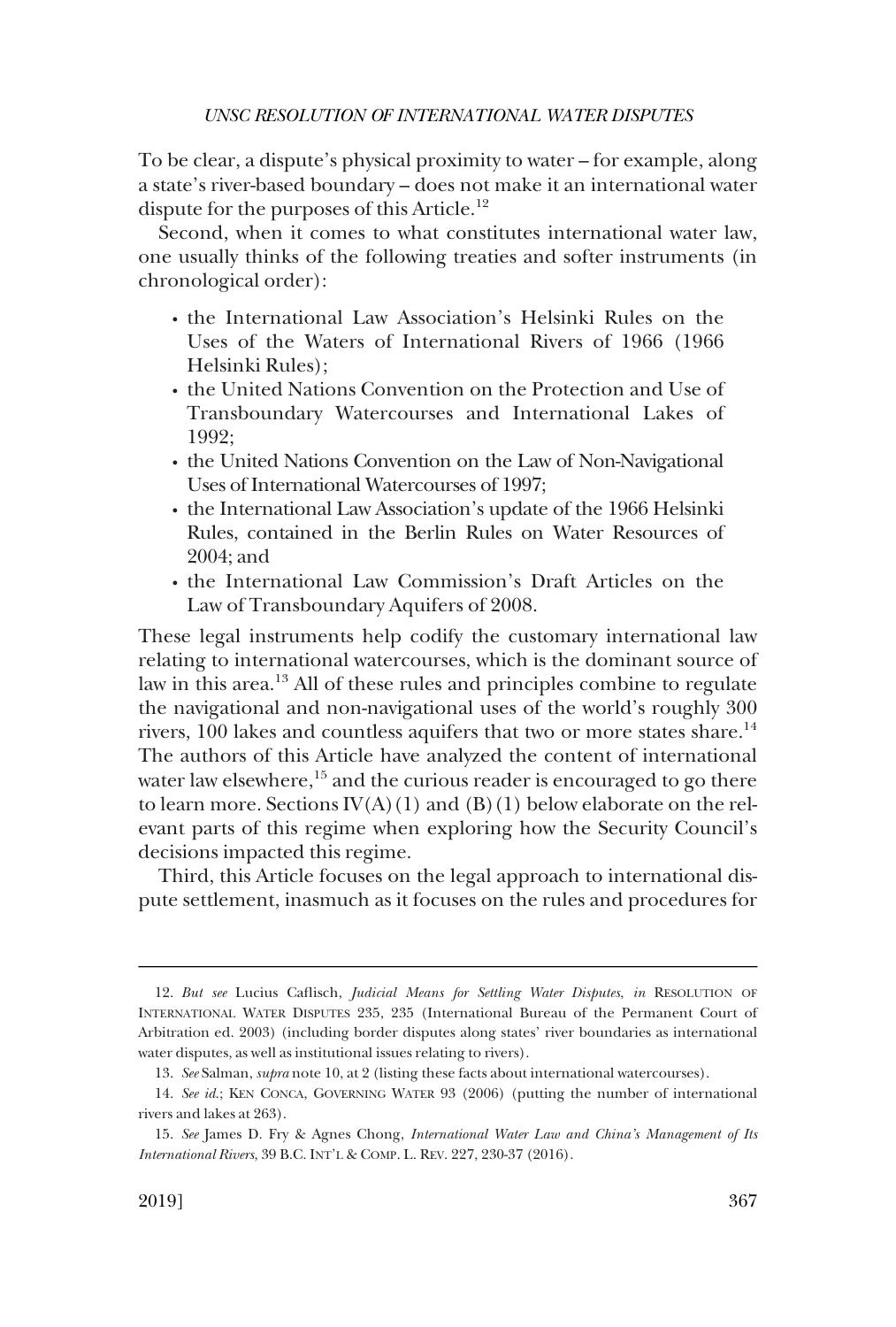To be clear, a dispute's physical proximity to water – for example, along a state's river-based boundary – does not make it an international water dispute for the purposes of this Article.[12]

Second, when it comes to what constitutes international water law, one usually thinks of the following treaties and softer instruments (in chronological order):

- the International Law Association's Helsinki Rules on the Uses of the Waters of International Rivers of 1966 (1966 Helsinki Rules);
- the United Nations Convention on the Protection and Use of Transboundary Watercourses and International Lakes of 1992;
- the United Nations Convention on the Law of Non-Navigational Uses of International Watercourses of 1997;
- the International Law Association's update of the 1966 Helsinki Rules, contained in the Berlin Rules on Water Resources of 2004; and
- the International Law Commission's Draft Articles on the Law of Transboundary Aquifers of 2008.

These legal instruments help codify the customary international law relating to international watercourses, which is the dominant source of law in this area.[13] All of these rules and principles combine to regulate the navigational and non-navigational uses of the world's roughly 300 rivers, 100 lakes and countless aquifers that two or more states share.[14] The authors of this Article have analyzed the content of international water law elsewhere,[15] and the curious reader is encouraged to go there to learn more. Sections IV(A)(1) and (B)(1) below elaborate on the relevant parts of this regime when exploring how the Security Council's decisions impacted this regime.

Third, this Article focuses on the legal approach to international dispute settlement, inasmuch as it focuses on the rules and procedures for

---

12. *But see* Lucius Caflisch, *Judicial Means for Settling Water Disputes*, *in* RESOLUTION OF INTERNATIONAL WATER DISPUTES 235, 235 (International Bureau of the Permanent Court of Arbitration ed. 2003) (including border disputes along states' river boundaries as international water disputes, as well as institutional issues relating to rivers).

13. *See* Salman, *supra* note 10, at 2 (listing these facts about international watercourses).

14. *See id.*; KEN CONCA, GOVERNING WATER 93 (2006) (putting the number of international rivers and lakes at 263).

15. *See* James D. Fry & Agnes Chong, *International Water Law and China's Management of Its International Rivers*, 39 B.C. INT'L & COMP. L. REV. 227, 230-37 (2016).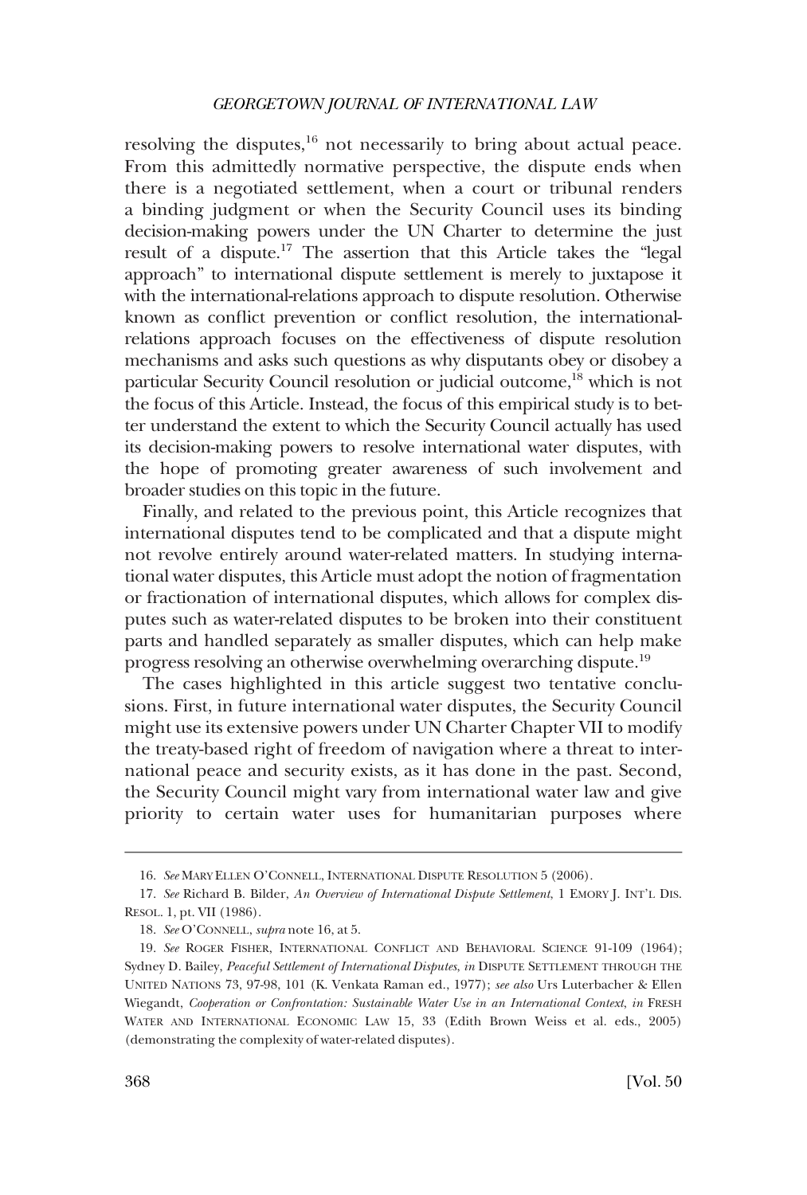resolving the disputes,[16] not necessarily to bring about actual peace. From this admittedly normative perspective, the dispute ends when there is a negotiated settlement, when a court or tribunal renders a binding judgment or when the Security Council uses its binding decision-making powers under the UN Charter to determine the just result of a dispute.[17] The assertion that this Article takes the "legal approach" to international dispute settlement is merely to juxtapose it with the international-relations approach to dispute resolution. Otherwise known as conflict prevention or conflict resolution, the international-relations approach focuses on the effectiveness of dispute resolution mechanisms and asks such questions as why disputants obey or disobey a particular Security Council resolution or judicial outcome,[18] which is not the focus of this Article. Instead, the focus of this empirical study is to better understand the extent to which the Security Council actually has used its decision-making powers to resolve international water disputes, with the hope of promoting greater awareness of such involvement and broader studies on this topic in the future.

Finally, and related to the previous point, this Article recognizes that international disputes tend to be complicated and that a dispute might not revolve entirely around water-related matters. In studying international water disputes, this Article must adopt the notion of fragmentation or fractionation of international disputes, which allows for complex disputes such as water-related disputes to be broken into their constituent parts and handled separately as smaller disputes, which can help make progress resolving an otherwise overwhelming overarching dispute.[19]

The cases highlighted in this article suggest two tentative conclusions. First, in future international water disputes, the Security Council might use its extensive powers under UN Charter Chapter VII to modify the treaty-based right of freedom of navigation where a threat to international peace and security exists, as it has done in the past. Second, the Security Council might vary from international water law and give priority to certain water uses for humanitarian purposes where

---

16. *See* MARY ELLEN O'CONNELL, INTERNATIONAL DISPUTE RESOLUTION 5 (2006).

17. *See* Richard B. Bilder, *An Overview of International Dispute Settlement*, 1 EMORY J. INT'L DIS. RESOL. 1, pt. VII (1986).

18. *See* O'CONNELL, *supra* note 16, at 5.

19. *See* ROGER FISHER, INTERNATIONAL CONFLICT AND BEHAVIORAL SCIENCE 91-109 (1964); Sydney D. Bailey, *Peaceful Settlement of International Disputes*, *in* DISPUTE SETTLEMENT THROUGH THE UNITED NATIONS 73, 97-98, 101 (K. Venkata Raman ed., 1977); *see also* Urs Luterbacher & Ellen Wiegandt, *Cooperation or Confrontation: Sustainable Water Use in an International Context*, *in* FRESH WATER AND INTERNATIONAL ECONOMIC LAW 15, 33 (Edith Brown Weiss et al. eds., 2005) (demonstrating the complexity of water-related disputes).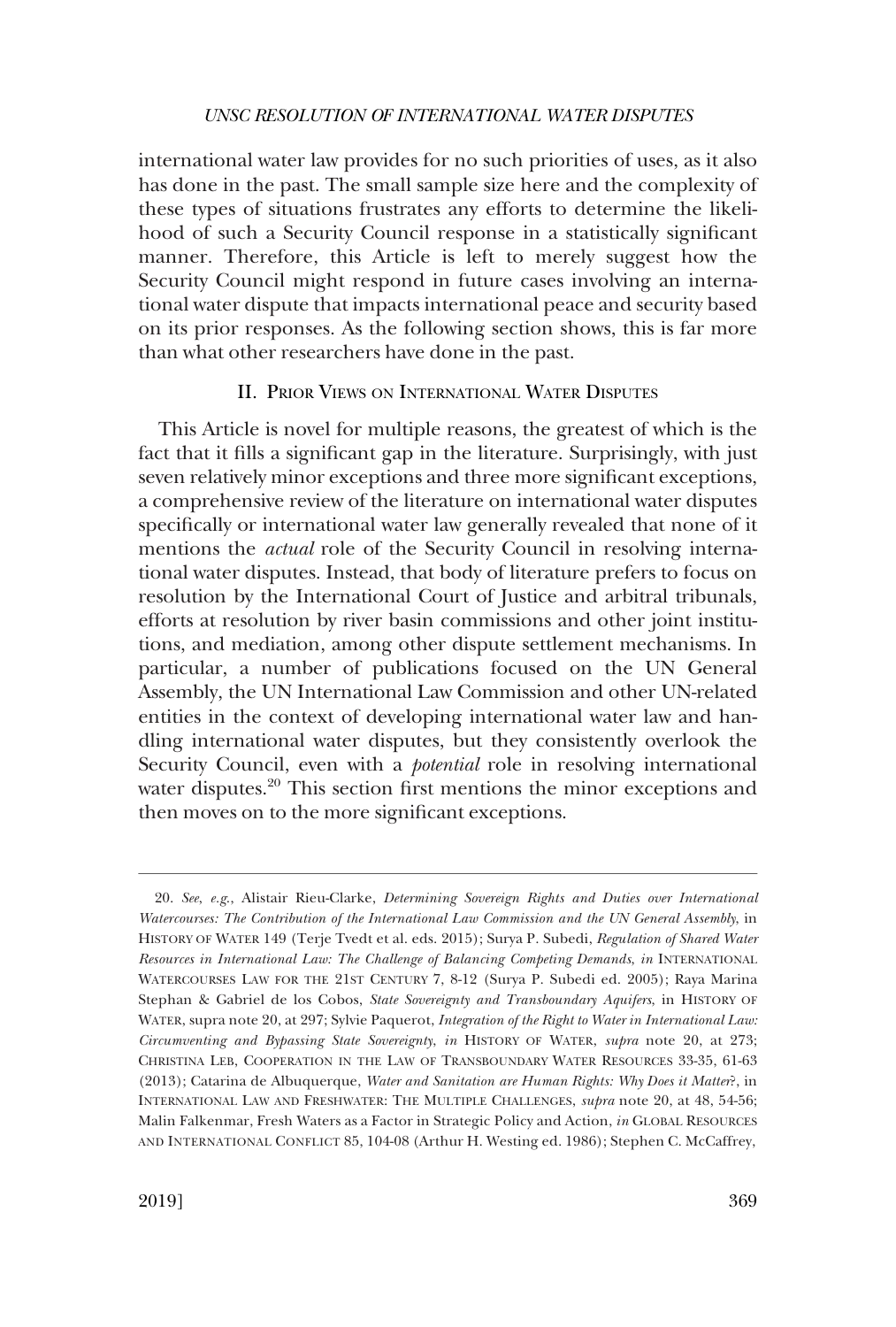international water law provides for no such priorities of uses, as it also has done in the past. The small sample size here and the complexity of these types of situations frustrates any efforts to determine the likelihood of such a Security Council response in a statistically significant manner. Therefore, this Article is left to merely suggest how the Security Council might respond in future cases involving an international water dispute that impacts international peace and security based on its prior responses. As the following section shows, this is far more than what other researchers have done in the past.

## II. Prior Views on International Water Disputes

This Article is novel for multiple reasons, the greatest of which is the fact that it fills a significant gap in the literature. Surprisingly, with just seven relatively minor exceptions and three more significant exceptions, a comprehensive review of the literature on international water disputes specifically or international water law generally revealed that none of it mentions the *actual* role of the Security Council in resolving international water disputes. Instead, that body of literature prefers to focus on resolution by the International Court of Justice and arbitral tribunals, efforts at resolution by river basin commissions and other joint institutions, and mediation, among other dispute settlement mechanisms. In particular, a number of publications focused on the UN General Assembly, the UN International Law Commission and other UN-related entities in the context of developing international water law and handling international water disputes, but they consistently overlook the Security Council, even with a *potential* role in resolving international water disputes.[20] This section first mentions the minor exceptions and then moves on to the more significant exceptions.

---

20. *See, e.g.*, Alistair Rieu-Clarke, *Determining Sovereign Rights and Duties over International Watercourses: The Contribution of the International Law Commission and the UN General Assembly*, in HISTORY OF WATER 149 (Terje Tvedt et al. eds. 2015); Surya P. Subedi, *Regulation of Shared Water Resources in International Law: The Challenge of Balancing Competing Demands*, *in* INTERNATIONAL WATERCOURSES LAW FOR THE 21ST CENTURY 7, 8-12 (Surya P. Subedi ed. 2005); Raya Marina Stephan & Gabriel de los Cobos, *State Sovereignty and Transboundary Aquifers*, in HISTORY OF WATER, supra note 20, at 297; Sylvie Paquerot, *Integration of the Right to Water in International Law: Circumventing and Bypassing State Sovereignty*, *in* HISTORY OF WATER, *supra* note 20, at 273; CHRISTINA LEB, COOPERATION IN THE LAW OF TRANSBOUNDARY WATER RESOURCES 33-35, 61-63 (2013); Catarina de Albuquerque, *Water and Sanitation are Human Rights: Why Does it Matter*?, in INTERNATIONAL LAW AND FRESHWATER: THE MULTIPLE CHALLENGES, *supra* note 20, at 48, 54-56; Malin Falkenmar, Fresh Waters as a Factor in Strategic Policy and Action, *in* GLOBAL RESOURCES AND INTERNATIONAL CONFLICT 85, 104-08 (Arthur H. Westing ed. 1986); Stephen C. McCaffrey,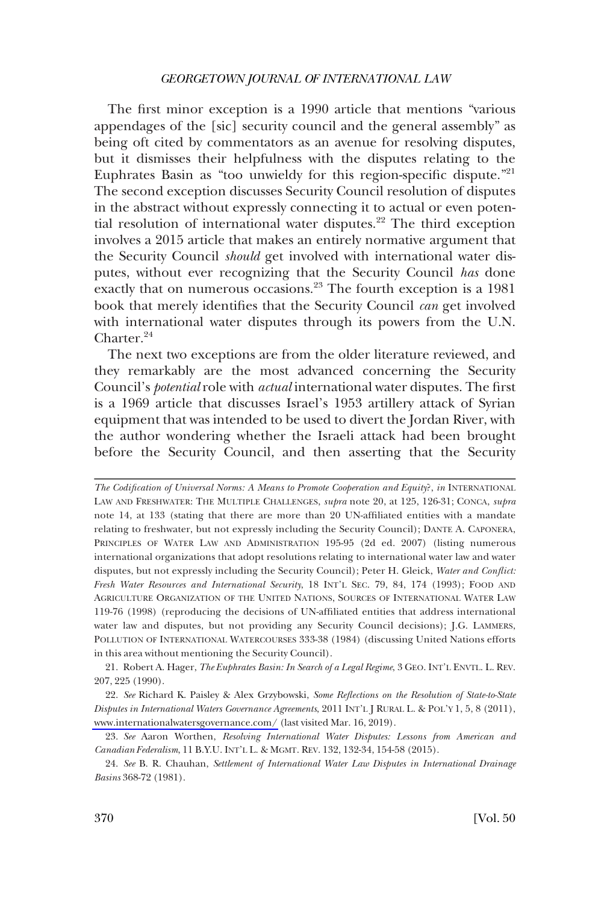The first minor exception is a 1990 article that mentions "various appendages of the [sic] security council and the general assembly" as being oft cited by commentators as an avenue for resolving disputes, but it dismisses their helpfulness with the disputes relating to the Euphrates Basin as "too unwieldy for this region-specific dispute."[21] The second exception discusses Security Council resolution of disputes in the abstract without expressly connecting it to actual or even potential resolution of international water disputes.[22] The third exception involves a 2015 article that makes an entirely normative argument that the Security Council *should* get involved with international water disputes, without ever recognizing that the Security Council *has* done exactly that on numerous occasions.[23] The fourth exception is a 1981 book that merely identifies that the Security Council *can* get involved with international water disputes through its powers from the U.N. Charter.[24]

The next two exceptions are from the older literature reviewed, and they remarkably are the most advanced concerning the Security Council's *potential* role with *actual* international water disputes. The first is a 1969 article that discusses Israel's 1953 artillery attack of Syrian equipment that was intended to be used to divert the Jordan River, with the author wondering whether the Israeli attack had been brought before the Security Council, and then asserting that the Security

---

*The Codification of Universal Norms: A Means to Promote Cooperation and Equity?*, *in* INTERNATIONAL LAW AND FRESHWATER: THE MULTIPLE CHALLENGES, *supra* note 20, at 125, 126-31; CONCA, *supra* note 14, at 133 (stating that there are more than 20 UN-affiliated entities with a mandate relating to freshwater, but not expressly including the Security Council); DANTE A. CAPONERA, PRINCIPLES OF WATER LAW AND ADMINISTRATION 195-95 (2d ed. 2007) (listing numerous international organizations that adopt resolutions relating to international water law and water disputes, but not expressly including the Security Council); Peter H. Gleick, *Water and Conflict: Fresh Water Resources and International Security*, 18 INT'L SEC. 79, 84, 174 (1993); FOOD AND AGRICULTURE ORGANIZATION OF THE UNITED NATIONS, SOURCES OF INTERNATIONAL WATER LAW 119-76 (1998) (reproducing the decisions of UN-affiliated entities that address international water law and disputes, but not providing any Security Council decisions); J.G. LAMMERS, POLLUTION OF INTERNATIONAL WATERCOURSES 333-38 (1984) (discussing United Nations efforts in this area without mentioning the Security Council).

21. Robert A. Hager, *The Euphrates Basin: In Search of a Legal Regime*, 3 GEO. INT'L ENVTL. L. REV. 207, 225 (1990).

22. *See* Richard K. Paisley & Alex Grzybowski, *Some Reflections on the Resolution of State-to-State Disputes in International Waters Governance Agreements*, 2011 INT'L J RURAL L. & POL'Y 1, 5, 8 (2011), www.internationalwatersgovernance.com/ (last visited Mar. 16, 2019).

23. *See* Aaron Worthen, *Resolving International Water Disputes: Lessons from American and Canadian Federalism*, 11 B.Y.U. INT'L L. & MGMT. REV. 132, 132-34, 154-58 (2015).

24. *See* B. R. Chauhan, *Settlement of International Water Law Disputes in International Drainage Basins* 368-72 (1981).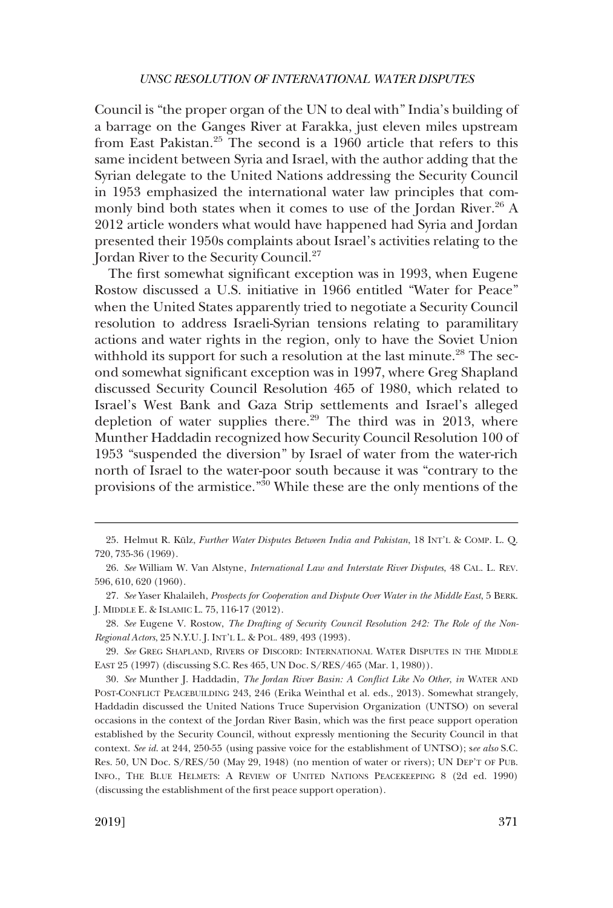Council is "the proper organ of the UN to deal with" India's building of a barrage on the Ganges River at Farakka, just eleven miles upstream from East Pakistan.[25] The second is a 1960 article that refers to this same incident between Syria and Israel, with the author adding that the Syrian delegate to the United Nations addressing the Security Council in 1953 emphasized the international water law principles that commonly bind both states when it comes to use of the Jordan River.[26] A 2012 article wonders what would have happened had Syria and Jordan presented their 1950s complaints about Israel's activities relating to the Jordan River to the Security Council.[27]

The first somewhat significant exception was in 1993, when Eugene Rostow discussed a U.S. initiative in 1966 entitled "Water for Peace" when the United States apparently tried to negotiate a Security Council resolution to address Israeli-Syrian tensions relating to paramilitary actions and water rights in the region, only to have the Soviet Union withhold its support for such a resolution at the last minute.[28] The second somewhat significant exception was in 1997, where Greg Shapland discussed Security Council Resolution 465 of 1980, which related to Israel's West Bank and Gaza Strip settlements and Israel's alleged depletion of water supplies there.[29] The third was in 2013, where Munther Haddadin recognized how Security Council Resolution 100 of 1953 "suspended the diversion" by Israel of water from the water-rich north of Israel to the water-poor south because it was "contrary to the provisions of the armistice."[30] While these are the only mentions of the

---

25. Helmut R. Külz, *Further Water Disputes Between India and Pakistan*, 18 INT'L & COMP. L. Q. 720, 735-36 (1969).

26. *See* William W. Van Alstyne, *International Law and Interstate River Disputes*, 48 CAL. L. REV. 596, 610, 620 (1960).

27. *See* Yaser Khalaileh, *Prospects for Cooperation and Dispute Over Water in the Middle East*, 5 BERK. J. MIDDLE E. & ISLAMIC L. 75, 116-17 (2012).

28. *See* Eugene V. Rostow, *The Drafting of Security Council Resolution 242: The Role of the Non-Regional Actors*, 25 N.Y.U. J. INT'L L. & POL. 489, 493 (1993).

29. *See* GREG SHAPLAND, RIVERS OF DISCORD: INTERNATIONAL WATER DISPUTES IN THE MIDDLE EAST 25 (1997) (discussing S.C. Res 465, UN Doc. S/RES/465 (Mar. 1, 1980)).

30. *See* Munther J. Haddadin, *The Jordan River Basin: A Conflict Like No Other*, *in* WATER AND POST-CONFLICT PEACEBUILDING 243, 246 (Erika Weinthal et al. eds., 2013). Somewhat strangely, Haddadin discussed the United Nations Truce Supervision Organization (UNTSO) on several occasions in the context of the Jordan River Basin, which was the first peace support operation established by the Security Council, without expressly mentioning the Security Council in that context. *See id.* at 244, 250-55 (using passive voice for the establishment of UNTSO); s*ee also* S.C. Res. 50, UN Doc. S/RES/50 (May 29, 1948) (no mention of water or rivers); UN DEP'T OF PUB. INFO., THE BLUE HELMETS: A REVIEW OF UNITED NATIONS PEACEKEEPING 8 (2d ed. 1990) (discussing the establishment of the first peace support operation).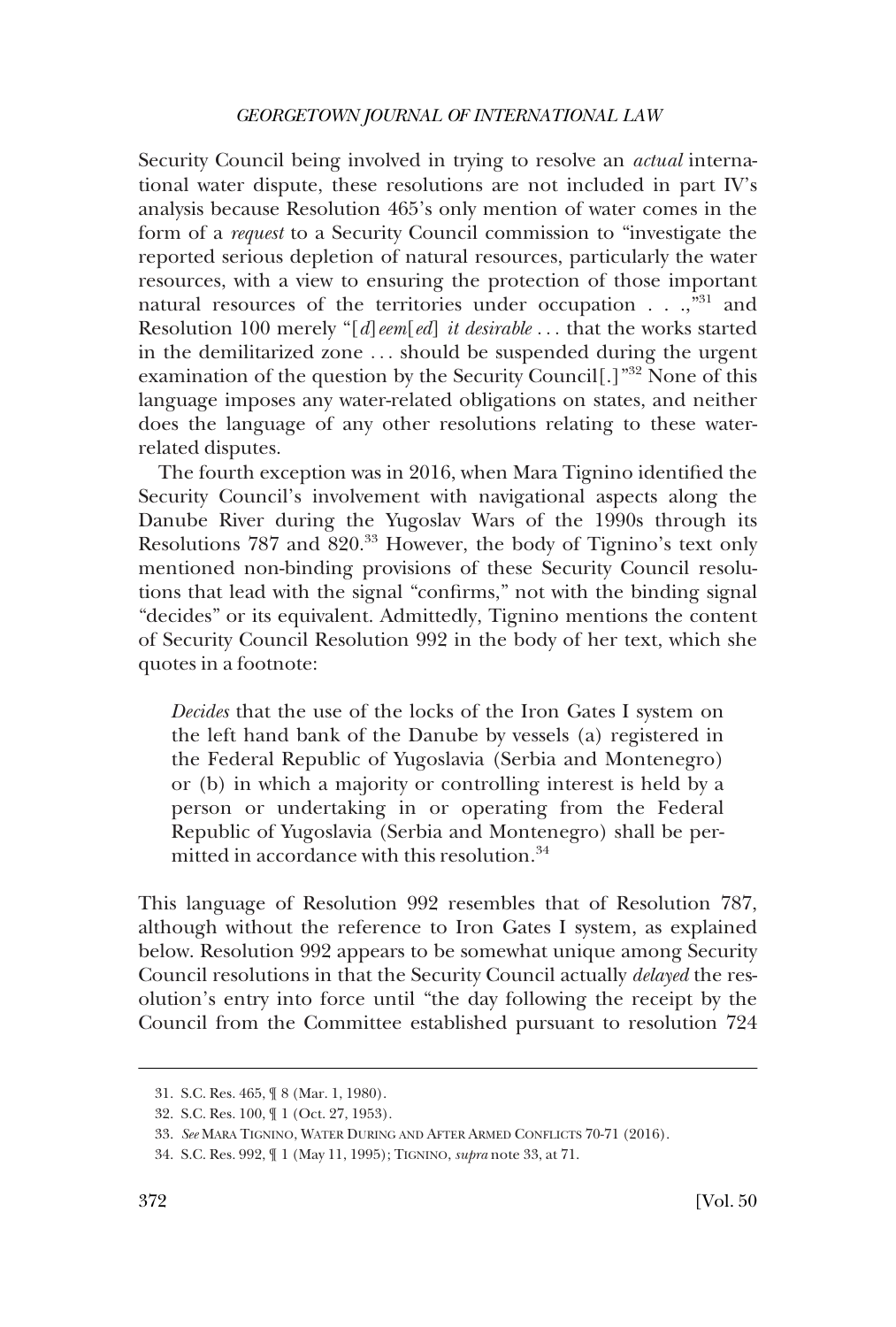Security Council being involved in trying to resolve an *actual* international water dispute, these resolutions are not included in part IV's analysis because Resolution 465's only mention of water comes in the form of a *request* to a Security Council commission to "investigate the reported serious depletion of natural resources, particularly the water resources, with a view to ensuring the protection of those important natural resources of the territories under occupation . . .,"[31] and Resolution 100 merely "[*d*]*eem*[*ed*] *it desirable* . . . that the works started in the demilitarized zone . . . should be suspended during the urgent examination of the question by the Security Council[.]"[32] None of this language imposes any water-related obligations on states, and neither does the language of any other resolutions relating to these water-related disputes.

The fourth exception was in 2016, when Mara Tignino identified the Security Council's involvement with navigational aspects along the Danube River during the Yugoslav Wars of the 1990s through its Resolutions 787 and 820.[33] However, the body of Tignino's text only mentioned non-binding provisions of these Security Council resolutions that lead with the signal "confirms," not with the binding signal "decides" or its equivalent. Admittedly, Tignino mentions the content of Security Council Resolution 992 in the body of her text, which she quotes in a footnote:

> *Decides* that the use of the locks of the Iron Gates I system on the left hand bank of the Danube by vessels (a) registered in the Federal Republic of Yugoslavia (Serbia and Montenegro) or (b) in which a majority or controlling interest is held by a person or undertaking in or operating from the Federal Republic of Yugoslavia (Serbia and Montenegro) shall be permitted in accordance with this resolution.[34]

This language of Resolution 992 resembles that of Resolution 787, although without the reference to Iron Gates I system, as explained below. Resolution 992 appears to be somewhat unique among Security Council resolutions in that the Security Council actually *delayed* the resolution's entry into force until "the day following the receipt by the Council from the Committee established pursuant to resolution 724

---

31. S.C. Res. 465, ¶ 8 (Mar. 1, 1980).

32. S.C. Res. 100, ¶ 1 (Oct. 27, 1953).

33. *See* MARA TIGNINO, WATER DURING AND AFTER ARMED CONFLICTS 70-71 (2016).

34. S.C. Res. 992, ¶ 1 (May 11, 1995); TIGNINO, *supra* note 33, at 71.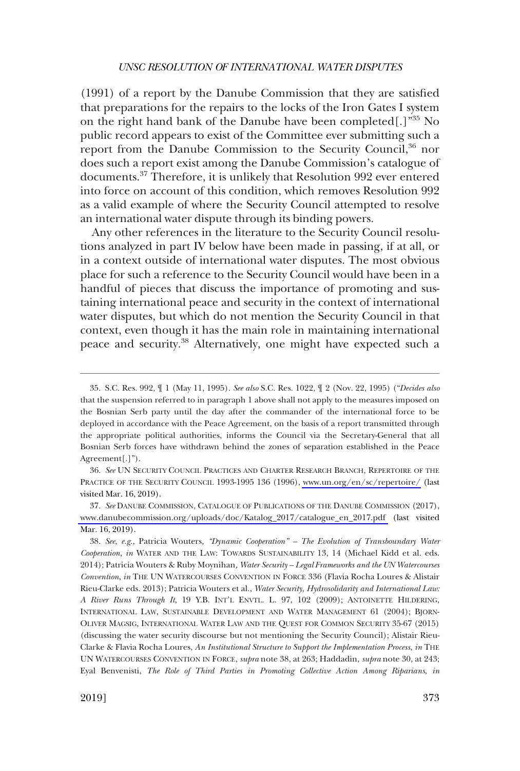(1991) of a report by the Danube Commission that they are satisfied that preparations for the repairs to the locks of the Iron Gates I system on the right hand bank of the Danube have been completed[.]"[35] No public record appears to exist of the Committee ever submitting such a report from the Danube Commission to the Security Council,[36] nor does such a report exist among the Danube Commission's catalogue of documents.[37] Therefore, it is unlikely that Resolution 992 ever entered into force on account of this condition, which removes Resolution 992 as a valid example of where the Security Council attempted to resolve an international water dispute through its binding powers.

Any other references in the literature to the Security Council resolutions analyzed in part IV below have been made in passing, if at all, or in a context outside of international water disputes. The most obvious place for such a reference to the Security Council would have been in a handful of pieces that discuss the importance of promoting and sustaining international peace and security in the context of international water disputes, but which do not mention the Security Council in that context, even though it has the main role in maintaining international peace and security.[38] Alternatively, one might have expected such a

---

35. S.C. Res. 992, ¶ 1 (May 11, 1995). *See also* S.C. Res. 1022, ¶ 2 (Nov. 22, 1995) ("*Decides also* that the suspension referred to in paragraph 1 above shall not apply to the measures imposed on the Bosnian Serb party until the day after the commander of the international force to be deployed in accordance with the Peace Agreement, on the basis of a report transmitted through the appropriate political authorities, informs the Council via the Secretary-General that all Bosnian Serb forces have withdrawn behind the zones of separation established in the Peace Agreement[.]").

36. *See* UN SECURITY COUNCIL PRACTICES AND CHARTER RESEARCH BRANCH, REPERTOIRE OF THE PRACTICE OF THE SECURITY COUNCIL 1993-1995 136 (1996), www.un.org/en/sc/repertoire/ (last visited Mar. 16, 2019).

37. *See* DANUBE COMMISSION, CATALOGUE OF PUBLICATIONS OF THE DANUBE COMMISSION (2017), www.danubecommission.org/uploads/doc/Katalog_2017/catalogue_en_2017.pdf (last visited Mar. 16, 2019).

38. *See, e.g.*, Patricia Wouters, *"Dynamic Cooperation" – The Evolution of Transboundary Water Cooperation*, *in* WATER AND THE LAW: TOWARDS SUSTAINABILITY 13, 14 (Michael Kidd et al. eds. 2014); Patricia Wouters & Ruby Moynihan, *Water Security – Legal Frameworks and the UN Watercourses Convention*, *in* THE UN WATERCOURSES CONVENTION IN FORCE 336 (Flavia Rocha Loures & Alistair Rieu-Clarke eds. 2013); Patricia Wouters et al., *Water Security, Hydrosolidarity and International Law: A River Runs Through It*, 19 Y.B. INT'L ENVTL. L. 97, 102 (2009); ANTOINETTE HILDERING, INTERNATIONAL LAW, SUSTAINABLE DEVELOPMENT AND WATER MANAGEMENT 61 (2004); BJORN-OLIVER MAGSIG, INTERNATIONAL WATER LAW AND THE QUEST FOR COMMON SECURITY 35-67 (2015) (discussing the water security discourse but not mentioning the Security Council); Alistair Rieu-Clarke & Flavia Rocha Loures, *An Institutional Structure to Support the Implementation Process*, *in* THE UN WATERCOURSES CONVENTION IN FORCE, *supra* note 38, at 263; Haddadin, *supra* note 30, at 243; Eyal Benvenisti, *The Role of Third Parties in Promoting Collective Action Among Riparians*, *in*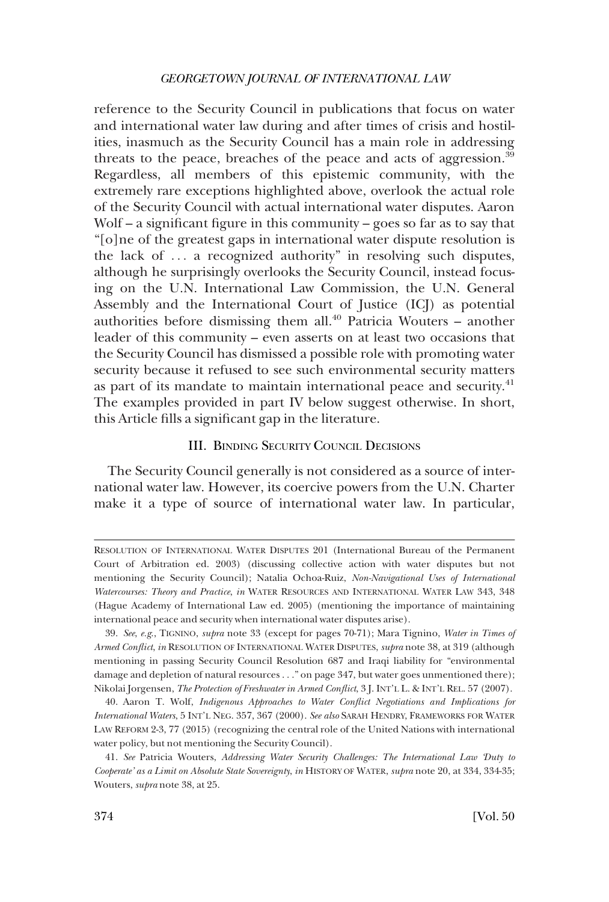reference to the Security Council in publications that focus on water and international water law during and after times of crisis and hostilities, inasmuch as the Security Council has a main role in addressing threats to the peace, breaches of the peace and acts of aggression.[39] Regardless, all members of this epistemic community, with the extremely rare exceptions highlighted above, overlook the actual role of the Security Council with actual international water disputes. Aaron Wolf – a significant figure in this community – goes so far as to say that "[o]ne of the greatest gaps in international water dispute resolution is the lack of . . . a recognized authority" in resolving such disputes, although he surprisingly overlooks the Security Council, instead focusing on the U.N. International Law Commission, the U.N. General Assembly and the International Court of Justice (ICJ) as potential authorities before dismissing them all.[40] Patricia Wouters – another leader of this community – even asserts on at least two occasions that the Security Council has dismissed a possible role with promoting water security because it refused to see such environmental security matters as part of its mandate to maintain international peace and security.[41] The examples provided in part IV below suggest otherwise. In short, this Article fills a significant gap in the literature.

## III. Binding Security Council Decisions

The Security Council generally is not considered as a source of international water law. However, its coercive powers from the U.N. Charter make it a type of source of international water law. In particular,

---

Resolution of International Water Disputes 201 (International Bureau of the Permanent Court of Arbitration ed. 2003) (discussing collective action with water disputes but not mentioning the Security Council); Natalia Ochoa-Ruiz, *Non-Navigational Uses of International Watercourses: Theory and Practice*, *in* Water Resources and International Water Law 343, 348 (Hague Academy of International Law ed. 2005) (mentioning the importance of maintaining international peace and security when international water disputes arise).

39. *See, e.g.*, Tignino, *supra* note 33 (except for pages 70-71); Mara Tignino, *Water in Times of Armed Conflict*, *in* Resolution of International Water Disputes, *supra* note 38, at 319 (although mentioning in passing Security Council Resolution 687 and Iraqi liability for "environmental damage and depletion of natural resources . . ." on page 347, but water goes unmentioned there); Nikolai Jorgensen, *The Protection of Freshwater in Armed Conflict*, 3 J. Int'l L. & Int'l Rel. 57 (2007).

40. Aaron T. Wolf, *Indigenous Approaches to Water Conflict Negotiations and Implications for International Waters*, 5 Int'l Neg. 357, 367 (2000). *See also* Sarah Hendry, Frameworks for Water Law Reform 2-3, 77 (2015) (recognizing the central role of the United Nations with international water policy, but not mentioning the Security Council).

41. *See* Patricia Wouters, *Addressing Water Security Challenges: The International Law 'Duty to Cooperate' as a Limit on Absolute State Sovereignty*, *in* History of Water, *supra* note 20, at 334, 334-35; Wouters, *supra* note 38, at 25.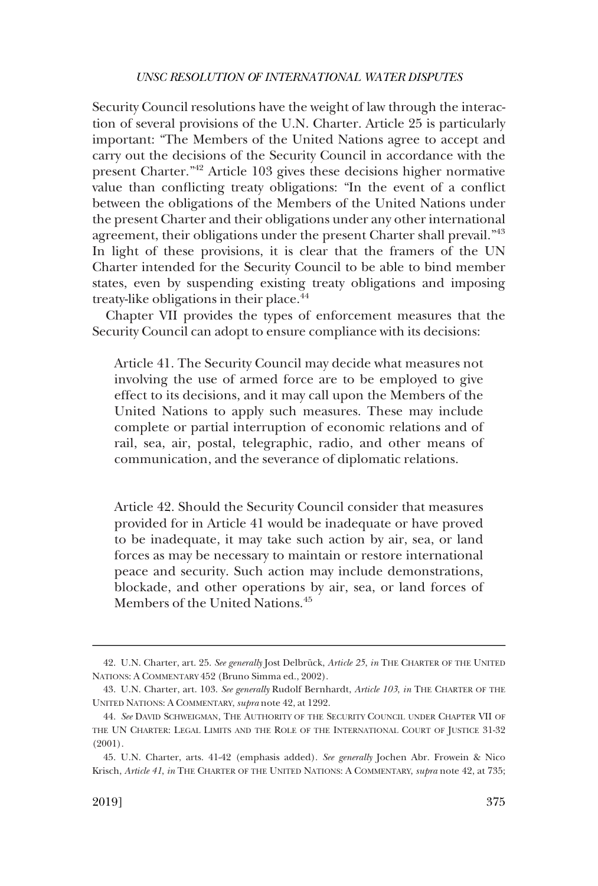Security Council resolutions have the weight of law through the interaction of several provisions of the U.N. Charter. Article 25 is particularly important: "The Members of the United Nations agree to accept and carry out the decisions of the Security Council in accordance with the present Charter."[42] Article 103 gives these decisions higher normative value than conflicting treaty obligations: "In the event of a conflict between the obligations of the Members of the United Nations under the present Charter and their obligations under any other international agreement, their obligations under the present Charter shall prevail."[43] In light of these provisions, it is clear that the framers of the UN Charter intended for the Security Council to be able to bind member states, even by suspending existing treaty obligations and imposing treaty-like obligations in their place.[44]

Chapter VII provides the types of enforcement measures that the Security Council can adopt to ensure compliance with its decisions:

> Article 41. The Security Council may decide what measures not involving the use of armed force are to be employed to give effect to its decisions, and it may call upon the Members of the United Nations to apply such measures. These may include complete or partial interruption of economic relations and of rail, sea, air, postal, telegraphic, radio, and other means of communication, and the severance of diplomatic relations.
>
> Article 42. Should the Security Council consider that measures provided for in Article 41 would be inadequate or have proved to be inadequate, it may take such action by air, sea, or land forces as may be necessary to maintain or restore international peace and security. Such action may include demonstrations, blockade, and other operations by air, sea, or land forces of Members of the United Nations.[45]

---

42. U.N. Charter, art. 25. *See generally* Jost Delbrück, *Article 25*, *in* THE CHARTER OF THE UNITED NATIONS: A COMMENTARY 452 (Bruno Simma ed., 2002).

43. U.N. Charter, art. 103. *See generally* Rudolf Bernhardt, *Article 103*, *in* THE CHARTER OF THE UNITED NATIONS: A COMMENTARY, *supra* note 42, at 1292.

44. *See* DAVID SCHWEIGMAN, THE AUTHORITY OF THE SECURITY COUNCIL UNDER CHAPTER VII OF THE UN CHARTER: LEGAL LIMITS AND THE ROLE OF THE INTERNATIONAL COURT OF JUSTICE 31-32 (2001).

45. U.N. Charter, arts. 41-42 (emphasis added). *See generally* Jochen Abr. Frowein & Nico Krisch, *Article 41*, *in* THE CHARTER OF THE UNITED NATIONS: A COMMENTARY, *supra* note 42, at 735;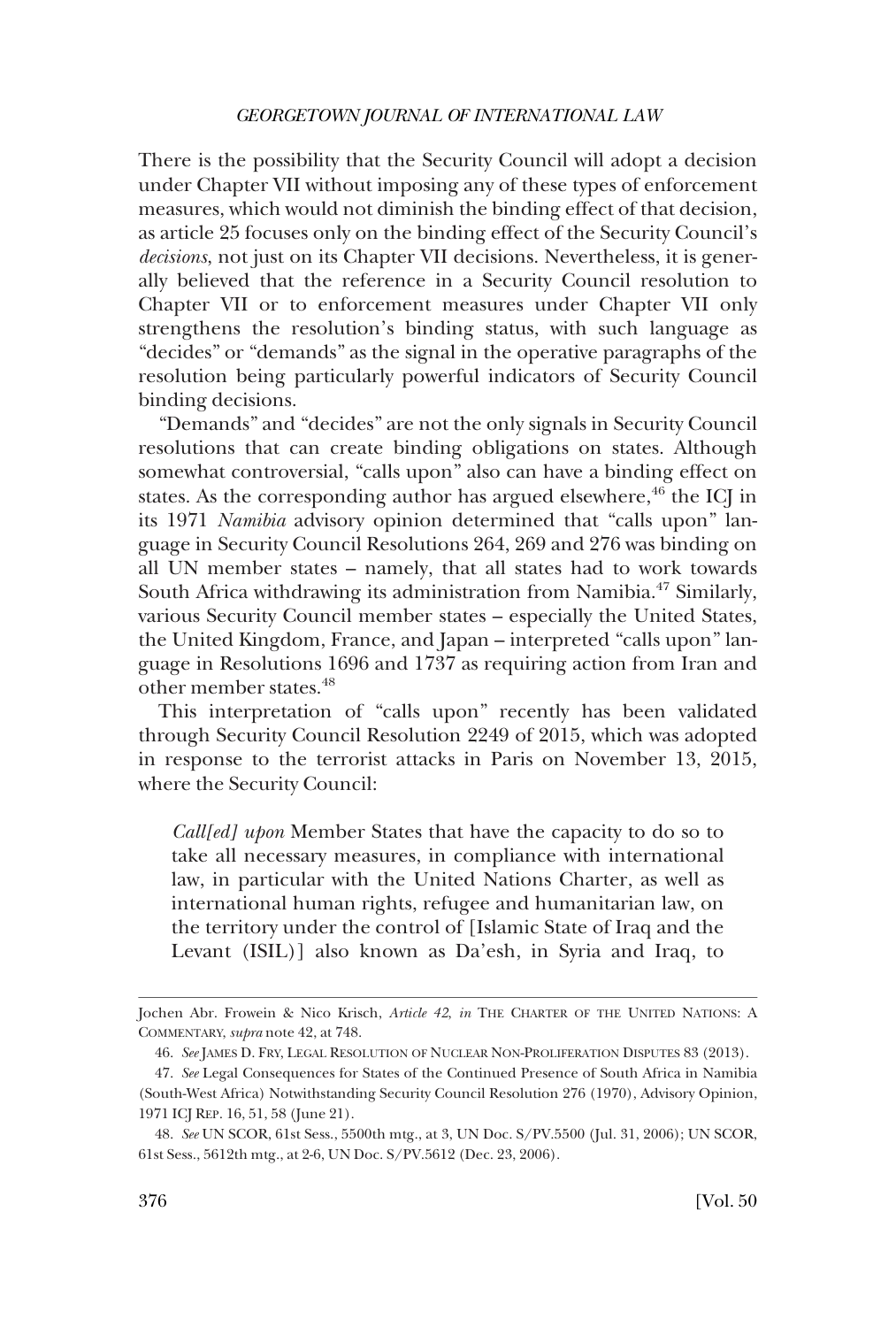There is the possibility that the Security Council will adopt a decision under Chapter VII without imposing any of these types of enforcement measures, which would not diminish the binding effect of that decision, as article 25 focuses only on the binding effect of the Security Council's *decisions*, not just on its Chapter VII decisions. Nevertheless, it is generally believed that the reference in a Security Council resolution to Chapter VII or to enforcement measures under Chapter VII only strengthens the resolution's binding status, with such language as "decides" or "demands" as the signal in the operative paragraphs of the resolution being particularly powerful indicators of Security Council binding decisions.

"Demands" and "decides" are not the only signals in Security Council resolutions that can create binding obligations on states. Although somewhat controversial, "calls upon" also can have a binding effect on states. As the corresponding author has argued elsewhere,[46] the ICJ in its 1971 *Namibia* advisory opinion determined that "calls upon" language in Security Council Resolutions 264, 269 and 276 was binding on all UN member states – namely, that all states had to work towards South Africa withdrawing its administration from Namibia.[47] Similarly, various Security Council member states – especially the United States, the United Kingdom, France, and Japan – interpreted "calls upon" language in Resolutions 1696 and 1737 as requiring action from Iran and other member states.[48]

This interpretation of "calls upon" recently has been validated through Security Council Resolution 2249 of 2015, which was adopted in response to the terrorist attacks in Paris on November 13, 2015, where the Security Council:

> *Call[ed] upon* Member States that have the capacity to do so to take all necessary measures, in compliance with international law, in particular with the United Nations Charter, as well as international human rights, refugee and humanitarian law, on the territory under the control of [Islamic State of Iraq and the Levant (ISIL)] also known as Da'esh, in Syria and Iraq, to

---

Jochen Abr. Frowein & Nico Krisch, *Article 42*, *in* THE CHARTER OF THE UNITED NATIONS: A COMMENTARY, *supra* note 42, at 748.

46. *See* JAMES D. FRY, LEGAL RESOLUTION OF NUCLEAR NON-PROLIFERATION DISPUTES 83 (2013).

47. *See* Legal Consequences for States of the Continued Presence of South Africa in Namibia (South-West Africa) Notwithstanding Security Council Resolution 276 (1970), Advisory Opinion, 1971 ICJ REP. 16, 51, 58 (June 21).

48. *See* UN SCOR, 61st Sess., 5500th mtg., at 3, UN Doc. S/PV.5500 (Jul. 31, 2006); UN SCOR, 61st Sess., 5612th mtg., at 2-6, UN Doc. S/PV.5612 (Dec. 23, 2006).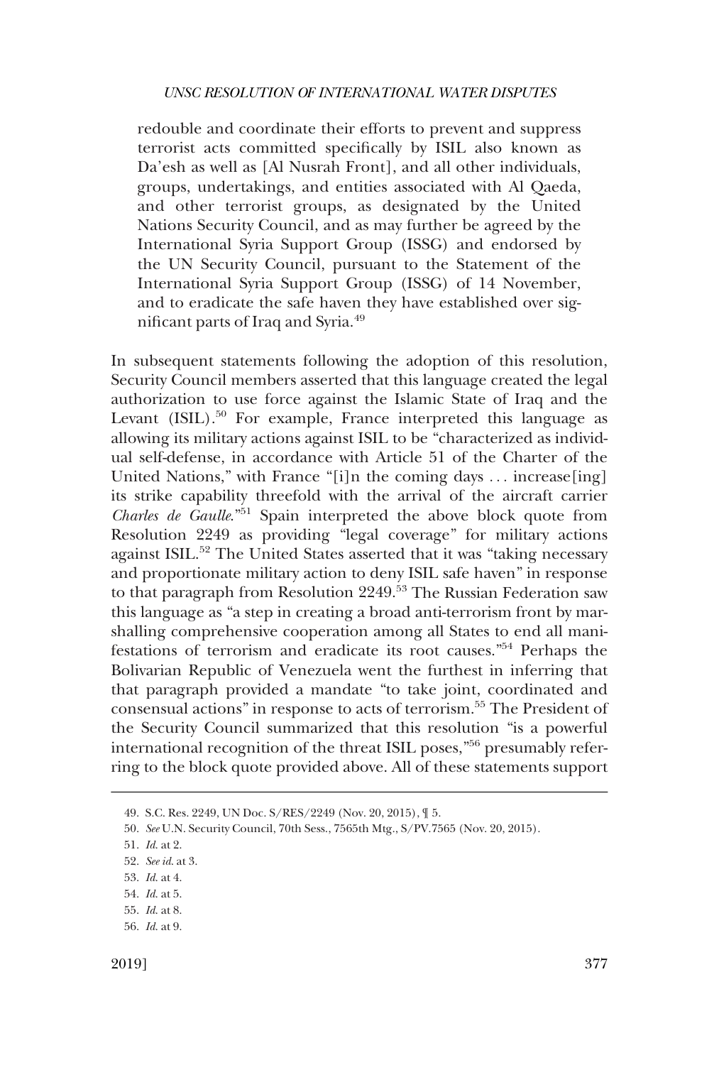> redouble and coordinate their efforts to prevent and suppress terrorist acts committed specifically by ISIL also known as Da'esh as well as [Al Nusrah Front], and all other individuals, groups, undertakings, and entities associated with Al Qaeda, and other terrorist groups, as designated by the United Nations Security Council, and as may further be agreed by the International Syria Support Group (ISSG) and endorsed by the UN Security Council, pursuant to the Statement of the International Syria Support Group (ISSG) of 14 November, and to eradicate the safe haven they have established over significant parts of Iraq and Syria.[49]

In subsequent statements following the adoption of this resolution, Security Council members asserted that this language created the legal authorization to use force against the Islamic State of Iraq and the Levant (ISIL).[50] For example, France interpreted this language as allowing its military actions against ISIL to be "characterized as individual self-defense, in accordance with Article 51 of the Charter of the United Nations," with France "[i]n the coming days . . . increase[ing] its strike capability threefold with the arrival of the aircraft carrier *Charles de Gaulle*."[51] Spain interpreted the above block quote from Resolution 2249 as providing "legal coverage" for military actions against ISIL.[52] The United States asserted that it was "taking necessary and proportionate military action to deny ISIL safe haven" in response to that paragraph from Resolution 2249.[53] The Russian Federation saw this language as "a step in creating a broad anti-terrorism front by marshalling comprehensive cooperation among all States to end all manifestations of terrorism and eradicate its root causes."[54] Perhaps the Bolivarian Republic of Venezuela went the furthest in inferring that that paragraph provided a mandate "to take joint, coordinated and consensual actions" in response to acts of terrorism.[55] The President of the Security Council summarized that this resolution "is a powerful international recognition of the threat ISIL poses,"[56] presumably referring to the block quote provided above. All of these statements support

---

49. S.C. Res. 2249, UN Doc. S/RES/2249 (Nov. 20, 2015), ¶ 5.
50. *See* U.N. Security Council, 70th Sess., 7565th Mtg., S/PV.7565 (Nov. 20, 2015).
51. *Id.* at 2.
52. *See id.* at 3.
53. *Id.* at 4.
54. *Id.* at 5.
55. *Id.* at 8.
56. *Id.* at 9.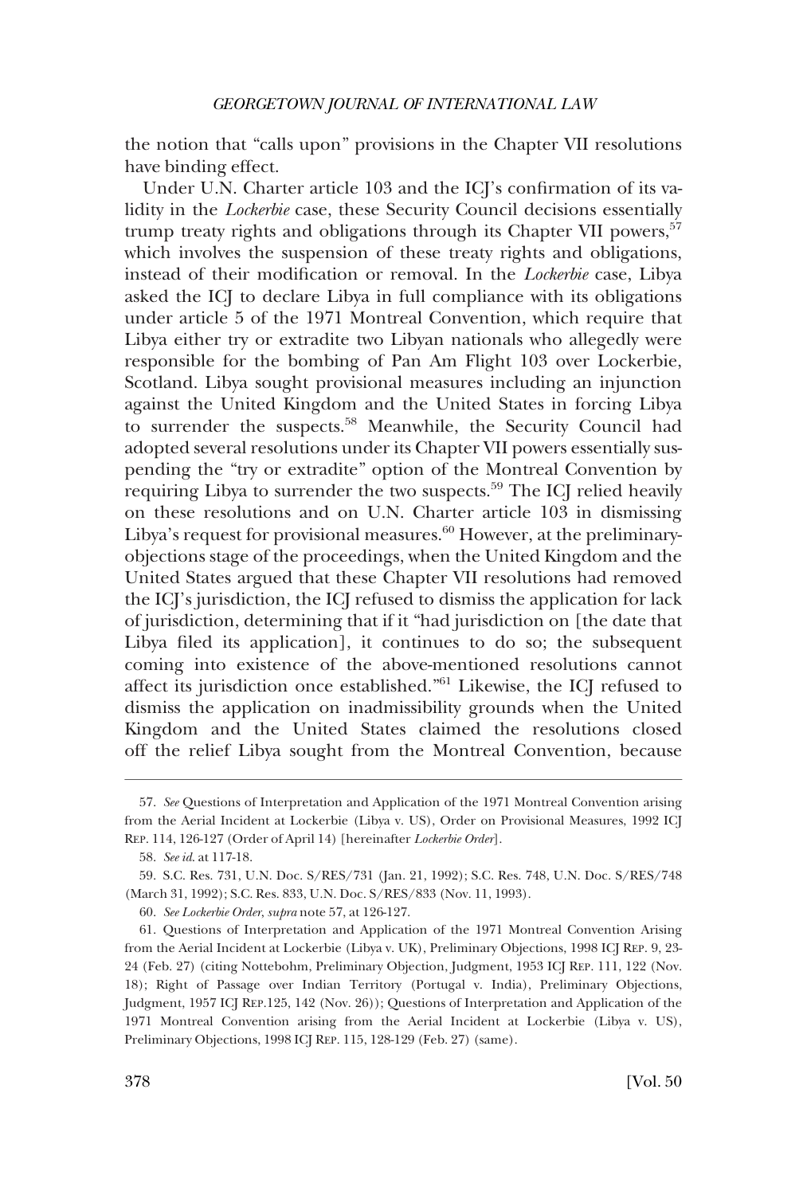the notion that "calls upon" provisions in the Chapter VII resolutions have binding effect.

Under U.N. Charter article 103 and the ICJ's confirmation of its validity in the *Lockerbie* case, these Security Council decisions essentially trump treaty rights and obligations through its Chapter VII powers,[57] which involves the suspension of these treaty rights and obligations, instead of their modification or removal. In the *Lockerbie* case, Libya asked the ICJ to declare Libya in full compliance with its obligations under article 5 of the 1971 Montreal Convention, which require that Libya either try or extradite two Libyan nationals who allegedly were responsible for the bombing of Pan Am Flight 103 over Lockerbie, Scotland. Libya sought provisional measures including an injunction against the United Kingdom and the United States in forcing Libya to surrender the suspects.[58] Meanwhile, the Security Council had adopted several resolutions under its Chapter VII powers essentially suspending the "try or extradite" option of the Montreal Convention by requiring Libya to surrender the two suspects.[59] The ICJ relied heavily on these resolutions and on U.N. Charter article 103 in dismissing Libya's request for provisional measures.[60] However, at the preliminary-objections stage of the proceedings, when the United Kingdom and the United States argued that these Chapter VII resolutions had removed the ICJ's jurisdiction, the ICJ refused to dismiss the application for lack of jurisdiction, determining that if it "had jurisdiction on [the date that Libya filed its application], it continues to do so; the subsequent coming into existence of the above-mentioned resolutions cannot affect its jurisdiction once established."[61] Likewise, the ICJ refused to dismiss the application on inadmissibility grounds when the United Kingdom and the United States claimed the resolutions closed off the relief Libya sought from the Montreal Convention, because

---

57. *See* Questions of Interpretation and Application of the 1971 Montreal Convention arising from the Aerial Incident at Lockerbie (Libya v. US), Order on Provisional Measures, 1992 ICJ REP. 114, 126-127 (Order of April 14) [hereinafter *Lockerbie Order*].

58. *See id.* at 117-18.

59. S.C. Res. 731, U.N. Doc. S/RES/731 (Jan. 21, 1992); S.C. Res. 748, U.N. Doc. S/RES/748 (March 31, 1992); S.C. Res. 833, U.N. Doc. S/RES/833 (Nov. 11, 1993).

60. *See Lockerbie Order*, *supra* note 57, at 126-127.

61. Questions of Interpretation and Application of the 1971 Montreal Convention Arising from the Aerial Incident at Lockerbie (Libya v. UK), Preliminary Objections, 1998 ICJ REP. 9, 23-24 (Feb. 27) (citing Nottebohm, Preliminary Objection, Judgment, 1953 ICJ REP. 111, 122 (Nov. 18); Right of Passage over Indian Territory (Portugal v. India), Preliminary Objections, Judgment, 1957 ICJ REP.125, 142 (Nov. 26)); Questions of Interpretation and Application of the 1971 Montreal Convention arising from the Aerial Incident at Lockerbie (Libya v. US), Preliminary Objections, 1998 ICJ REP. 115, 128-129 (Feb. 27) (same).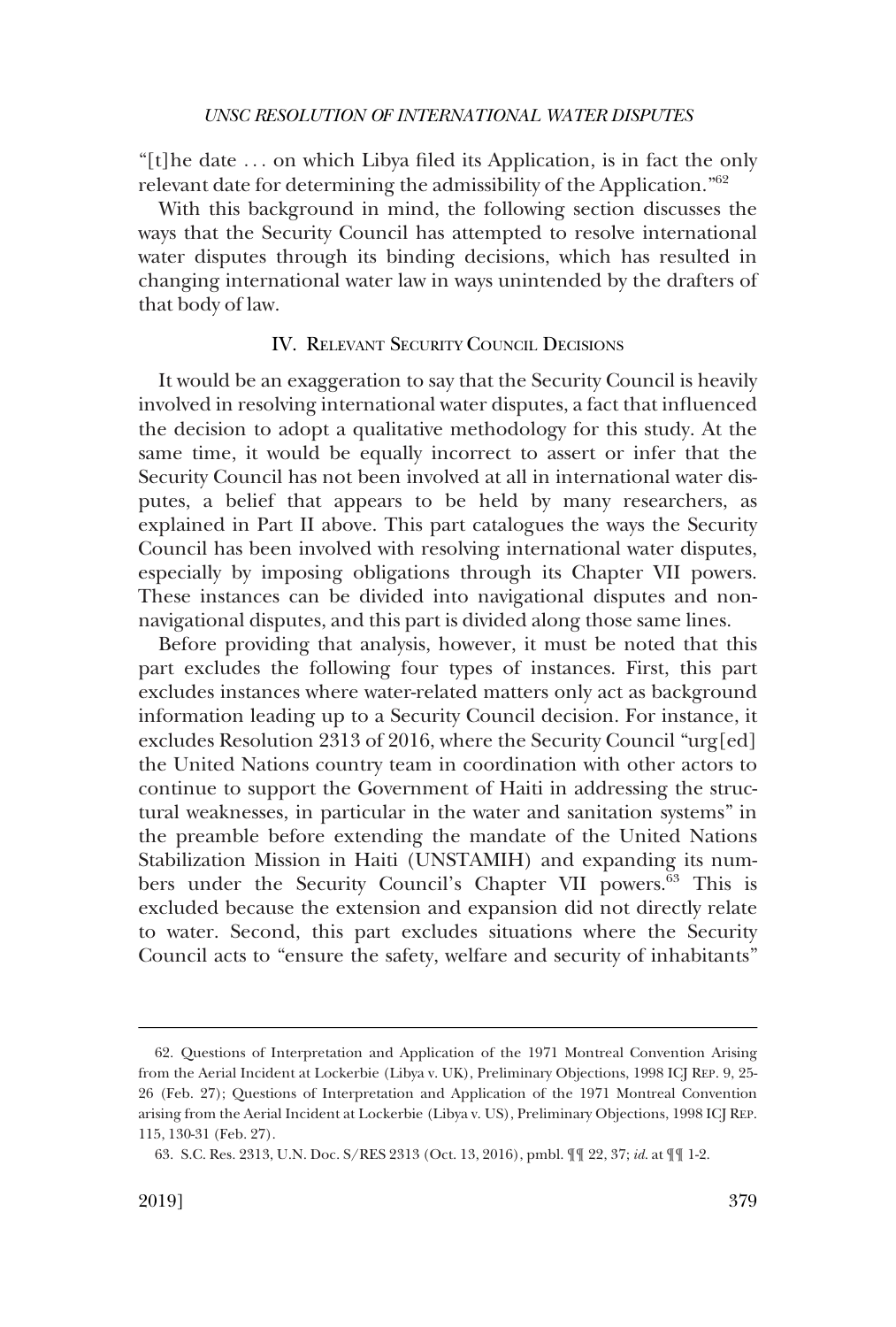"[t]he date . . . on which Libya filed its Application, is in fact the only relevant date for determining the admissibility of the Application."[62]

With this background in mind, the following section discusses the ways that the Security Council has attempted to resolve international water disputes through its binding decisions, which has resulted in changing international water law in ways unintended by the drafters of that body of law.

## IV. Relevant Security Council Decisions

It would be an exaggeration to say that the Security Council is heavily involved in resolving international water disputes, a fact that influenced the decision to adopt a qualitative methodology for this study. At the same time, it would be equally incorrect to assert or infer that the Security Council has not been involved at all in international water disputes, a belief that appears to be held by many researchers, as explained in Part II above. This part catalogues the ways the Security Council has been involved with resolving international water disputes, especially by imposing obligations through its Chapter VII powers. These instances can be divided into navigational disputes and non-navigational disputes, and this part is divided along those same lines.

Before providing that analysis, however, it must be noted that this part excludes the following four types of instances. First, this part excludes instances where water-related matters only act as background information leading up to a Security Council decision. For instance, it excludes Resolution 2313 of 2016, where the Security Council "urg[ed] the United Nations country team in coordination with other actors to continue to support the Government of Haiti in addressing the structural weaknesses, in particular in the water and sanitation systems" in the preamble before extending the mandate of the United Nations Stabilization Mission in Haiti (UNSTAMIH) and expanding its numbers under the Security Council's Chapter VII powers.[63] This is excluded because the extension and expansion did not directly relate to water. Second, this part excludes situations where the Security Council acts to "ensure the safety, welfare and security of inhabitants"

---

62. Questions of Interpretation and Application of the 1971 Montreal Convention Arising from the Aerial Incident at Lockerbie (Libya v. UK), Preliminary Objections, 1998 ICJ Rep. 9, 25-26 (Feb. 27); Questions of Interpretation and Application of the 1971 Montreal Convention arising from the Aerial Incident at Lockerbie (Libya v. US), Preliminary Objections, 1998 ICJ Rep. 115, 130-31 (Feb. 27).

63. S.C. Res. 2313, U.N. Doc. S/RES 2313 (Oct. 13, 2016), pmbl. ¶¶ 22, 37; *id.* at ¶¶ 1-2.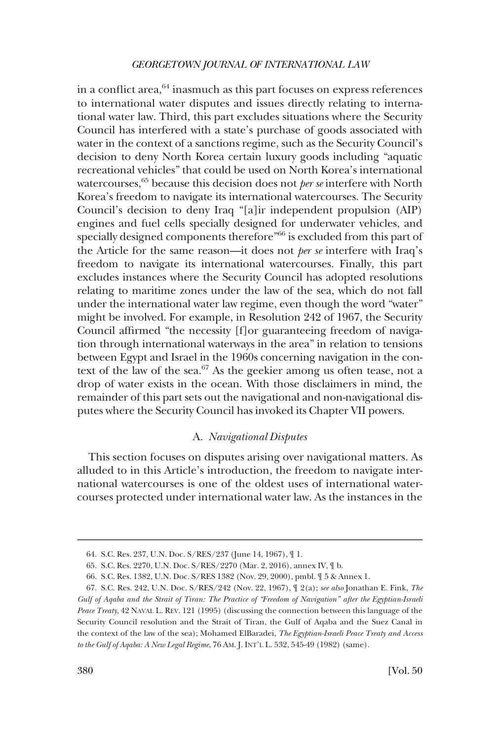in a conflict area,[64] inasmuch as this part focuses on express references to international water disputes and issues directly relating to international water law. Third, this part excludes situations where the Security Council has interfered with a state's purchase of goods associated with water in the context of a sanctions regime, such as the Security Council's decision to deny North Korea certain luxury goods including "aquatic recreational vehicles" that could be used on North Korea's international watercourses,[65] because this decision does not *per se* interfere with North Korea's freedom to navigate its international watercourses. The Security Council's decision to deny Iraq "[a]ir independent propulsion (AIP) engines and fuel cells specially designed for underwater vehicles, and specially designed components therefore"[66] is excluded from this part of the Article for the same reason—it does not *per se* interfere with Iraq's freedom to navigate its international watercourses. Finally, this part excludes instances where the Security Council has adopted resolutions relating to maritime zones under the law of the sea, which do not fall under the international water law regime, even though the word "water" might be involved. For example, in Resolution 242 of 1967, the Security Council affirmed "the necessity [f]or guaranteeing freedom of navigation through international waterways in the area" in relation to tensions between Egypt and Israel in the 1960s concerning navigation in the context of the law of the sea.[67] As the geekier among us often tease, not a drop of water exists in the ocean. With those disclaimers in mind, the remainder of this part sets out the navigational and non-navigational disputes where the Security Council has invoked its Chapter VII powers.

### A. *Navigational Disputes*

This section focuses on disputes arising over navigational matters. As alluded to in this Article's introduction, the freedom to navigate international watercourses is one of the oldest uses of international watercourses protected under international water law. As the instances in the

---

64. S.C. Res. 237, U.N. Doc. S/RES/237 (June 14, 1967), ¶ 1.

65. S.C. Res. 2270, U.N. Doc. S/RES/2270 (Mar. 2, 2016), annex IV, ¶ b.

66. S.C. Res. 1382, U.N. Doc. S/RES 1382 (Nov. 29, 2000), pmbl. ¶ 5 & Annex 1.

67. S.C. Res. 242, U.N. Doc. S/RES/242 (Nov. 22, 1967), ¶ 2(a); *see also* Jonathan E. Fink, *The Gulf of Aqaba and the Strait of Tiran: The Practice of "Freedom of Navigation" after the Egyptian-Israeli Peace Treaty*, 42 NAVAL L. REV. 121 (1995) (discussing the connection between this language of the Security Council resolution and the Strait of Tiran, the Gulf of Aqaba and the Suez Canal in the context of the law of the sea); Mohamed ElBaradei, *The Egyptian-Israeli Peace Treaty and Access to the Gulf of Aqaba: A New Legal Regime*, 76 AM. J. INT'L L. 532, 545-49 (1982) (same).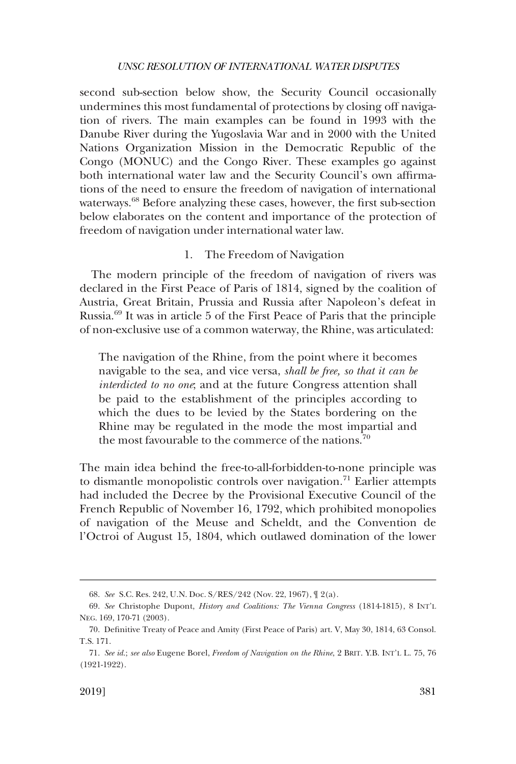second sub-section below show, the Security Council occasionally undermines this most fundamental of protections by closing off navigation of rivers. The main examples can be found in 1993 with the Danube River during the Yugoslavia War and in 2000 with the United Nations Organization Mission in the Democratic Republic of the Congo (MONUC) and the Congo River. These examples go against both international water law and the Security Council's own affirmations of the need to ensure the freedom of navigation of international waterways.[68] Before analyzing these cases, however, the first sub-section below elaborates on the content and importance of the protection of freedom of navigation under international water law.

### 1. The Freedom of Navigation

The modern principle of the freedom of navigation of rivers was declared in the First Peace of Paris of 1814, signed by the coalition of Austria, Great Britain, Prussia and Russia after Napoleon's defeat in Russia.[69] It was in article 5 of the First Peace of Paris that the principle of non-exclusive use of a common waterway, the Rhine, was articulated:

> The navigation of the Rhine, from the point where it becomes navigable to the sea, and vice versa, *shall be free, so that it can be interdicted to no one*; and at the future Congress attention shall be paid to the establishment of the principles according to which the dues to be levied by the States bordering on the Rhine may be regulated in the mode the most impartial and the most favourable to the commerce of the nations.[70]

The main idea behind the free-to-all-forbidden-to-none principle was to dismantle monopolistic controls over navigation.[71] Earlier attempts had included the Decree by the Provisional Executive Council of the French Republic of November 16, 1792, which prohibited monopolies of navigation of the Meuse and Scheldt, and the Convention de l'Octroi of August 15, 1804, which outlawed domination of the lower

---

68. *See* S.C. Res. 242, U.N. Doc. S/RES/242 (Nov. 22, 1967), ¶ 2(a).

69. *See* Christophe Dupont, *History and Coalitions: The Vienna Congress* (1814-1815), 8 INT'L NEG. 169, 170-71 (2003).

70. Definitive Treaty of Peace and Amity (First Peace of Paris) art. V, May 30, 1814, 63 Consol. T.S. 171.

71. *See id.*; *see also* Eugene Borel, *Freedom of Navigation on the Rhine*, 2 BRIT. Y.B. INT'L L. 75, 76 (1921-1922).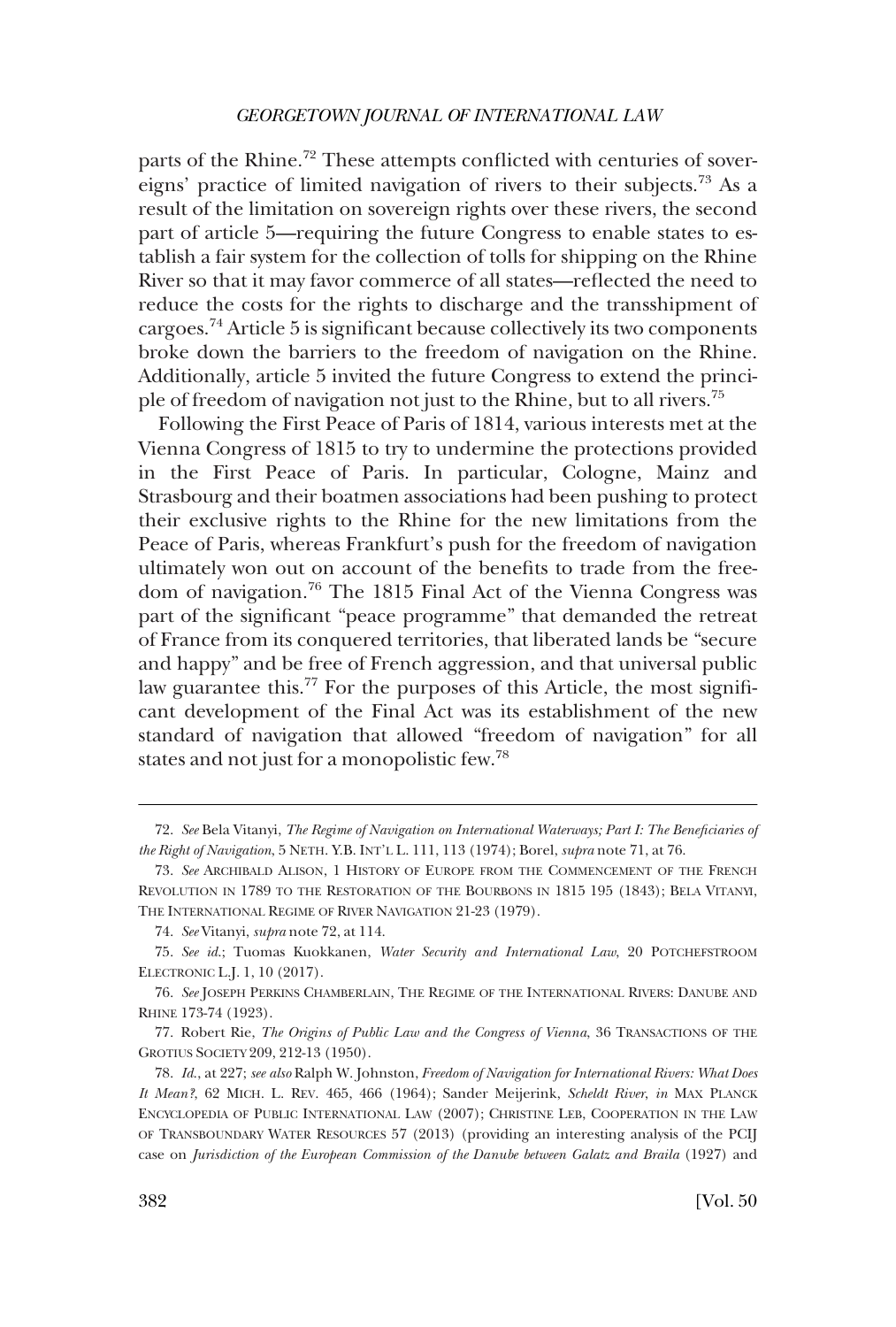parts of the Rhine.[72] These attempts conflicted with centuries of sovereigns' practice of limited navigation of rivers to their subjects.[73] As a result of the limitation on sovereign rights over these rivers, the second part of article 5—requiring the future Congress to enable states to establish a fair system for the collection of tolls for shipping on the Rhine River so that it may favor commerce of all states—reflected the need to reduce the costs for the rights to discharge and the transshipment of cargoes.[74] Article 5 is significant because collectively its two components broke down the barriers to the freedom of navigation on the Rhine. Additionally, article 5 invited the future Congress to extend the principle of freedom of navigation not just to the Rhine, but to all rivers.[75]

Following the First Peace of Paris of 1814, various interests met at the Vienna Congress of 1815 to try to undermine the protections provided in the First Peace of Paris. In particular, Cologne, Mainz and Strasbourg and their boatmen associations had been pushing to protect their exclusive rights to the Rhine for the new limitations from the Peace of Paris, whereas Frankfurt's push for the freedom of navigation ultimately won out on account of the benefits to trade from the freedom of navigation.[76] The 1815 Final Act of the Vienna Congress was part of the significant "peace programme" that demanded the retreat of France from its conquered territories, that liberated lands be "secure and happy" and be free of French aggression, and that universal public law guarantee this.[77] For the purposes of this Article, the most significant development of the Final Act was its establishment of the new standard of navigation that allowed "freedom of navigation" for all states and not just for a monopolistic few.[78]

---

72. *See* Bela Vitanyi, *The Regime of Navigation on International Waterways; Part I: The Beneficiaries of the Right of Navigation*, 5 NETH. Y.B. INT'L L. 111, 113 (1974); Borel, *supra* note 71, at 76.

73. *See* ARCHIBALD ALISON, 1 HISTORY OF EUROPE FROM THE COMMENCEMENT OF THE FRENCH REVOLUTION IN 1789 TO THE RESTORATION OF THE BOURBONS IN 1815 195 (1843); BELA VITANYI, THE INTERNATIONAL REGIME OF RIVER NAVIGATION 21-23 (1979).

74. *See* Vitanyi, *supra* note 72, at 114.

75. *See id.*; Tuomas Kuokkanen, *Water Security and International Law*, 20 POTCHEFSTROOM ELECTRONIC L.J. 1, 10 (2017).

76. *See* JOSEPH PERKINS CHAMBERLAIN, THE REGIME OF THE INTERNATIONAL RIVERS: DANUBE AND RHINE 173-74 (1923).

77. Robert Rie, *The Origins of Public Law and the Congress of Vienna*, 36 TRANSACTIONS OF THE GROTIUS SOCIETY 209, 212-13 (1950).

78. *Id.*, at 227; *see also* Ralph W. Johnston, *Freedom of Navigation for International Rivers: What Does It Mean?*, 62 MICH. L. REV. 465, 466 (1964); Sander Meijerink, *Scheldt River*, *in* MAX PLANCK ENCYCLOPEDIA OF PUBLIC INTERNATIONAL LAW (2007); CHRISTINE LEB, COOPERATION IN THE LAW OF TRANSBOUNDARY WATER RESOURCES 57 (2013) (providing an interesting analysis of the PCIJ case on *Jurisdiction of the European Commission of the Danube between Galatz and Braila* (1927) and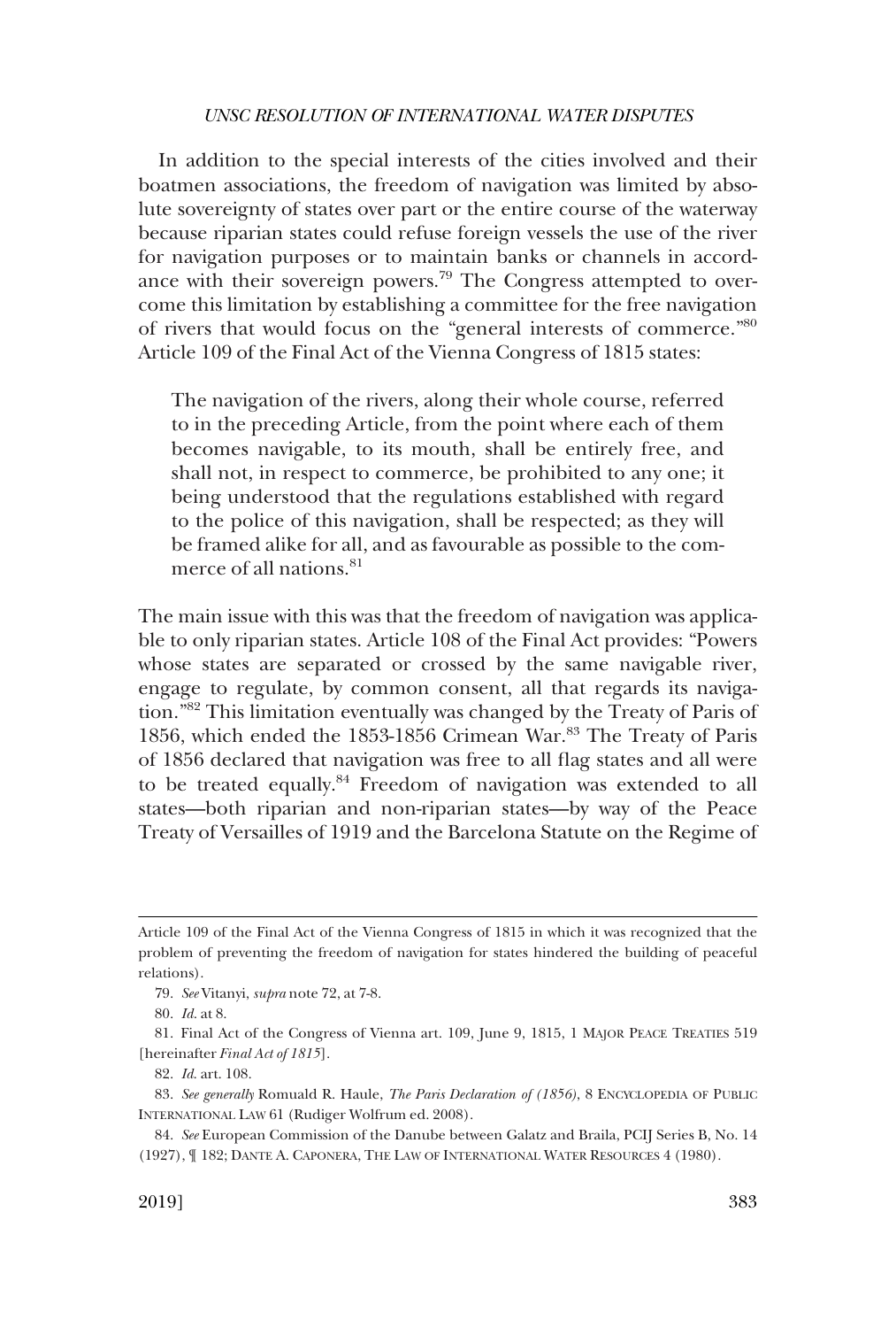In addition to the special interests of the cities involved and their boatmen associations, the freedom of navigation was limited by absolute sovereignty of states over part or the entire course of the waterway because riparian states could refuse foreign vessels the use of the river for navigation purposes or to maintain banks or channels in accordance with their sovereign powers.[79] The Congress attempted to overcome this limitation by establishing a committee for the free navigation of rivers that would focus on the "general interests of commerce."[80] Article 109 of the Final Act of the Vienna Congress of 1815 states:

> The navigation of the rivers, along their whole course, referred to in the preceding Article, from the point where each of them becomes navigable, to its mouth, shall be entirely free, and shall not, in respect to commerce, be prohibited to any one; it being understood that the regulations established with regard to the police of this navigation, shall be respected; as they will be framed alike for all, and as favourable as possible to the commerce of all nations.[81]

The main issue with this was that the freedom of navigation was applicable to only riparian states. Article 108 of the Final Act provides: "Powers whose states are separated or crossed by the same navigable river, engage to regulate, by common consent, all that regards its navigation."[82] This limitation eventually was changed by the Treaty of Paris of 1856, which ended the 1853-1856 Crimean War.[83] The Treaty of Paris of 1856 declared that navigation was free to all flag states and all were to be treated equally.[84] Freedom of navigation was extended to all states—both riparian and non-riparian states—by way of the Peace Treaty of Versailles of 1919 and the Barcelona Statute on the Regime of

---

Article 109 of the Final Act of the Vienna Congress of 1815 in which it was recognized that the problem of preventing the freedom of navigation for states hindered the building of peaceful relations).

79. *See* Vitanyi, *supra* note 72, at 7-8.

80. *Id.* at 8.

81. Final Act of the Congress of Vienna art. 109, June 9, 1815, 1 MAJOR PEACE TREATIES 519 [hereinafter *Final Act of 1815*].

82. *Id.* art. 108.

83. *See generally* Romuald R. Haule, *The Paris Declaration of (1856)*, 8 ENCYCLOPEDIA OF PUBLIC INTERNATIONAL LAW 61 (Rudiger Wolfrum ed. 2008).

84. *See* European Commission of the Danube between Galatz and Braila, PCIJ Series B, No. 14 (1927), ¶ 182; DANTE A. CAPONERA, THE LAW OF INTERNATIONAL WATER RESOURCES 4 (1980).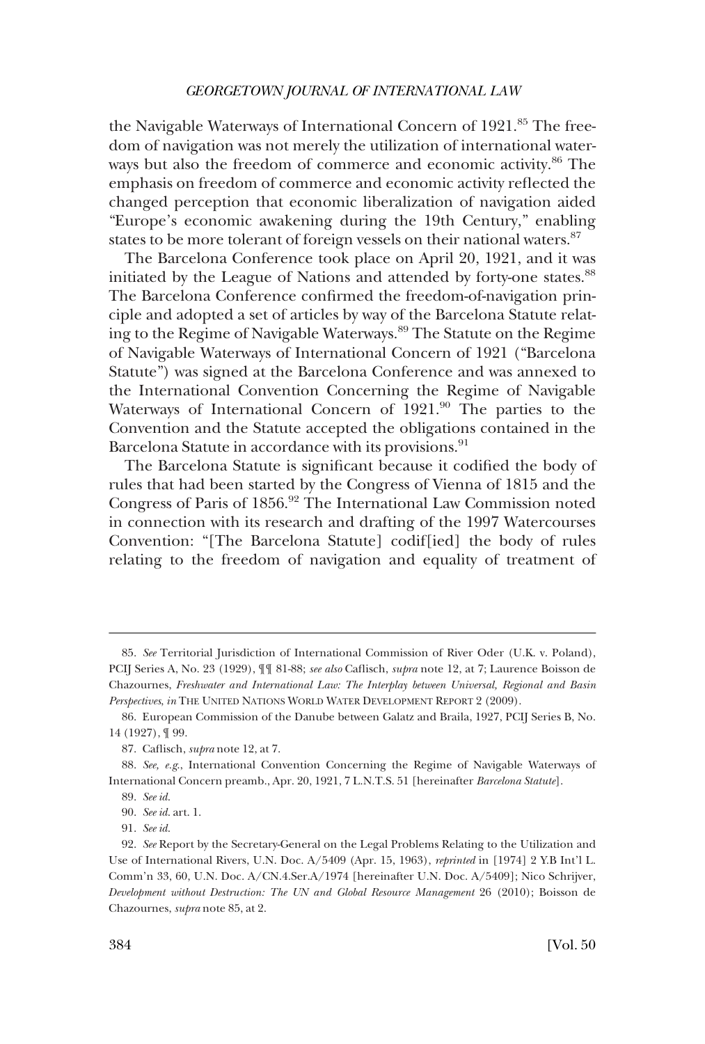the Navigable Waterways of International Concern of 1921.[85] The freedom of navigation was not merely the utilization of international waterways but also the freedom of commerce and economic activity.[86] The emphasis on freedom of commerce and economic activity reflected the changed perception that economic liberalization of navigation aided "Europe's economic awakening during the 19th Century," enabling states to be more tolerant of foreign vessels on their national waters.[87]

The Barcelona Conference took place on April 20, 1921, and it was initiated by the League of Nations and attended by forty-one states.[88] The Barcelona Conference confirmed the freedom-of-navigation principle and adopted a set of articles by way of the Barcelona Statute relating to the Regime of Navigable Waterways.[89] The Statute on the Regime of Navigable Waterways of International Concern of 1921 ("Barcelona Statute") was signed at the Barcelona Conference and was annexed to the International Convention Concerning the Regime of Navigable Waterways of International Concern of 1921.[90] The parties to the Convention and the Statute accepted the obligations contained in the Barcelona Statute in accordance with its provisions.[91]

The Barcelona Statute is significant because it codified the body of rules that had been started by the Congress of Vienna of 1815 and the Congress of Paris of 1856.[92] The International Law Commission noted in connection with its research and drafting of the 1997 Watercourses Convention: "[The Barcelona Statute] codif[ied] the body of rules relating to the freedom of navigation and equality of treatment of

---

85. *See* Territorial Jurisdiction of International Commission of River Oder (U.K. v. Poland), PCIJ Series A, No. 23 (1929), ¶¶ 81-88; *see also* Caflisch, *supra* note 12, at 7; Laurence Boisson de Chazournes, *Freshwater and International Law: The Interplay between Universal, Regional and Basin Perspectives*, *in* THE UNITED NATIONS WORLD WATER DEVELOPMENT REPORT 2 (2009).

86. European Commission of the Danube between Galatz and Braila, 1927, PCIJ Series B, No. 14 (1927), ¶ 99.

87. Caflisch, *supra* note 12, at 7.

88. *See, e.g.*, International Convention Concerning the Regime of Navigable Waterways of International Concern preamb., Apr. 20, 1921, 7 L.N.T.S. 51 [hereinafter *Barcelona Statute*].

89. *See id.*

90. *See id.* art. 1.

91. *See id.*

92. *See* Report by the Secretary-General on the Legal Problems Relating to the Utilization and Use of International Rivers, U.N. Doc. A/5409 (Apr. 15, 1963), *reprinted* in [1974] 2 Y.B Int'l L. Comm'n 33, 60, U.N. Doc. A/CN.4.Ser.A/1974 [hereinafter U.N. Doc. A/5409]; Nico Schrijver, *Development without Destruction: The UN and Global Resource Management* 26 (2010); Boisson de Chazournes, *supra* note 85, at 2.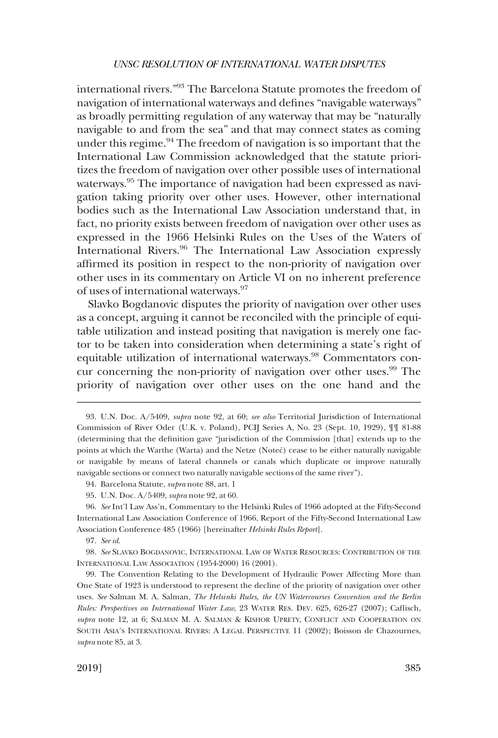international rivers."[93] The Barcelona Statute promotes the freedom of navigation of international waterways and defines "navigable waterways" as broadly permitting regulation of any waterway that may be "naturally navigable to and from the sea" and that may connect states as coming under this regime.[94] The freedom of navigation is so important that the International Law Commission acknowledged that the statute prioritizes the freedom of navigation over other possible uses of international waterways.[95] The importance of navigation had been expressed as navigation taking priority over other uses. However, other international bodies such as the International Law Association understand that, in fact, no priority exists between freedom of navigation over other uses as expressed in the 1966 Helsinki Rules on the Uses of the Waters of International Rivers.[96] The International Law Association expressly affirmed its position in respect to the non-priority of navigation over other uses in its commentary on Article VI on no inherent preference of uses of international waterways.[97]

Slavko Bogdanovic disputes the priority of navigation over other uses as a concept, arguing it cannot be reconciled with the principle of equitable utilization and instead positing that navigation is merely one factor to be taken into consideration when determining a state's right of equitable utilization of international waterways.[98] Commentators concur concerning the non-priority of navigation over other uses.[99] The priority of navigation over other uses on the one hand and the

---

93. U.N. Doc. A/5409, *supra* note 92, at 60; *see also* Territorial Jurisdiction of International Commission of River Oder (U.K. v. Poland), PCIJ Series A, No. 23 (Sept. 10, 1929), ¶¶ 81-88 (determining that the definition gave "jurisdiction of the Commission [that] extends up to the points at which the Warthe (Warta) and the Netze (Noteć) cease to be either naturally navigable or navigable by means of lateral channels or canals which duplicate or improve naturally navigable sections or connect two naturally navigable sections of the same river").

94. Barcelona Statute, *supra* note 88, art. 1

95. U.N. Doc. A/5409, *supra* note 92, at 60.

96. *See* Int'l Law Ass'n, Commentary to the Helsinki Rules of 1966 adopted at the Fifty-Second International Law Association Conference of 1966, Report of the Fifty-Second International Law Association Conference 485 (1966) [hereinafter *Helsinki Rules Report*].

97. *See id.*

98. *See* SLAVKO BOGDANOVIC, INTERNATIONAL LAW OF WATER RESOURCES: CONTRIBUTION OF THE INTERNATIONAL LAW ASSOCIATION (1954-2000) 16 (2001).

99. The Convention Relating to the Development of Hydraulic Power Affecting More than One State of 1923 is understood to represent the decline of the priority of navigation over other uses. *See* Salman M. A. Salman, *The Helsinki Rules, the UN Watercourses Convention and the Berlin Rules: Perspectives on International Water Law*, 23 WATER RES. DEV. 625, 626-27 (2007); Caflisch, *supra* note 12, at 6; SALMAN M. A. SALMAN & KISHOR UPRETY, CONFLICT AND COOPERATION ON SOUTH ASIA'S INTERNATIONAL RIVERS: A LEGAL PERSPECTIVE 11 (2002); Boisson de Chazournes, *supra* note 85, at 3.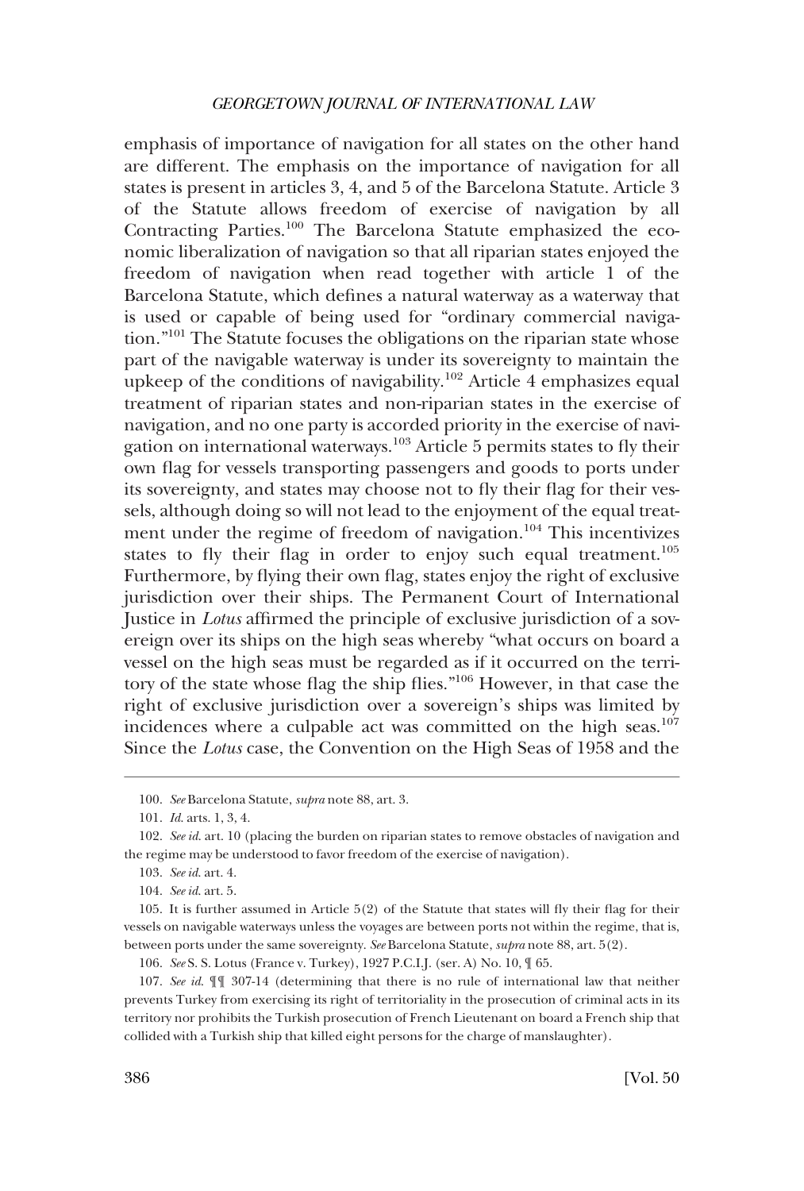emphasis of importance of navigation for all states on the other hand are different. The emphasis on the importance of navigation for all states is present in articles 3, 4, and 5 of the Barcelona Statute. Article 3 of the Statute allows freedom of exercise of navigation by all Contracting Parties.[100] The Barcelona Statute emphasized the economic liberalization of navigation so that all riparian states enjoyed the freedom of navigation when read together with article 1 of the Barcelona Statute, which defines a natural waterway as a waterway that is used or capable of being used for "ordinary commercial navigation."[101] The Statute focuses the obligations on the riparian state whose part of the navigable waterway is under its sovereignty to maintain the upkeep of the conditions of navigability.[102] Article 4 emphasizes equal treatment of riparian states and non-riparian states in the exercise of navigation, and no one party is accorded priority in the exercise of navigation on international waterways.[103] Article 5 permits states to fly their own flag for vessels transporting passengers and goods to ports under its sovereignty, and states may choose not to fly their flag for their vessels, although doing so will not lead to the enjoyment of the equal treatment under the regime of freedom of navigation.[104] This incentivizes states to fly their flag in order to enjoy such equal treatment.[105] Furthermore, by flying their own flag, states enjoy the right of exclusive jurisdiction over their ships. The Permanent Court of International Justice in *Lotus* affirmed the principle of exclusive jurisdiction of a sovereign over its ships on the high seas whereby "what occurs on board a vessel on the high seas must be regarded as if it occurred on the territory of the state whose flag the ship flies."[106] However, in that case the right of exclusive jurisdiction over a sovereign's ships was limited by incidences where a culpable act was committed on the high seas.[107] Since the *Lotus* case, the Convention on the High Seas of 1958 and the

---

100. *See* Barcelona Statute, *supra* note 88, art. 3.

101. *Id.* arts. 1, 3, 4.

102. *See id.* art. 10 (placing the burden on riparian states to remove obstacles of navigation and the regime may be understood to favor freedom of the exercise of navigation).

103. *See id.* art. 4.

104. *See id.* art. 5.

105. It is further assumed in Article 5(2) of the Statute that states will fly their flag for their vessels on navigable waterways unless the voyages are between ports not within the regime, that is, between ports under the same sovereignty. *See* Barcelona Statute, *supra* note 88, art. 5(2).

106. *See* S. S. Lotus (France v. Turkey), 1927 P.C.I.J. (ser. A) No. 10, ¶ 65.

107. *See id.* ¶¶ 307-14 (determining that there is no rule of international law that neither prevents Turkey from exercising its right of territoriality in the prosecution of criminal acts in its territory nor prohibits the Turkish prosecution of French Lieutenant on board a French ship that collided with a Turkish ship that killed eight persons for the charge of manslaughter).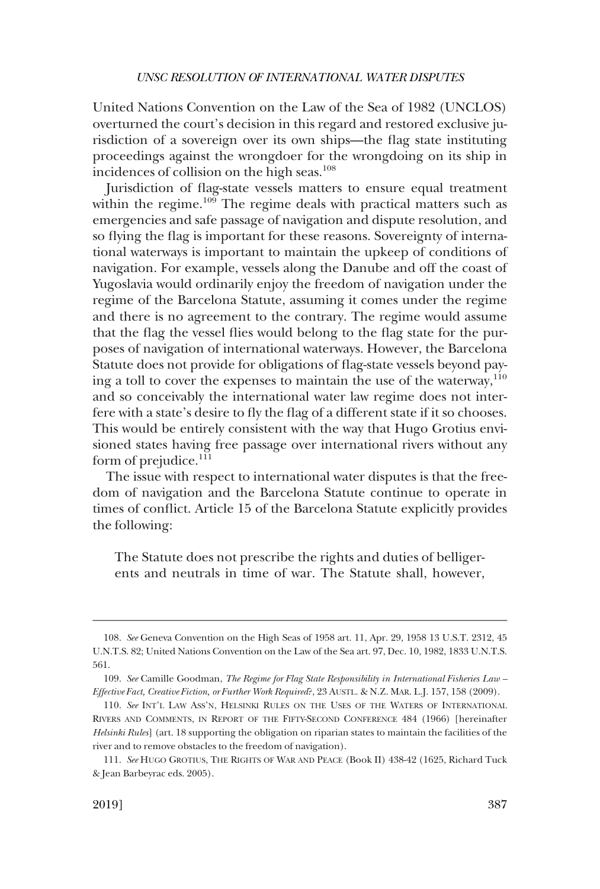United Nations Convention on the Law of the Sea of 1982 (UNCLOS) overturned the court's decision in this regard and restored exclusive jurisdiction of a sovereign over its own ships—the flag state instituting proceedings against the wrongdoer for the wrongdoing on its ship in incidences of collision on the high seas.[108]

Jurisdiction of flag-state vessels matters to ensure equal treatment within the regime.[109] The regime deals with practical matters such as emergencies and safe passage of navigation and dispute resolution, and so flying the flag is important for these reasons. Sovereignty of international waterways is important to maintain the upkeep of conditions of navigation. For example, vessels along the Danube and off the coast of Yugoslavia would ordinarily enjoy the freedom of navigation under the regime of the Barcelona Statute, assuming it comes under the regime and there is no agreement to the contrary. The regime would assume that the flag the vessel flies would belong to the flag state for the purposes of navigation of international waterways. However, the Barcelona Statute does not provide for obligations of flag-state vessels beyond paying a toll to cover the expenses to maintain the use of the waterway,[110] and so conceivably the international water law regime does not interfere with a state's desire to fly the flag of a different state if it so chooses. This would be entirely consistent with the way that Hugo Grotius envisioned states having free passage over international rivers without any form of prejudice.[111]

The issue with respect to international water disputes is that the freedom of navigation and the Barcelona Statute continue to operate in times of conflict. Article 15 of the Barcelona Statute explicitly provides the following:

> The Statute does not prescribe the rights and duties of belligerents and neutrals in time of war. The Statute shall, however,

---

108. *See* Geneva Convention on the High Seas of 1958 art. 11, Apr. 29, 1958 13 U.S.T. 2312, 45 U.N.T.S. 82; United Nations Convention on the Law of the Sea art. 97, Dec. 10, 1982, 1833 U.N.T.S. 561.

109. *See* Camille Goodman, *The Regime for Flag State Responsibility in International Fisheries Law – Effective Fact, Creative Fiction, or Further Work Required?*, 23 AUSTL. & N.Z. MAR. L.J. 157, 158 (2009).

110. *See* INT'L LAW ASS'N, HELSINKI RULES ON THE USES OF THE WATERS OF INTERNATIONAL RIVERS AND COMMENTS, IN REPORT OF THE FIFTY-SECOND CONFERENCE 484 (1966) [hereinafter *Helsinki Rules*] (art. 18 supporting the obligation on riparian states to maintain the facilities of the river and to remove obstacles to the freedom of navigation).

111. *See* HUGO GROTIUS, THE RIGHTS OF WAR AND PEACE (Book II) 438-42 (1625, Richard Tuck & Jean Barbeyrac eds. 2005).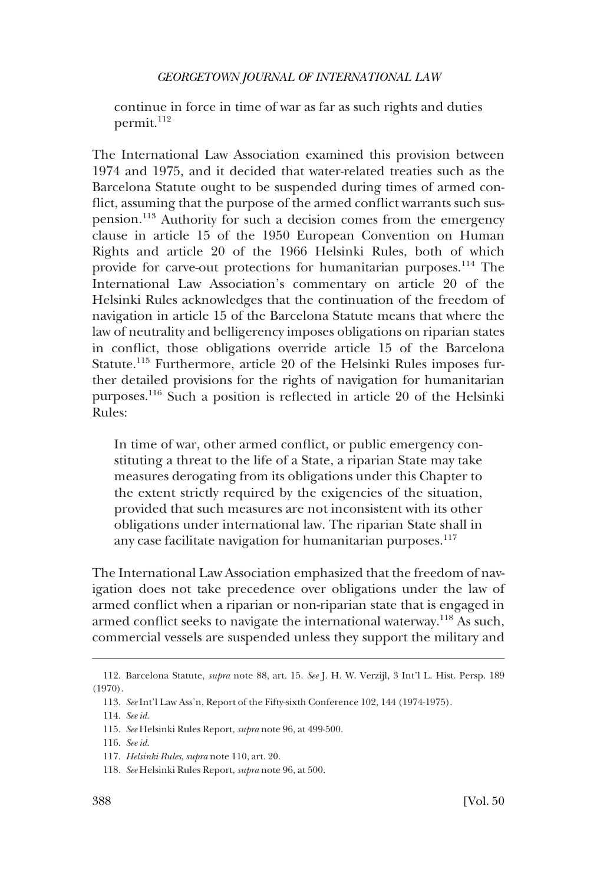continue in force in time of war as far as such rights and duties permit.[112]

The International Law Association examined this provision between 1974 and 1975, and it decided that water-related treaties such as the Barcelona Statute ought to be suspended during times of armed conflict, assuming that the purpose of the armed conflict warrants such suspension.[113] Authority for such a decision comes from the emergency clause in article 15 of the 1950 European Convention on Human Rights and article 20 of the 1966 Helsinki Rules, both of which provide for carve-out protections for humanitarian purposes.[114] The International Law Association's commentary on article 20 of the Helsinki Rules acknowledges that the continuation of the freedom of navigation in article 15 of the Barcelona Statute means that where the law of neutrality and belligerency imposes obligations on riparian states in conflict, those obligations override article 15 of the Barcelona Statute.[115] Furthermore, article 20 of the Helsinki Rules imposes further detailed provisions for the rights of navigation for humanitarian purposes.[116] Such a position is reflected in article 20 of the Helsinki Rules:

> In time of war, other armed conflict, or public emergency constituting a threat to the life of a State, a riparian State may take measures derogating from its obligations under this Chapter to the extent strictly required by the exigencies of the situation, provided that such measures are not inconsistent with its other obligations under international law. The riparian State shall in any case facilitate navigation for humanitarian purposes.[117]

The International Law Association emphasized that the freedom of navigation does not take precedence over obligations under the law of armed conflict when a riparian or non-riparian state that is engaged in armed conflict seeks to navigate the international waterway.[118] As such, commercial vessels are suspended unless they support the military and

---

112. Barcelona Statute, *supra* note 88, art. 15. *See* J. H. W. Verzijl, 3 Int'l L. Hist. Persp. 189 (1970).

113. *See* Int'l Law Ass'n, Report of the Fifty-sixth Conference 102, 144 (1974-1975).

114. *See id.*

115. *See* Helsinki Rules Report, *supra* note 96, at 499-500.

116. *See id.*

117. *Helsinki Rules*, *supra* note 110, art. 20.

118. *See* Helsinki Rules Report, *supra* note 96, at 500.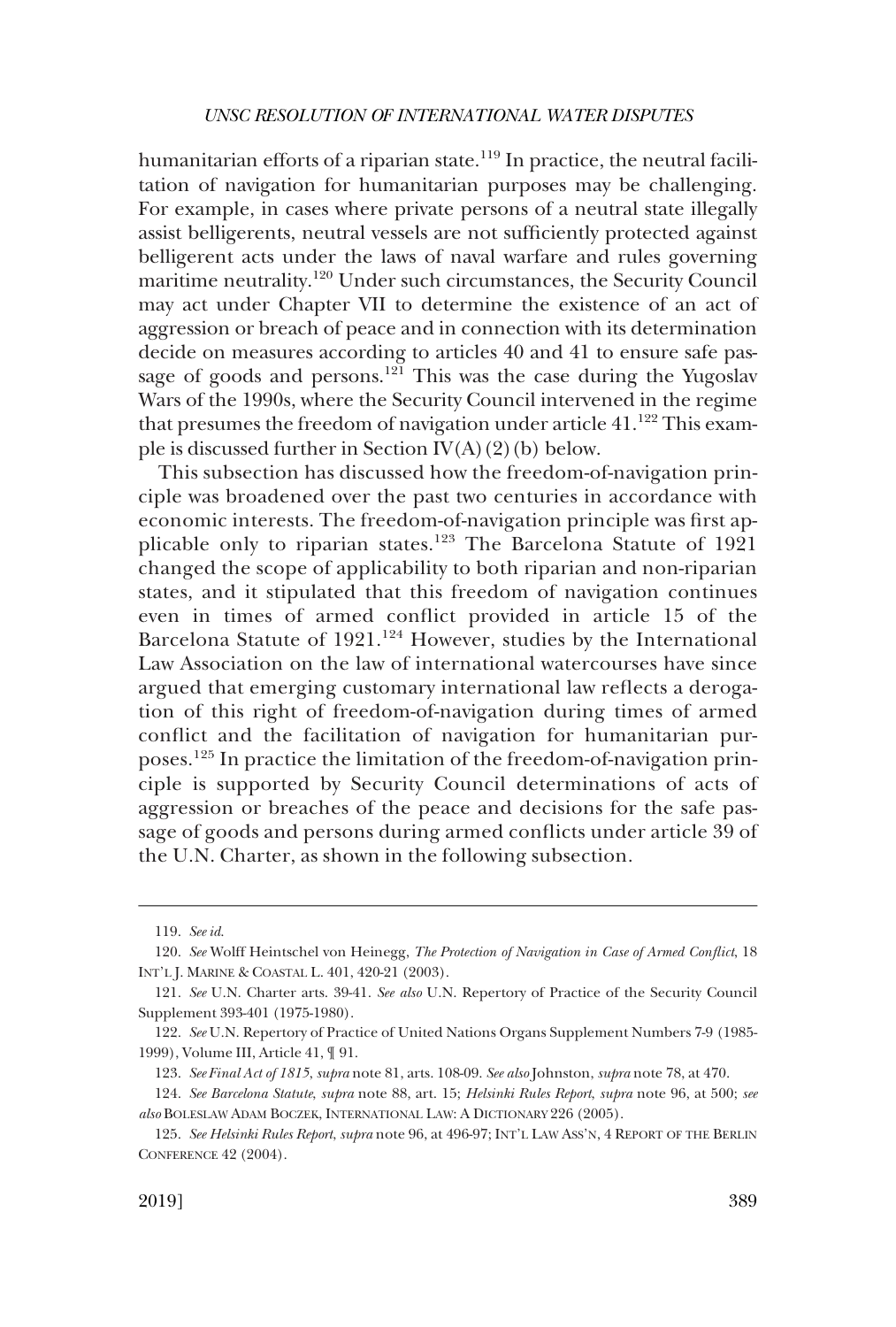humanitarian efforts of a riparian state.[119] In practice, the neutral facilitation of navigation for humanitarian purposes may be challenging. For example, in cases where private persons of a neutral state illegally assist belligerents, neutral vessels are not sufficiently protected against belligerent acts under the laws of naval warfare and rules governing maritime neutrality.[120] Under such circumstances, the Security Council may act under Chapter VII to determine the existence of an act of aggression or breach of peace and in connection with its determination decide on measures according to articles 40 and 41 to ensure safe passage of goods and persons.[121] This was the case during the Yugoslav Wars of the 1990s, where the Security Council intervened in the regime that presumes the freedom of navigation under article 41.[122] This example is discussed further in Section IV(A)(2)(b) below.

This subsection has discussed how the freedom-of-navigation principle was broadened over the past two centuries in accordance with economic interests. The freedom-of-navigation principle was first applicable only to riparian states.[123] The Barcelona Statute of 1921 changed the scope of applicability to both riparian and non-riparian states, and it stipulated that this freedom of navigation continues even in times of armed conflict provided in article 15 of the Barcelona Statute of 1921.[124] However, studies by the International Law Association on the law of international watercourses have since argued that emerging customary international law reflects a derogation of this right of freedom-of-navigation during times of armed conflict and the facilitation of navigation for humanitarian purposes.[125] In practice the limitation of the freedom-of-navigation principle is supported by Security Council determinations of acts of aggression or breaches of the peace and decisions for the safe passage of goods and persons during armed conflicts under article 39 of the U.N. Charter, as shown in the following subsection.

---

119. *See id.*

120. *See* Wolff Heintschel von Heinegg, *The Protection of Navigation in Case of Armed Conflict*, 18 INT'L J. MARINE & COASTAL L. 401, 420-21 (2003).

121. *See* U.N. Charter arts. 39-41. *See also* U.N. Repertory of Practice of the Security Council Supplement 393-401 (1975-1980).

122. *See* U.N. Repertory of Practice of United Nations Organs Supplement Numbers 7-9 (1985-1999), Volume III, Article 41, ¶ 91.

123. *See Final Act of 1815*, *supra* note 81, arts. 108-09. *See also* Johnston, *supra* note 78, at 470.

124. *See Barcelona Statute*, *supra* note 88, art. 15; *Helsinki Rules Report*, *supra* note 96, at 500; *see also* BOLESLAW ADAM BOCZEK, INTERNATIONAL LAW: A DICTIONARY 226 (2005).

125. *See Helsinki Rules Report*, *supra* note 96, at 496-97; INT'L LAW ASS'N, 4 REPORT OF THE BERLIN CONFERENCE 42 (2004).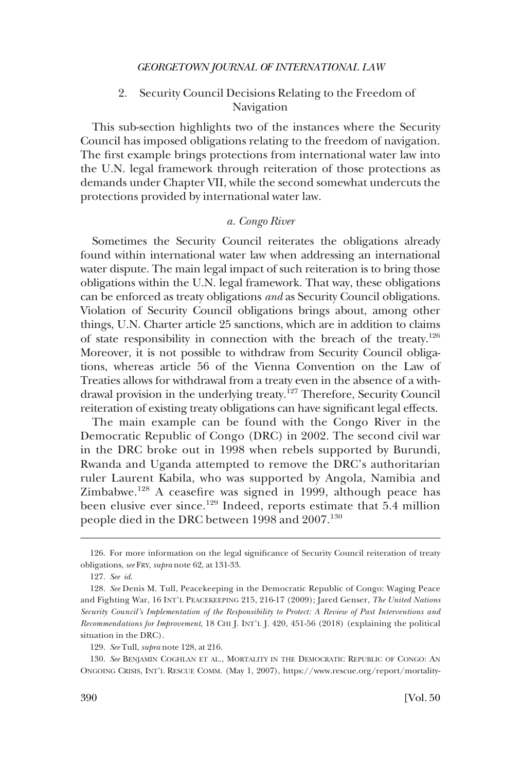### 2. Security Council Decisions Relating to the Freedom of Navigation

This sub-section highlights two of the instances where the Security Council has imposed obligations relating to the freedom of navigation. The first example brings protections from international water law into the U.N. legal framework through reiteration of those protections as demands under Chapter VII, while the second somewhat undercuts the protections provided by international water law.

#### *a. Congo River*

Sometimes the Security Council reiterates the obligations already found within international water law when addressing an international water dispute. The main legal impact of such reiteration is to bring those obligations within the U.N. legal framework. That way, these obligations can be enforced as treaty obligations *and* as Security Council obligations. Violation of Security Council obligations brings about, among other things, U.N. Charter article 25 sanctions, which are in addition to claims of state responsibility in connection with the breach of the treaty.[126] Moreover, it is not possible to withdraw from Security Council obligations, whereas article 56 of the Vienna Convention on the Law of Treaties allows for withdrawal from a treaty even in the absence of a withdrawal provision in the underlying treaty.[127] Therefore, Security Council reiteration of existing treaty obligations can have significant legal effects.

The main example can be found with the Congo River in the Democratic Republic of Congo (DRC) in 2002. The second civil war in the DRC broke out in 1998 when rebels supported by Burundi, Rwanda and Uganda attempted to remove the DRC's authoritarian ruler Laurent Kabila, who was supported by Angola, Namibia and Zimbabwe.[128] A ceasefire was signed in 1999, although peace has been elusive ever since.[129] Indeed, reports estimate that 5.4 million people died in the DRC between 1998 and 2007.[130]

---

126. For more information on the legal significance of Security Council reiteration of treaty obligations, *see* FRY, *supra* note 62, at 131-33.

127. *See id.*

128. *See* Denis M. Tull, Peacekeeping in the Democratic Republic of Congo: Waging Peace and Fighting War, 16 INT'L PEACEKEEPING 215, 216-17 (2009); Jared Genser, *The United Nations Security Council's Implementation of the Responsibility to Protect: A Review of Past Interventions and Recommendations for Improvement*, 18 CHI J. INT'L J. 420, 451-56 (2018) (explaining the political situation in the DRC).

129. *See* Tull, *supra* note 128, at 216.

130. *See* BENJAMIN COGHLAN ET AL., MORTALITY IN THE DEMOCRATIC REPUBLIC OF CONGO: AN ONGOING CRISIS, INT'L RESCUE COMM. (May 1, 2007), https://www.rescue.org/report/mortality-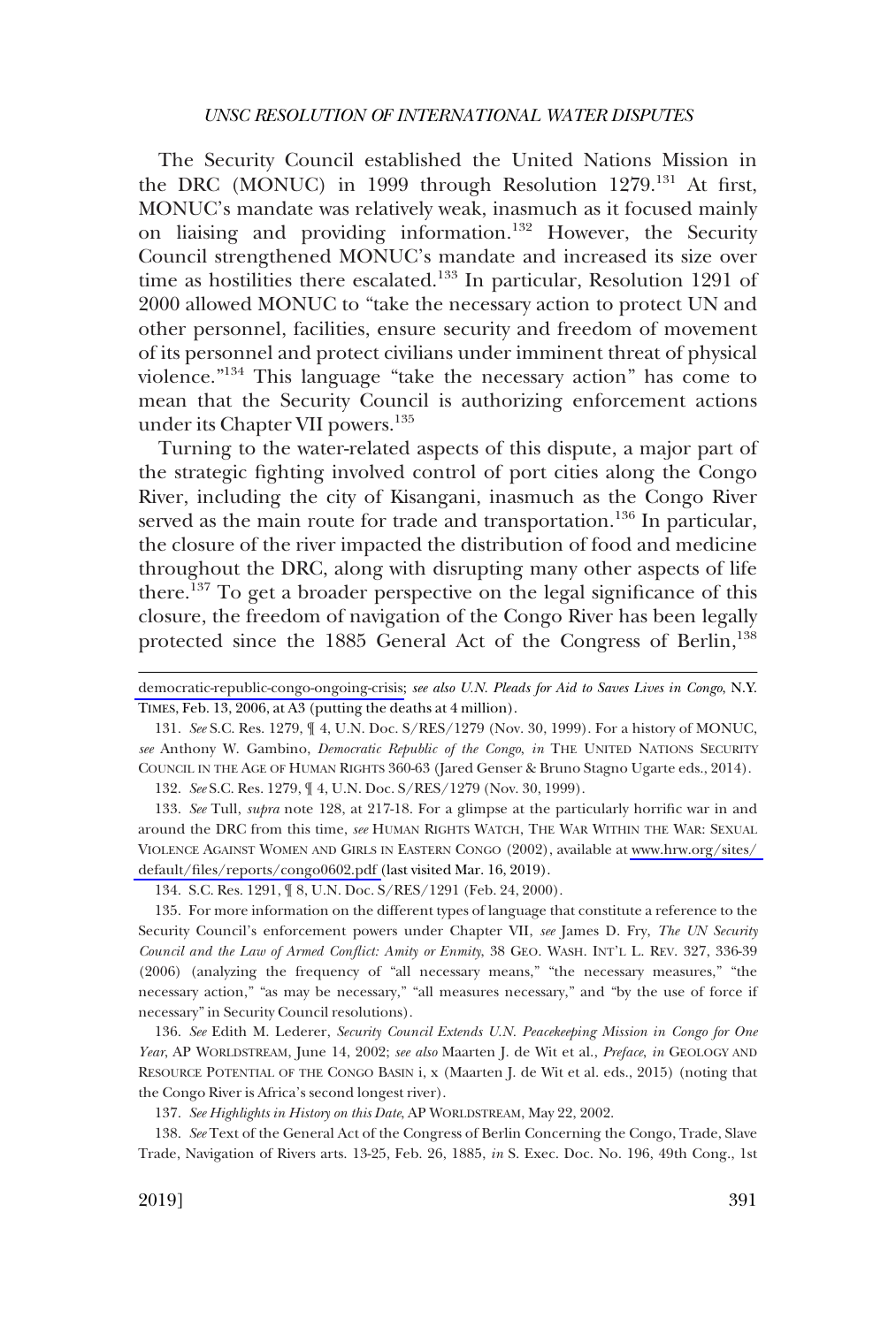The Security Council established the United Nations Mission in the DRC (MONUC) in 1999 through Resolution 1279.[131] At first, MONUC's mandate was relatively weak, inasmuch as it focused mainly on liaising and providing information.[132] However, the Security Council strengthened MONUC's mandate and increased its size over time as hostilities there escalated.[133] In particular, Resolution 1291 of 2000 allowed MONUC to "take the necessary action to protect UN and other personnel, facilities, ensure security and freedom of movement of its personnel and protect civilians under imminent threat of physical violence."[134] This language "take the necessary action" has come to mean that the Security Council is authorizing enforcement actions under its Chapter VII powers.[135]

Turning to the water-related aspects of this dispute, a major part of the strategic fighting involved control of port cities along the Congo River, including the city of Kisangani, inasmuch as the Congo River served as the main route for trade and transportation.[136] In particular, the closure of the river impacted the distribution of food and medicine throughout the DRC, along with disrupting many other aspects of life there.[137] To get a broader perspective on the legal significance of this closure, the freedom of navigation of the Congo River has been legally protected since the 1885 General Act of the Congress of Berlin,[138]

---

democratic-republic-congo-ongoing-crisis; *see also U.N. Pleads for Aid to Saves Lives in Congo*, N.Y. TIMES, Feb. 13, 2006, at A3 (putting the deaths at 4 million).

131. *See* S.C. Res. 1279, ¶ 4, U.N. Doc. S/RES/1279 (Nov. 30, 1999). For a history of MONUC, *see* Anthony W. Gambino, *Democratic Republic of the Congo*, *in* THE UNITED NATIONS SECURITY COUNCIL IN THE AGE OF HUMAN RIGHTS 360-63 (Jared Genser & Bruno Stagno Ugarte eds., 2014).

132. *See* S.C. Res. 1279, ¶ 4, U.N. Doc. S/RES/1279 (Nov. 30, 1999).

133. *See* Tull, *supra* note 128, at 217-18. For a glimpse at the particularly horrific war in and around the DRC from this time, *see* HUMAN RIGHTS WATCH, THE WAR WITHIN THE WAR: SEXUAL VIOLENCE AGAINST WOMEN AND GIRLS IN EASTERN CONGO (2002), available at www.hrw.org/sites/default/files/reports/congo0602.pdf (last visited Mar. 16, 2019).

134. S.C. Res. 1291, ¶ 8, U.N. Doc. S/RES/1291 (Feb. 24, 2000).

135. For more information on the different types of language that constitute a reference to the Security Council's enforcement powers under Chapter VII, *see* James D. Fry, *The UN Security Council and the Law of Armed Conflict: Amity or Enmity*, 38 GEO. WASH. INT'L L. REV. 327, 336-39 (2006) (analyzing the frequency of "all necessary means," "the necessary measures," "the necessary action," "as may be necessary," "all measures necessary," and "by the use of force if necessary" in Security Council resolutions).

136. *See* Edith M. Lederer, *Security Council Extends U.N. Peacekeeping Mission in Congo for One Year*, AP WORLDSTREAM, June 14, 2002; *see also* Maarten J. de Wit et al., *Preface*, *in* GEOLOGY AND RESOURCE POTENTIAL OF THE CONGO BASIN i, x (Maarten J. de Wit et al. eds., 2015) (noting that the Congo River is Africa's second longest river).

137. *See Highlights in History on this Date*, AP WORLDSTREAM, May 22, 2002.

138. *See* Text of the General Act of the Congress of Berlin Concerning the Congo, Trade, Slave Trade, Navigation of Rivers arts. 13-25, Feb. 26, 1885, *in* S. Exec. Doc. No. 196, 49th Cong., 1st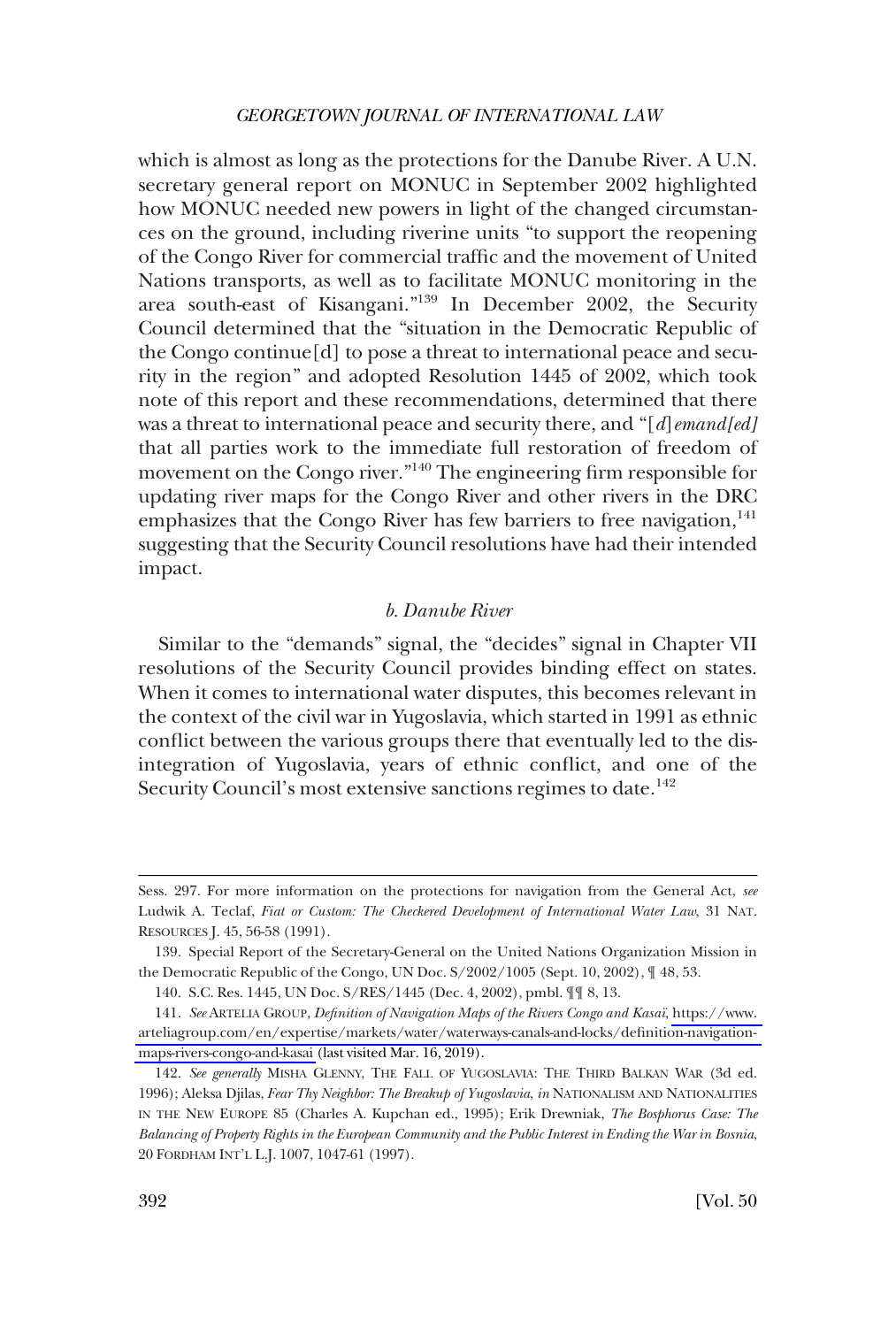which is almost as long as the protections for the Danube River. A U.N. secretary general report on MONUC in September 2002 highlighted how MONUC needed new powers in light of the changed circumstances on the ground, including riverine units "to support the reopening of the Congo River for commercial traffic and the movement of United Nations transports, as well as to facilitate MONUC monitoring in the area south-east of Kisangani."[139] In December 2002, the Security Council determined that the "situation in the Democratic Republic of the Congo continue[d] to pose a threat to international peace and security in the region" and adopted Resolution 1445 of 2002, which took note of this report and these recommendations, determined that there was a threat to international peace and security there, and "[*d*]*emand[ed]* that all parties work to the immediate full restoration of freedom of movement on the Congo river."[140] The engineering firm responsible for updating river maps for the Congo River and other rivers in the DRC emphasizes that the Congo River has few barriers to free navigation,[141] suggesting that the Security Council resolutions have had their intended impact.

#### *b. Danube River*

Similar to the "demands" signal, the "decides" signal in Chapter VII resolutions of the Security Council provides binding effect on states. When it comes to international water disputes, this becomes relevant in the context of the civil war in Yugoslavia, which started in 1991 as ethnic conflict between the various groups there that eventually led to the disintegration of Yugoslavia, years of ethnic conflict, and one of the Security Council's most extensive sanctions regimes to date.[142]

---

Sess. 297. For more information on the protections for navigation from the General Act, *see* Ludwik A. Teclaf, *Fiat or Custom: The Checkered Development of International Water Law*, 31 NAT. RESOURCES J. 45, 56-58 (1991).

139. Special Report of the Secretary-General on the United Nations Organization Mission in the Democratic Republic of the Congo, UN Doc. S/2002/1005 (Sept. 10, 2002), ¶ 48, 53.

140. S.C. Res. 1445, UN Doc. S/RES/1445 (Dec. 4, 2002), pmbl. ¶¶ 8, 13.

141. *See* ARTELIA GROUP, *Definition of Navigation Maps of the Rivers Congo and Kasaï*, https://www.arteliagroup.com/en/expertise/markets/water/waterways-canals-and-locks/definition-navigation-maps-rivers-congo-and-kasai (last visited Mar. 16, 2019).

142. *See generally* MISHA GLENNY, THE FALL OF YUGOSLAVIA: THE THIRD BALKAN WAR (3d ed. 1996); Aleksa Djilas, *Fear Thy Neighbor: The Breakup of Yugoslavia*, *in* NATIONALISM AND NATIONALITIES IN THE NEW EUROPE 85 (Charles A. Kupchan ed., 1995); Erik Drewniak, *The Bosphorus Case: The Balancing of Property Rights in the European Community and the Public Interest in Ending the War in Bosnia*, 20 FORDHAM INT'L L.J. 1007, 1047-61 (1997).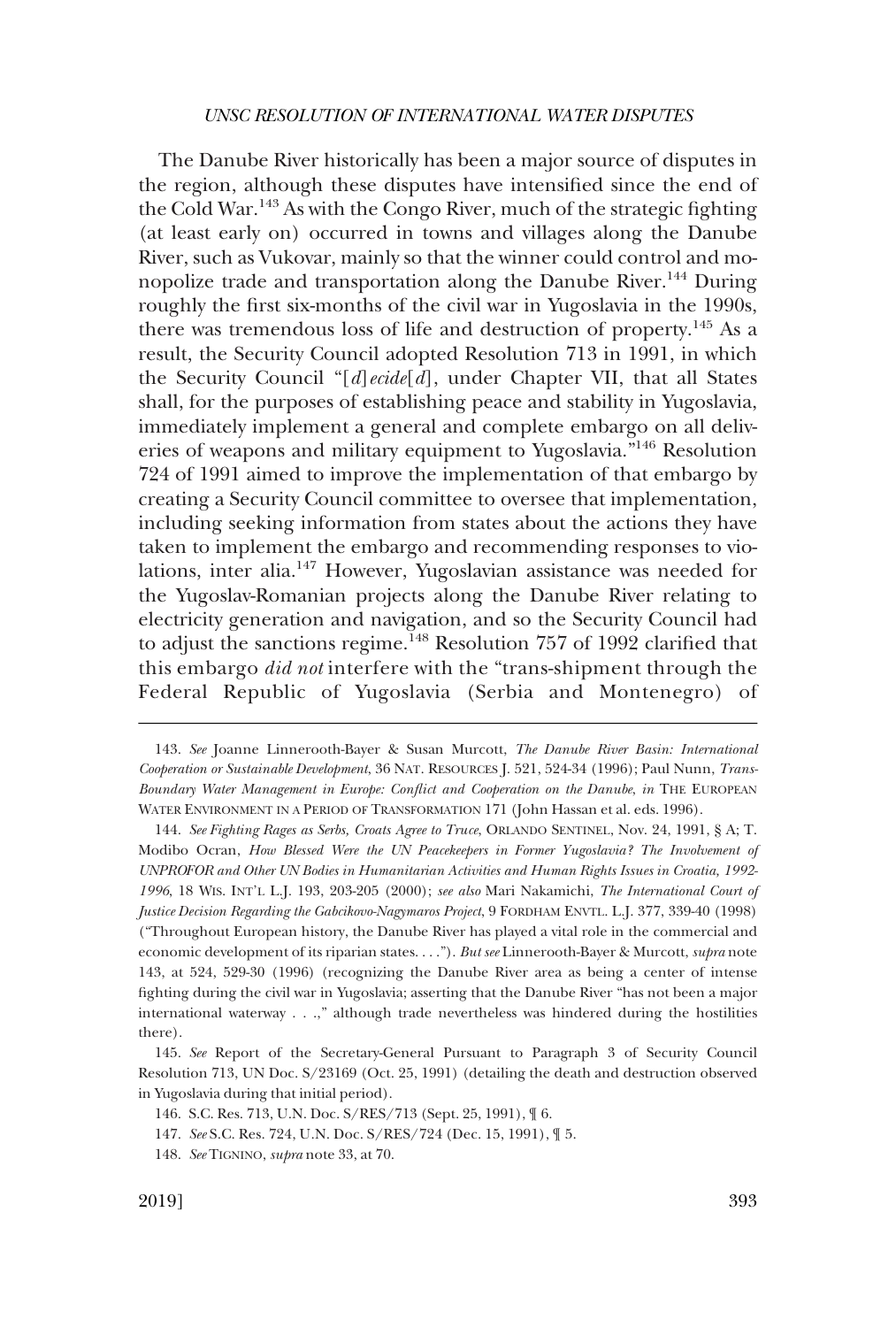The Danube River historically has been a major source of disputes in the region, although these disputes have intensified since the end of the Cold War.[143] As with the Congo River, much of the strategic fighting (at least early on) occurred in towns and villages along the Danube River, such as Vukovar, mainly so that the winner could control and monopolize trade and transportation along the Danube River.[144] During roughly the first six-months of the civil war in Yugoslavia in the 1990s, there was tremendous loss of life and destruction of property.[145] As a result, the Security Council adopted Resolution 713 in 1991, in which the Security Council "[*d*]*ecide*[*d*], under Chapter VII, that all States shall, for the purposes of establishing peace and stability in Yugoslavia, immediately implement a general and complete embargo on all deliveries of weapons and military equipment to Yugoslavia."[146] Resolution 724 of 1991 aimed to improve the implementation of that embargo by creating a Security Council committee to oversee that implementation, including seeking information from states about the actions they have taken to implement the embargo and recommending responses to violations, inter alia.[147] However, Yugoslavian assistance was needed for the Yugoslav-Romanian projects along the Danube River relating to electricity generation and navigation, and so the Security Council had to adjust the sanctions regime.[148] Resolution 757 of 1992 clarified that this embargo *did not* interfere with the "trans-shipment through the Federal Republic of Yugoslavia (Serbia and Montenegro) of

---

143. *See* Joanne Linnerooth-Bayer & Susan Murcott, *The Danube River Basin: International Cooperation or Sustainable Development*, 36 NAT. RESOURCES J. 521, 524-34 (1996); Paul Nunn, *Trans-Boundary Water Management in Europe: Conflict and Cooperation on the Danube*, *in* THE EUROPEAN WATER ENVIRONMENT IN A PERIOD OF TRANSFORMATION 171 (John Hassan et al. eds. 1996).

144. *See Fighting Rages as Serbs, Croats Agree to Truce*, ORLANDO SENTINEL, Nov. 24, 1991, § A; T. Modibo Ocran, *How Blessed Were the UN Peacekeepers in Former Yugoslavia? The Involvement of UNPROFOR and Other UN Bodies in Humanitarian Activities and Human Rights Issues in Croatia, 1992-1996*, 18 WIS. INT'L L.J. 193, 203-205 (2000); *see also* Mari Nakamichi, *The International Court of Justice Decision Regarding the Gabcikovo-Nagymaros Project*, 9 FORDHAM ENVTL. L.J. 377, 339-40 (1998) ("Throughout European history, the Danube River has played a vital role in the commercial and economic development of its riparian states. . . ."). *But see* Linnerooth-Bayer & Murcott, *supra* note 143, at 524, 529-30 (1996) (recognizing the Danube River area as being a center of intense fighting during the civil war in Yugoslavia; asserting that the Danube River "has not been a major international waterway . . .," although trade nevertheless was hindered during the hostilities there).

145. *See* Report of the Secretary-General Pursuant to Paragraph 3 of Security Council Resolution 713, UN Doc. S/23169 (Oct. 25, 1991) (detailing the death and destruction observed in Yugoslavia during that initial period).

146. S.C. Res. 713, U.N. Doc. S/RES/713 (Sept. 25, 1991), ¶ 6.

147. *See* S.C. Res. 724, U.N. Doc. S/RES/724 (Dec. 15, 1991), ¶ 5.

148. *See* TIGNINO, *supra* note 33, at 70.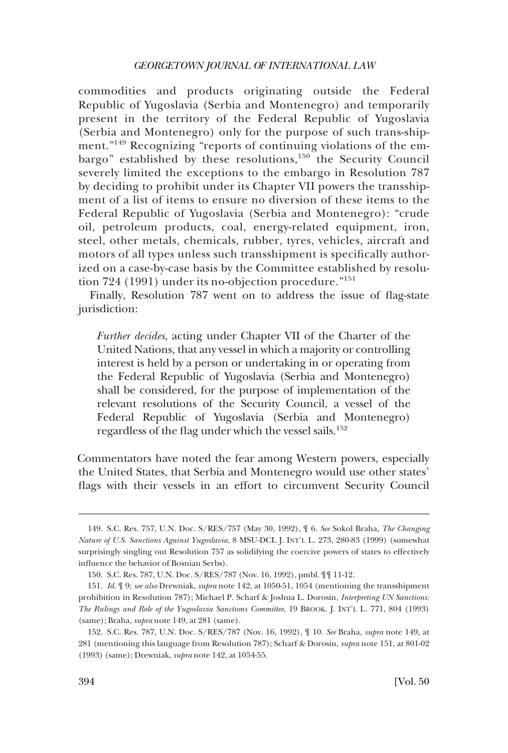commodities and products originating outside the Federal Republic of Yugoslavia (Serbia and Montenegro) and temporarily present in the territory of the Federal Republic of Yugoslavia (Serbia and Montenegro) only for the purpose of such trans-shipment."[149] Recognizing "reports of continuing violations of the embargo" established by these resolutions,[150] the Security Council severely limited the exceptions to the embargo in Resolution 787 by deciding to prohibit under its Chapter VII powers the transshipment of a list of items to ensure no diversion of these items to the Federal Republic of Yugoslavia (Serbia and Montenegro): "crude oil, petroleum products, coal, energy-related equipment, iron, steel, other metals, chemicals, rubber, tyres, vehicles, aircraft and motors of all types unless such transshipment is specifically authorized on a case-by-case basis by the Committee established by resolution 724 (1991) under its no-objection procedure."[151]

Finally, Resolution 787 went on to address the issue of flag-state jurisdiction:

> *Further decides*, acting under Chapter VII of the Charter of the United Nations, that any vessel in which a majority or controlling interest is held by a person or undertaking in or operating from the Federal Republic of Yugoslavia (Serbia and Montenegro) shall be considered, for the purpose of implementation of the relevant resolutions of the Security Council, a vessel of the Federal Republic of Yugoslavia (Serbia and Montenegro) regardless of the flag under which the vessel sails.[152]

Commentators have noted the fear among Western powers, especially the United States, that Serbia and Montenegro would use other states' flags with their vessels in an effort to circumvent Security Council

---

149. S.C. Res. 757, U.N. Doc. S/RES/757 (May 30, 1992), ¶ 6. *See* Sokol Braha, *The Changing Nature of U.S. Sanctions Against Yugoslavia*, 8 MSU-DCL J. INT'L L. 273, 280-83 (1999) (somewhat surprisingly singling out Resolution 757 as solidifying the coercive powers of states to effectively influence the behavior of Bosnian Serbs).

150. S.C. Res. 787, U.N. Doc. S/RES/787 (Nov. 16, 1992), pmbl. ¶¶ 11-12.

151. *Id.* ¶ 9; *see also* Drewniak, *supra* note 142, at 1050-51, 1054 (mentioning the transshipment prohibition in Resolution 787); Michael P. Scharf & Joshua L. Dorosin, *Interpreting UN Sanctions: The Rulings and Role of the Yugoslavia Sanctions Committee*, 19 BROOK. J. INT'L L. 771, 804 (1993) (same); Braha, *supra* note 149, at 281 (same).

152. S.C. Res. 787, U.N. Doc. S/RES/787 (Nov. 16, 1992), ¶ 10. *See* Braha, *supra* note 149, at 281 (mentioning this language from Resolution 787); Scharf & Dorosin, *supra* note 151, at 801-02 (1993) (same); Drewniak, *supra* note 142, at 1054-55.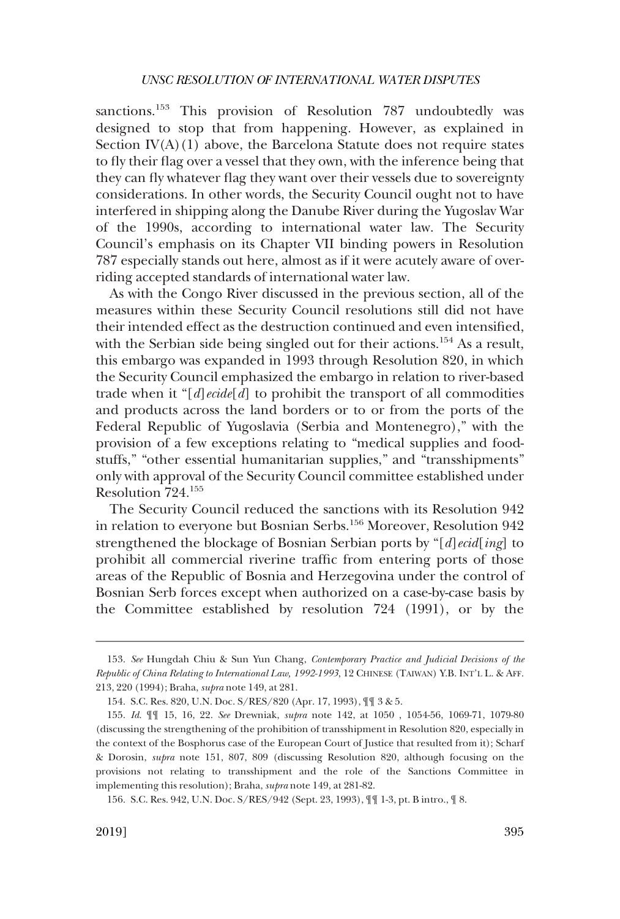sanctions.[153] This provision of Resolution 787 undoubtedly was designed to stop that from happening. However, as explained in Section IV(A)(1) above, the Barcelona Statute does not require states to fly their flag over a vessel that they own, with the inference being that they can fly whatever flag they want over their vessels due to sovereignty considerations. In other words, the Security Council ought not to have interfered in shipping along the Danube River during the Yugoslav War of the 1990s, according to international water law. The Security Council's emphasis on its Chapter VII binding powers in Resolution 787 especially stands out here, almost as if it were acutely aware of overriding accepted standards of international water law.

As with the Congo River discussed in the previous section, all of the measures within these Security Council resolutions still did not have their intended effect as the destruction continued and even intensified, with the Serbian side being singled out for their actions.[154] As a result, this embargo was expanded in 1993 through Resolution 820, in which the Security Council emphasized the embargo in relation to river-based trade when it "[*d*]*ecide*[*d*] to prohibit the transport of all commodities and products across the land borders or to or from the ports of the Federal Republic of Yugoslavia (Serbia and Montenegro)," with the provision of a few exceptions relating to "medical supplies and foodstuffs," "other essential humanitarian supplies," and "transshipments" only with approval of the Security Council committee established under Resolution 724.[155]

The Security Council reduced the sanctions with its Resolution 942 in relation to everyone but Bosnian Serbs.[156] Moreover, Resolution 942 strengthened the blockage of Bosnian Serbian ports by "[*d*]*ecid*[*ing*] to prohibit all commercial riverine traffic from entering ports of those areas of the Republic of Bosnia and Herzegovina under the control of Bosnian Serb forces except when authorized on a case-by-case basis by the Committee established by resolution 724 (1991), or by the

---

153. *See* Hungdah Chiu & Sun Yun Chang, *Contemporary Practice and Judicial Decisions of the Republic of China Relating to International Law, 1992-1993*, 12 CHINESE (TAIWAN) Y.B. INT'L L. & AFF. 213, 220 (1994); Braha, *supra* note 149, at 281.

154. S.C. Res. 820, U.N. Doc. S/RES/820 (Apr. 17, 1993), ¶¶ 3 & 5.

155. *Id.* ¶¶ 15, 16, 22. *See* Drewniak, *supra* note 142, at 1050 , 1054-56, 1069-71, 1079-80 (discussing the strengthening of the prohibition of transshipment in Resolution 820, especially in the context of the Bosphorus case of the European Court of Justice that resulted from it); Scharf & Dorosin, *supra* note 151, 807, 809 (discussing Resolution 820, although focusing on the provisions not relating to transshipment and the role of the Sanctions Committee in implementing this resolution); Braha, *supra* note 149, at 281-82.

156. S.C. Res. 942, U.N. Doc. S/RES/942 (Sept. 23, 1993), ¶¶ 1-3, pt. B intro., ¶ 8.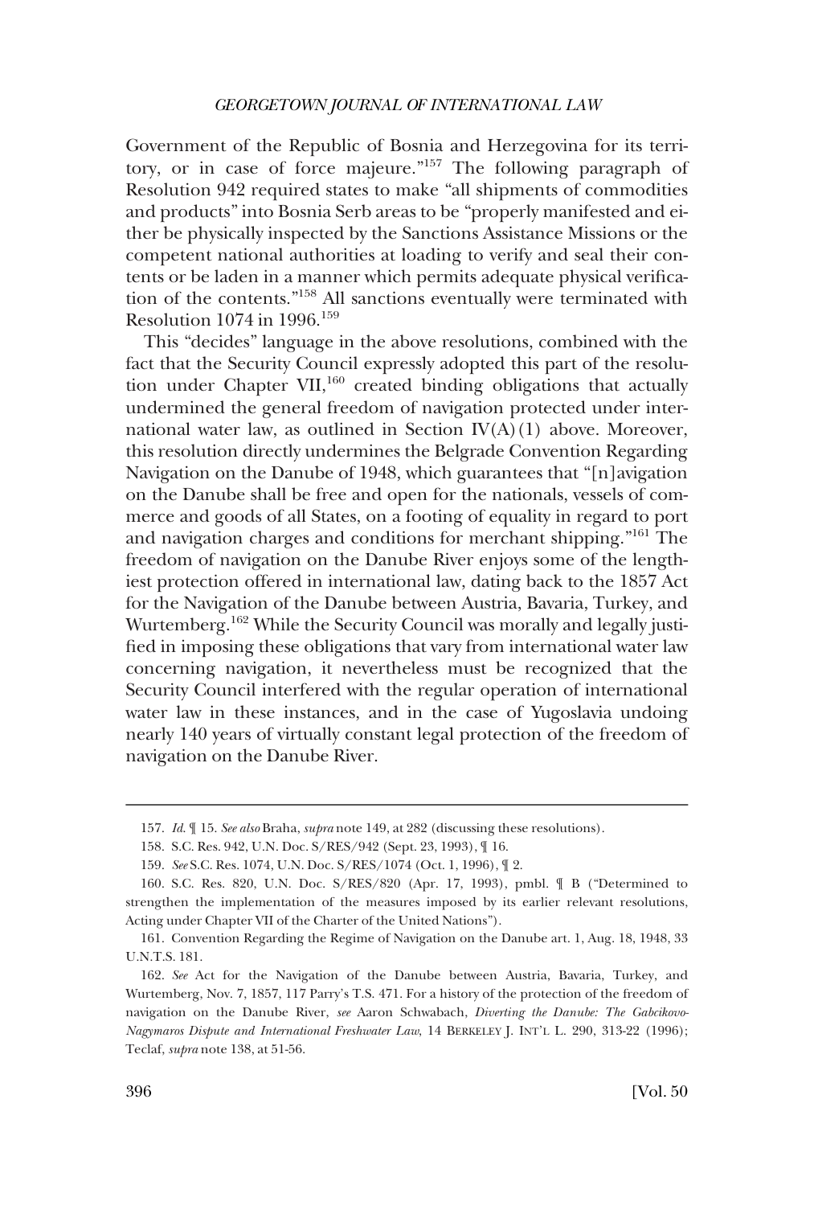Government of the Republic of Bosnia and Herzegovina for its territory, or in case of force majeure."[157] The following paragraph of Resolution 942 required states to make "all shipments of commodities and products" into Bosnia Serb areas to be "properly manifested and either be physically inspected by the Sanctions Assistance Missions or the competent national authorities at loading to verify and seal their contents or be laden in a manner which permits adequate physical verification of the contents."[158] All sanctions eventually were terminated with Resolution 1074 in 1996.[159]

This "decides" language in the above resolutions, combined with the fact that the Security Council expressly adopted this part of the resolution under Chapter VII,[160] created binding obligations that actually undermined the general freedom of navigation protected under international water law, as outlined in Section IV(A)(1) above. Moreover, this resolution directly undermines the Belgrade Convention Regarding Navigation on the Danube of 1948, which guarantees that "[n]avigation on the Danube shall be free and open for the nationals, vessels of commerce and goods of all States, on a footing of equality in regard to port and navigation charges and conditions for merchant shipping."[161] The freedom of navigation on the Danube River enjoys some of the lengthiest protection offered in international law, dating back to the 1857 Act for the Navigation of the Danube between Austria, Bavaria, Turkey, and Wurtemberg.[162] While the Security Council was morally and legally justified in imposing these obligations that vary from international water law concerning navigation, it nevertheless must be recognized that the Security Council interfered with the regular operation of international water law in these instances, and in the case of Yugoslavia undoing nearly 140 years of virtually constant legal protection of the freedom of navigation on the Danube River.

---

157. *Id.* ¶ 15. *See also* Braha, *supra* note 149, at 282 (discussing these resolutions).

158. S.C. Res. 942, U.N. Doc. S/RES/942 (Sept. 23, 1993), ¶ 16.

159. *See* S.C. Res. 1074, U.N. Doc. S/RES/1074 (Oct. 1, 1996), ¶ 2.

160. S.C. Res. 820, U.N. Doc. S/RES/820 (Apr. 17, 1993), pmbl. ¶ B ("Determined to strengthen the implementation of the measures imposed by its earlier relevant resolutions, Acting under Chapter VII of the Charter of the United Nations").

161. Convention Regarding the Regime of Navigation on the Danube art. 1, Aug. 18, 1948, 33 U.N.T.S. 181.

162. *See* Act for the Navigation of the Danube between Austria, Bavaria, Turkey, and Wurtemberg, Nov. 7, 1857, 117 Parry's T.S. 471. For a history of the protection of the freedom of navigation on the Danube River, *see* Aaron Schwabach, *Diverting the Danube: The Gabcikovo-Nagymaros Dispute and International Freshwater Law*, 14 BERKELEY J. INT'L L. 290, 313-22 (1996); Teclaf, *supra* note 138, at 51-56.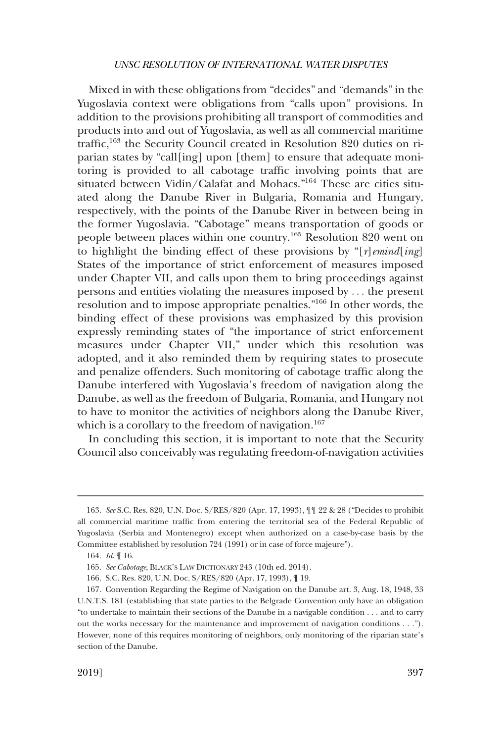Mixed in with these obligations from "decides" and "demands" in the Yugoslavia context were obligations from "calls upon" provisions. In addition to the provisions prohibiting all transport of commodities and products into and out of Yugoslavia, as well as all commercial maritime traffic,[163] the Security Council created in Resolution 820 duties on riparian states by "call[ing] upon [them] to ensure that adequate monitoring is provided to all cabotage traffic involving points that are situated between Vidin/Calafat and Mohacs."[164] These are cities situated along the Danube River in Bulgaria, Romania and Hungary, respectively, with the points of the Danube River in between being in the former Yugoslavia. "Cabotage" means transportation of goods or people between places within one country.[165] Resolution 820 went on to highlight the binding effect of these provisions by "[*r*]*emind*[*ing*] States of the importance of strict enforcement of measures imposed under Chapter VII, and calls upon them to bring proceedings against persons and entities violating the measures imposed by . . . the present resolution and to impose appropriate penalties."[166] In other words, the binding effect of these provisions was emphasized by this provision expressly reminding states of "the importance of strict enforcement measures under Chapter VII," under which this resolution was adopted, and it also reminded them by requiring states to prosecute and penalize offenders. Such monitoring of cabotage traffic along the Danube interfered with Yugoslavia's freedom of navigation along the Danube, as well as the freedom of Bulgaria, Romania, and Hungary not to have to monitor the activities of neighbors along the Danube River, which is a corollary to the freedom of navigation.[167]

In concluding this section, it is important to note that the Security Council also conceivably was regulating freedom-of-navigation activities

---

163. *See* S.C. Res. 820, U.N. Doc. S/RES/820 (Apr. 17, 1993), ¶¶ 22 & 28 ("Decides to prohibit all commercial maritime traffic from entering the territorial sea of the Federal Republic of Yugoslavia (Serbia and Montenegro) except when authorized on a case-by-case basis by the Committee established by resolution 724 (1991) or in case of force majeure").

164. *Id.* ¶ 16.

165. *See Cabotage*, BLACK'S LAW DICTIONARY 243 (10th ed. 2014).

166. S.C. Res. 820, U.N. Doc. S/RES/820 (Apr. 17, 1993), ¶ 19.

167. Convention Regarding the Regime of Navigation on the Danube art. 3, Aug. 18, 1948, 33 U.N.T.S. 181 (establishing that state parties to the Belgrade Convention only have an obligation "to undertake to maintain their sections of the Danube in a navigable condition . . . and to carry out the works necessary for the maintenance and improvement of navigation conditions . . ."). However, none of this requires monitoring of neighbors, only monitoring of the riparian state's section of the Danube.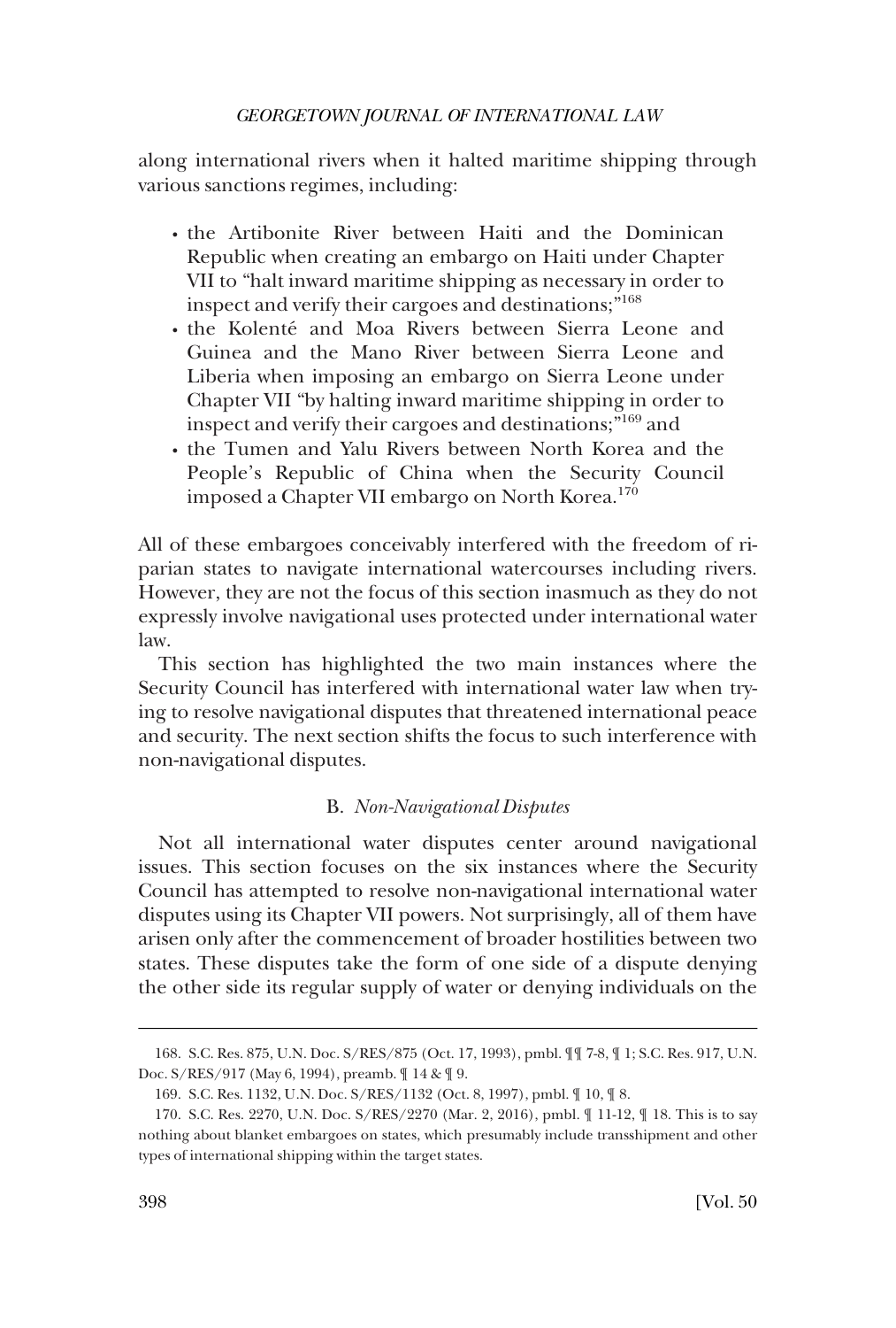along international rivers when it halted maritime shipping through various sanctions regimes, including:

- the Artibonite River between Haiti and the Dominican Republic when creating an embargo on Haiti under Chapter VII to "halt inward maritime shipping as necessary in order to inspect and verify their cargoes and destinations;"[168]
- the Kolenté and Moa Rivers between Sierra Leone and Guinea and the Mano River between Sierra Leone and Liberia when imposing an embargo on Sierra Leone under Chapter VII "by halting inward maritime shipping in order to inspect and verify their cargoes and destinations;"[169] and
- the Tumen and Yalu Rivers between North Korea and the People's Republic of China when the Security Council imposed a Chapter VII embargo on North Korea.[170]

All of these embargoes conceivably interfered with the freedom of riparian states to navigate international watercourses including rivers. However, they are not the focus of this section inasmuch as they do not expressly involve navigational uses protected under international water law.

This section has highlighted the two main instances where the Security Council has interfered with international water law when trying to resolve navigational disputes that threatened international peace and security. The next section shifts the focus to such interference with non-navigational disputes.

### B. *Non-Navigational Disputes*

Not all international water disputes center around navigational issues. This section focuses on the six instances where the Security Council has attempted to resolve non-navigational international water disputes using its Chapter VII powers. Not surprisingly, all of them have arisen only after the commencement of broader hostilities between two states. These disputes take the form of one side of a dispute denying the other side its regular supply of water or denying individuals on the

---

168. S.C. Res. 875, U.N. Doc. S/RES/875 (Oct. 17, 1993), pmbl. ¶¶ 7-8, ¶ 1; S.C. Res. 917, U.N. Doc. S/RES/917 (May 6, 1994), preamb. ¶ 14 & ¶ 9.

169. S.C. Res. 1132, U.N. Doc. S/RES/1132 (Oct. 8, 1997), pmbl. ¶ 10, ¶ 8.

170. S.C. Res. 2270, U.N. Doc. S/RES/2270 (Mar. 2, 2016), pmbl. ¶ 11-12, ¶ 18. This is to say nothing about blanket embargoes on states, which presumably include transshipment and other types of international shipping within the target states.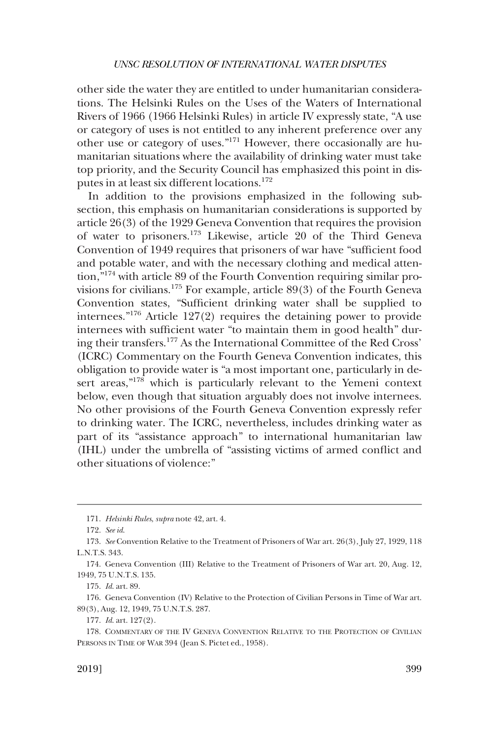other side the water they are entitled to under humanitarian considerations. The Helsinki Rules on the Uses of the Waters of International Rivers of 1966 (1966 Helsinki Rules) in article IV expressly state, "A use or category of uses is not entitled to any inherent preference over any other use or category of uses."[171] However, there occasionally are humanitarian situations where the availability of drinking water must take top priority, and the Security Council has emphasized this point in disputes in at least six different locations.[172]

In addition to the provisions emphasized in the following subsection, this emphasis on humanitarian considerations is supported by article 26(3) of the 1929 Geneva Convention that requires the provision of water to prisoners.[173] Likewise, article 20 of the Third Geneva Convention of 1949 requires that prisoners of war have "sufficient food and potable water, and with the necessary clothing and medical attention,"[174] with article 89 of the Fourth Convention requiring similar provisions for civilians.[175] For example, article 89(3) of the Fourth Geneva Convention states, "Sufficient drinking water shall be supplied to internees."[176] Article 127(2) requires the detaining power to provide internees with sufficient water "to maintain them in good health" during their transfers.[177] As the International Committee of the Red Cross' (ICRC) Commentary on the Fourth Geneva Convention indicates, this obligation to provide water is "a most important one, particularly in desert areas,"[178] which is particularly relevant to the Yemeni context below, even though that situation arguably does not involve internees. No other provisions of the Fourth Geneva Convention expressly refer to drinking water. The ICRC, nevertheless, includes drinking water as part of its "assistance approach" to international humanitarian law (IHL) under the umbrella of "assisting victims of armed conflict and other situations of violence:"

---

171. *Helsinki Rules*, *supra* note 42, art. 4.

172. *See id.*

173. *See* Convention Relative to the Treatment of Prisoners of War art. 26(3), July 27, 1929, 118 L.N.T.S. 343.

174. Geneva Convention (III) Relative to the Treatment of Prisoners of War art. 20, Aug. 12, 1949, 75 U.N.T.S. 135.

175. *Id.* art. 89.

176. Geneva Convention (IV) Relative to the Protection of Civilian Persons in Time of War art. 89(3), Aug. 12, 1949, 75 U.N.T.S. 287.

177. *Id.* art. 127(2).

178. COMMENTARY OF THE IV GENEVA CONVENTION RELATIVE TO THE PROTECTION OF CIVILIAN PERSONS IN TIME OF WAR 394 (Jean S. Pictet ed., 1958).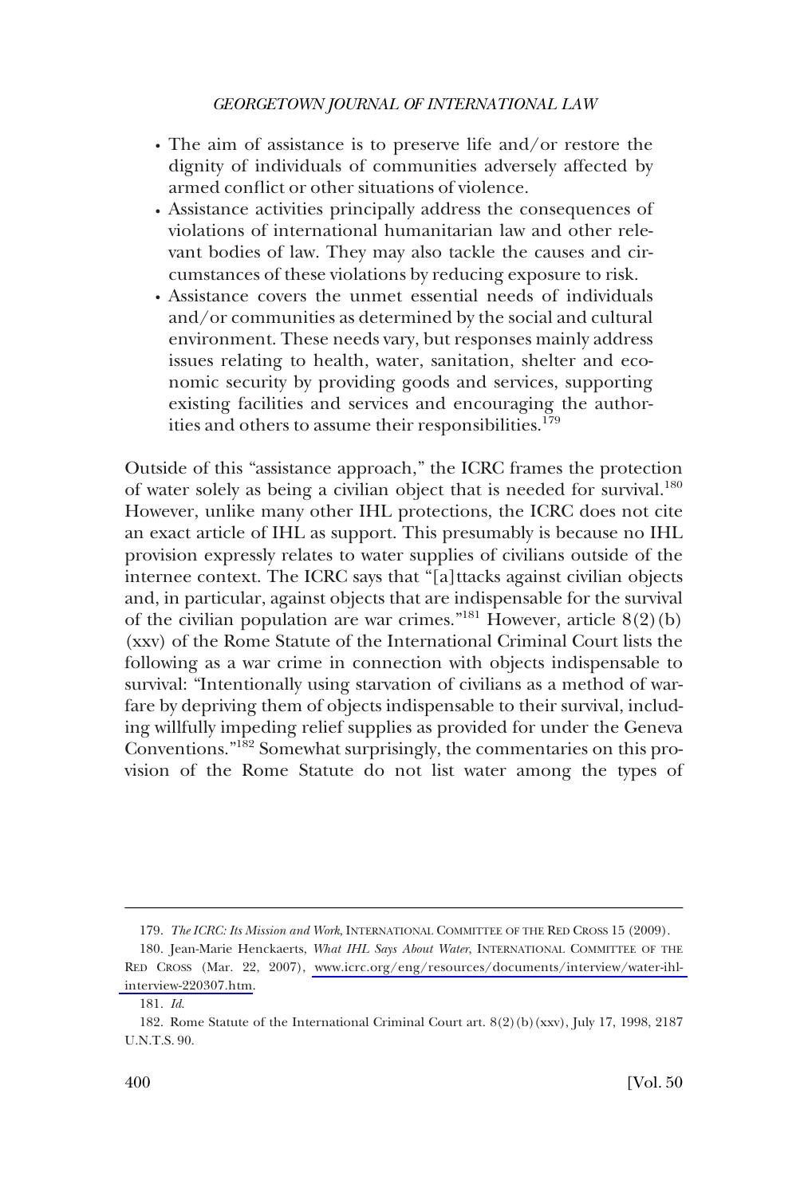- The aim of assistance is to preserve life and/or restore the dignity of individuals of communities adversely affected by armed conflict or other situations of violence.
- Assistance activities principally address the consequences of violations of international humanitarian law and other relevant bodies of law. They may also tackle the causes and circumstances of these violations by reducing exposure to risk.
- Assistance covers the unmet essential needs of individuals and/or communities as determined by the social and cultural environment. These needs vary, but responses mainly address issues relating to health, water, sanitation, shelter and economic security by providing goods and services, supporting existing facilities and services and encouraging the authorities and others to assume their responsibilities.[179]

Outside of this "assistance approach," the ICRC frames the protection of water solely as being a civilian object that is needed for survival.[180] However, unlike many other IHL protections, the ICRC does not cite an exact article of IHL as support. This presumably is because no IHL provision expressly relates to water supplies of civilians outside of the internee context. The ICRC says that "[a]ttacks against civilian objects and, in particular, against objects that are indispensable for the survival of the civilian population are war crimes."[181] However, article 8(2)(b)(xxv) of the Rome Statute of the International Criminal Court lists the following as a war crime in connection with objects indispensable to survival: "Intentionally using starvation of civilians as a method of warfare by depriving them of objects indispensable to their survival, including willfully impeding relief supplies as provided for under the Geneva Conventions."[182] Somewhat surprisingly, the commentaries on this provision of the Rome Statute do not list water among the types of

---

179. *The ICRC: Its Mission and Work*, INTERNATIONAL COMMITTEE OF THE RED CROSS 15 (2009).

180. Jean-Marie Henckaerts, *What IHL Says About Water*, INTERNATIONAL COMMITTEE OF THE RED CROSS (Mar. 22, 2007), www.icrc.org/eng/resources/documents/interview/water-ihl-interview-220307.htm.

181. *Id*.

182. Rome Statute of the International Criminal Court art. 8(2)(b)(xxv), July 17, 1998, 2187 U.N.T.S. 90.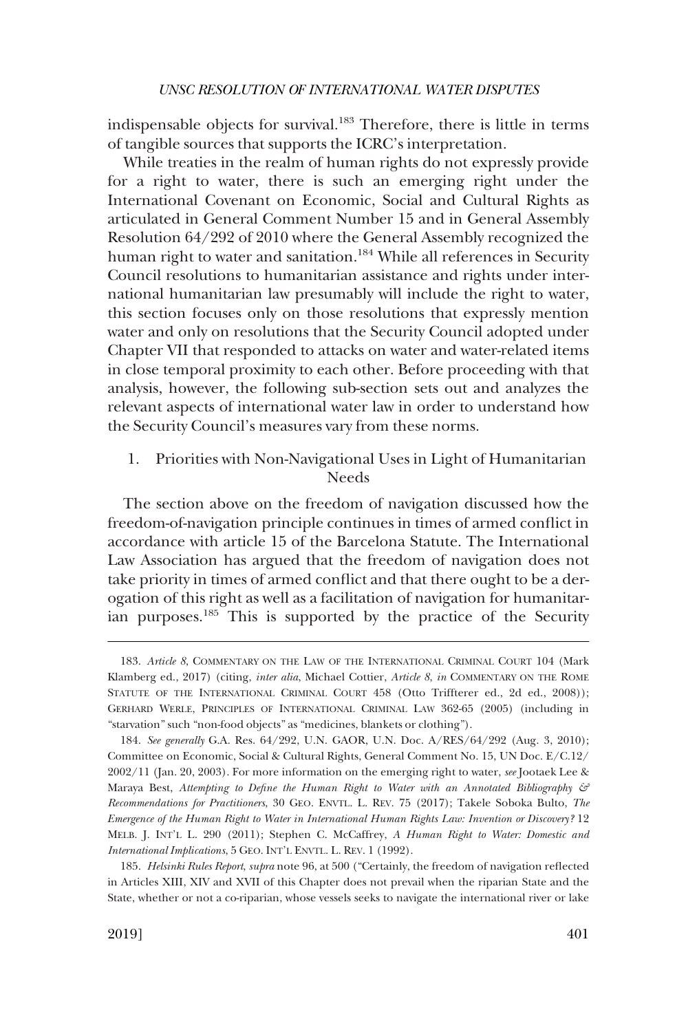indispensable objects for survival.[183] Therefore, there is little in terms of tangible sources that supports the ICRC's interpretation.

While treaties in the realm of human rights do not expressly provide for a right to water, there is such an emerging right under the International Covenant on Economic, Social and Cultural Rights as articulated in General Comment Number 15 and in General Assembly Resolution 64/292 of 2010 where the General Assembly recognized the human right to water and sanitation.[184] While all references in Security Council resolutions to humanitarian assistance and rights under international humanitarian law presumably will include the right to water, this section focuses only on those resolutions that expressly mention water and only on resolutions that the Security Council adopted under Chapter VII that responded to attacks on water and water-related items in close temporal proximity to each other. Before proceeding with that analysis, however, the following sub-section sets out and analyzes the relevant aspects of international water law in order to understand how the Security Council's measures vary from these norms.

### 1. Priorities with Non-Navigational Uses in Light of Humanitarian Needs

The section above on the freedom of navigation discussed how the freedom-of-navigation principle continues in times of armed conflict in accordance with article 15 of the Barcelona Statute. The International Law Association has argued that the freedom of navigation does not take priority in times of armed conflict and that there ought to be a derogation of this right as well as a facilitation of navigation for humanitarian purposes.[185] This is supported by the practice of the Security

---

183. *Article 8*, COMMENTARY ON THE LAW OF THE INTERNATIONAL CRIMINAL COURT 104 (Mark Klamberg ed., 2017) (citing, *inter alia*, Michael Cottier, *Article 8*, *in* COMMENTARY ON THE ROME STATUTE OF THE INTERNATIONAL CRIMINAL COURT 458 (Otto Triffterer ed., 2d ed., 2008)); GERHARD WERLE, PRINCIPLES OF INTERNATIONAL CRIMINAL LAW 362-65 (2005) (including in "starvation" such "non-food objects" as "medicines, blankets or clothing").

184. *See generally* G.A. Res. 64/292, U.N. GAOR, U.N. Doc. A/RES/64/292 (Aug. 3, 2010); Committee on Economic, Social & Cultural Rights, General Comment No. 15, UN Doc. E/C.12/2002/11 (Jan. 20, 2003). For more information on the emerging right to water, *see* Jootaek Lee & Maraya Best, *Attempting to Define the Human Right to Water with an Annotated Bibliography & Recommendations for Practitioners*, 30 GEO. ENVTL. L. REV. 75 (2017); Takele Soboka Bulto, *The Emergence of the Human Right to Water in International Human Rights Law: Invention or Discovery?* 12 MELB. J. INT'L L. 290 (2011); Stephen C. McCaffrey, *A Human Right to Water: Domestic and International Implications*, 5 GEO. INT'L ENVTL. L. REV. 1 (1992).

185. *Helsinki Rules Report*, *supra* note 96, at 500 ("Certainly, the freedom of navigation reflected in Articles XIII, XIV and XVII of this Chapter does not prevail when the riparian State and the State, whether or not a co-riparian, whose vessels seeks to navigate the international river or lake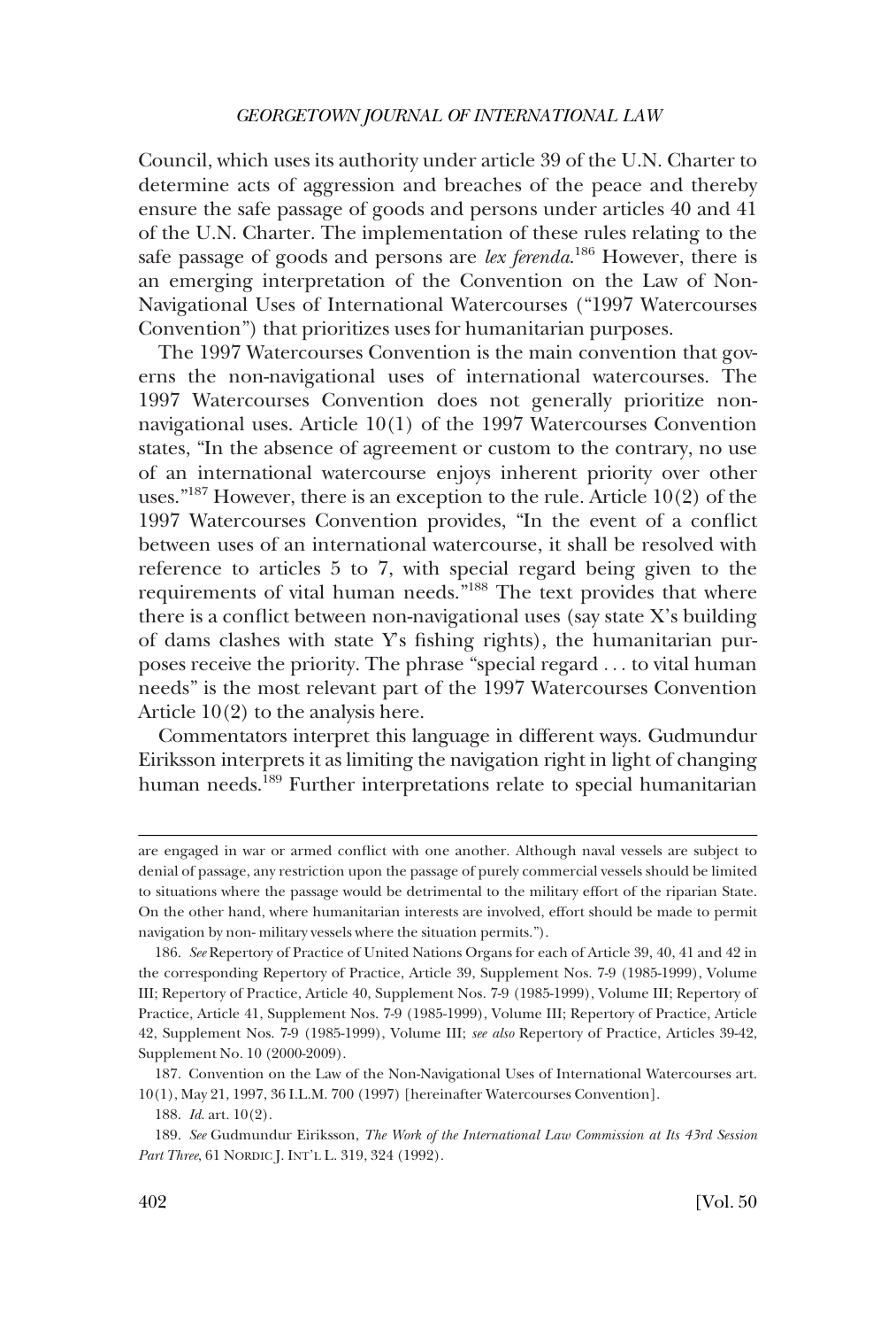Council, which uses its authority under article 39 of the U.N. Charter to determine acts of aggression and breaches of the peace and thereby ensure the safe passage of goods and persons under articles 40 and 41 of the U.N. Charter. The implementation of these rules relating to the safe passage of goods and persons are *lex ferenda*.[186] However, there is an emerging interpretation of the Convention on the Law of Non-Navigational Uses of International Watercourses ("1997 Watercourses Convention") that prioritizes uses for humanitarian purposes.

The 1997 Watercourses Convention is the main convention that governs the non-navigational uses of international watercourses. The 1997 Watercourses Convention does not generally prioritize non-navigational uses. Article 10(1) of the 1997 Watercourses Convention states, "In the absence of agreement or custom to the contrary, no use of an international watercourse enjoys inherent priority over other uses."[187] However, there is an exception to the rule. Article 10(2) of the 1997 Watercourses Convention provides, "In the event of a conflict between uses of an international watercourse, it shall be resolved with reference to articles 5 to 7, with special regard being given to the requirements of vital human needs."[188] The text provides that where there is a conflict between non-navigational uses (say state X's building of dams clashes with state Y's fishing rights), the humanitarian purposes receive the priority. The phrase "special regard . . . to vital human needs" is the most relevant part of the 1997 Watercourses Convention Article 10(2) to the analysis here.

Commentators interpret this language in different ways. Gudmundur Eiriksson interprets it as limiting the navigation right in light of changing human needs.[189] Further interpretations relate to special humanitarian

---

are engaged in war or armed conflict with one another. Although naval vessels are subject to denial of passage, any restriction upon the passage of purely commercial vessels should be limited to situations where the passage would be detrimental to the military effort of the riparian State. On the other hand, where humanitarian interests are involved, effort should be made to permit navigation by non- military vessels where the situation permits.").

186. *See* Repertory of Practice of United Nations Organs for each of Article 39, 40, 41 and 42 in the corresponding Repertory of Practice, Article 39, Supplement Nos. 7-9 (1985-1999), Volume III; Repertory of Practice, Article 40, Supplement Nos. 7-9 (1985-1999), Volume III; Repertory of Practice, Article 41, Supplement Nos. 7-9 (1985-1999), Volume III; Repertory of Practice, Article 42, Supplement Nos. 7-9 (1985-1999), Volume III; *see also* Repertory of Practice, Articles 39-42, Supplement No. 10 (2000-2009).

187. Convention on the Law of the Non-Navigational Uses of International Watercourses art. 10(1), May 21, 1997, 36 I.L.M. 700 (1997) [hereinafter Watercourses Convention].

188. *Id.* art. 10(2).

189. *See* Gudmundur Eiriksson, *The Work of the International Law Commission at Its 43rd Session Part Three*, 61 NORDIC J. INT'L L. 319, 324 (1992).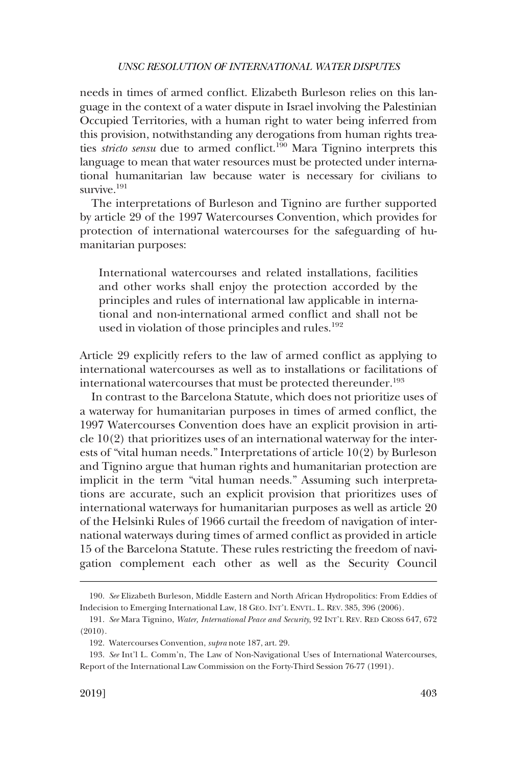needs in times of armed conflict. Elizabeth Burleson relies on this language in the context of a water dispute in Israel involving the Palestinian Occupied Territories, with a human right to water being inferred from this provision, notwithstanding any derogations from human rights treaties *stricto sensu* due to armed conflict.[190] Mara Tignino interprets this language to mean that water resources must be protected under international humanitarian law because water is necessary for civilians to survive.[191]

The interpretations of Burleson and Tignino are further supported by article 29 of the 1997 Watercourses Convention, which provides for protection of international watercourses for the safeguarding of humanitarian purposes:

> International watercourses and related installations, facilities and other works shall enjoy the protection accorded by the principles and rules of international law applicable in international and non-international armed conflict and shall not be used in violation of those principles and rules.[192]

Article 29 explicitly refers to the law of armed conflict as applying to international watercourses as well as to installations or facilitations of international watercourses that must be protected thereunder.[193]

In contrast to the Barcelona Statute, which does not prioritize uses of a waterway for humanitarian purposes in times of armed conflict, the 1997 Watercourses Convention does have an explicit provision in article 10(2) that prioritizes uses of an international waterway for the interests of "vital human needs." Interpretations of article 10(2) by Burleson and Tignino argue that human rights and humanitarian protection are implicit in the term "vital human needs." Assuming such interpretations are accurate, such an explicit provision that prioritizes uses of international waterways for humanitarian purposes as well as article 20 of the Helsinki Rules of 1966 curtail the freedom of navigation of international waterways during times of armed conflict as provided in article 15 of the Barcelona Statute. These rules restricting the freedom of navigation complement each other as well as the Security Council

---

190. *See* Elizabeth Burleson, Middle Eastern and North African Hydropolitics: From Eddies of Indecision to Emerging International Law, 18 GEO. INT'L ENVTL. L. REV. 385, 396 (2006).

191. *See* Mara Tignino, *Water, International Peace and Security*, 92 INT'L REV. RED CROSS 647, 672 (2010).

192. Watercourses Convention, *supra* note 187, art. 29.

193. *See* Int'l L. Comm'n, The Law of Non-Navigational Uses of International Watercourses, Report of the International Law Commission on the Forty-Third Session 76-77 (1991).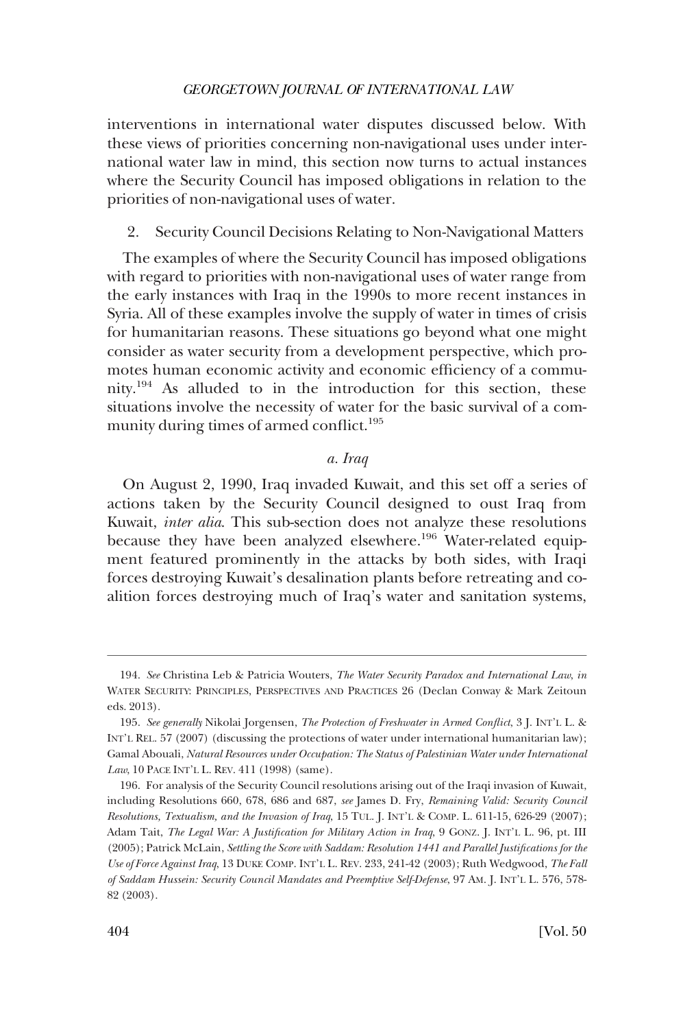interventions in international water disputes discussed below. With these views of priorities concerning non-navigational uses under international water law in mind, this section now turns to actual instances where the Security Council has imposed obligations in relation to the priorities of non-navigational uses of water.

### 2. Security Council Decisions Relating to Non-Navigational Matters

The examples of where the Security Council has imposed obligations with regard to priorities with non-navigational uses of water range from the early instances with Iraq in the 1990s to more recent instances in Syria. All of these examples involve the supply of water in times of crisis for humanitarian reasons. These situations go beyond what one might consider as water security from a development perspective, which promotes human economic activity and economic efficiency of a community.[194] As alluded to in the introduction for this section, these situations involve the necessity of water for the basic survival of a community during times of armed conflict.[195]

#### *a. Iraq*

On August 2, 1990, Iraq invaded Kuwait, and this set off a series of actions taken by the Security Council designed to oust Iraq from Kuwait, *inter alia*. This sub-section does not analyze these resolutions because they have been analyzed elsewhere.[196] Water-related equipment featured prominently in the attacks by both sides, with Iraqi forces destroying Kuwait's desalination plants before retreating and coalition forces destroying much of Iraq's water and sanitation systems,

---

194. *See* Christina Leb & Patricia Wouters, *The Water Security Paradox and International Law*, *in* WATER SECURITY: PRINCIPLES, PERSPECTIVES AND PRACTICES 26 (Declan Conway & Mark Zeitoun eds. 2013).

195. *See generally* Nikolai Jorgensen, *The Protection of Freshwater in Armed Conflict*, 3 J. INT'L L. & INT'L REL. 57 (2007) (discussing the protections of water under international humanitarian law); Gamal Abouali, *Natural Resources under Occupation: The Status of Palestinian Water under International Law*, 10 PACE INT'L L. REV. 411 (1998) (same).

196. For analysis of the Security Council resolutions arising out of the Iraqi invasion of Kuwait, including Resolutions 660, 678, 686 and 687, *see* James D. Fry, *Remaining Valid: Security Council Resolutions, Textualism, and the Invasion of Iraq*, 15 TUL. J. INT'L & COMP. L. 611-15, 626-29 (2007); Adam Tait, *The Legal War: A Justification for Military Action in Iraq*, 9 GONZ. J. INT'L L. 96, pt. III (2005); Patrick McLain, *Settling the Score with Saddam: Resolution 1441 and Parallel Justifications for the Use of Force Against Iraq*, 13 DUKE COMP. INT'L L. REV. 233, 241-42 (2003); Ruth Wedgwood, *The Fall of Saddam Hussein: Security Council Mandates and Preemptive Self-Defense*, 97 AM. J. INT'L L. 576, 578-82 (2003).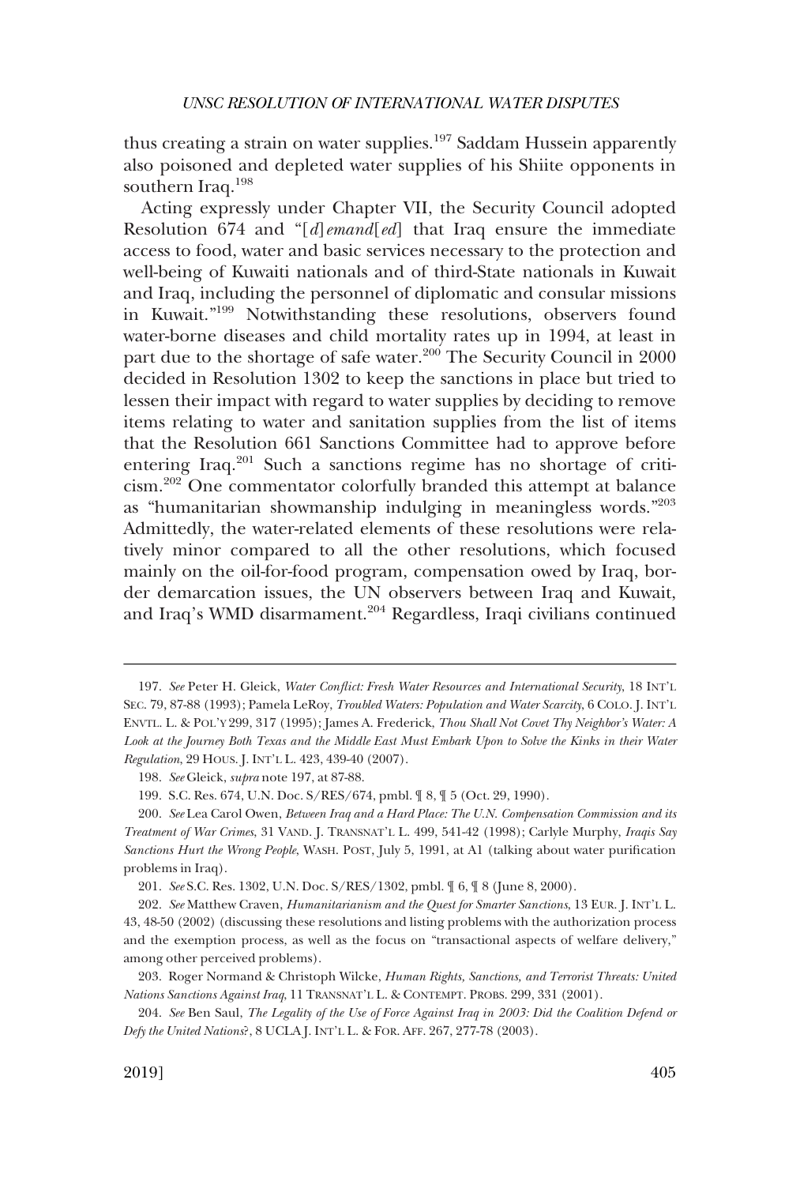thus creating a strain on water supplies.[197] Saddam Hussein apparently also poisoned and depleted water supplies of his Shiite opponents in southern Iraq.[198]

Acting expressly under Chapter VII, the Security Council adopted Resolution 674 and "[*d*]*emand*[*ed*] that Iraq ensure the immediate access to food, water and basic services necessary to the protection and well-being of Kuwaiti nationals and of third-State nationals in Kuwait and Iraq, including the personnel of diplomatic and consular missions in Kuwait."[199] Notwithstanding these resolutions, observers found water-borne diseases and child mortality rates up in 1994, at least in part due to the shortage of safe water.[200] The Security Council in 2000 decided in Resolution 1302 to keep the sanctions in place but tried to lessen their impact with regard to water supplies by deciding to remove items relating to water and sanitation supplies from the list of items that the Resolution 661 Sanctions Committee had to approve before entering Iraq.[201] Such a sanctions regime has no shortage of criticism.[202] One commentator colorfully branded this attempt at balance as "humanitarian showmanship indulging in meaningless words."[203] Admittedly, the water-related elements of these resolutions were relatively minor compared to all the other resolutions, which focused mainly on the oil-for-food program, compensation owed by Iraq, border demarcation issues, the UN observers between Iraq and Kuwait, and Iraq's WMD disarmament.[204] Regardless, Iraqi civilians continued

---

197. *See* Peter H. Gleick, *Water Conflict: Fresh Water Resources and International Security*, 18 INT'L SEC. 79, 87-88 (1993); Pamela LeRoy, *Troubled Waters: Population and Water Scarcity*, 6 COLO. J. INT'L ENVTL. L. & POL'Y 299, 317 (1995); James A. Frederick, *Thou Shall Not Covet Thy Neighbor's Water: A Look at the Journey Both Texas and the Middle East Must Embark Upon to Solve the Kinks in their Water Regulation*, 29 HOUS. J. INT'L L. 423, 439-40 (2007).

198. *See* Gleick, *supra* note 197, at 87-88.

199. S.C. Res. 674, U.N. Doc. S/RES/674, pmbl. ¶ 8, ¶ 5 (Oct. 29, 1990).

200. *See* Lea Carol Owen, *Between Iraq and a Hard Place: The U.N. Compensation Commission and its Treatment of War Crimes*, 31 VAND. J. TRANSNAT'L L. 499, 541-42 (1998); Carlyle Murphy, *Iraqis Say Sanctions Hurt the Wrong People*, WASH. POST, July 5, 1991, at A1 (talking about water purification problems in Iraq).

201. *See* S.C. Res. 1302, U.N. Doc. S/RES/1302, pmbl. ¶ 6, ¶ 8 (June 8, 2000).

202. *See* Matthew Craven, *Humanitarianism and the Quest for Smarter Sanctions*, 13 EUR. J. INT'L L. 43, 48-50 (2002) (discussing these resolutions and listing problems with the authorization process and the exemption process, as well as the focus on "transactional aspects of welfare delivery," among other perceived problems).

203. Roger Normand & Christoph Wilcke, *Human Rights, Sanctions, and Terrorist Threats: United Nations Sanctions Against Iraq*, 11 TRANSNAT'L L. & CONTEMPT. PROBS. 299, 331 (2001).

204. *See* Ben Saul, *The Legality of the Use of Force Against Iraq in 2003: Did the Coalition Defend or Defy the United Nations*?, 8 UCLA J. INT'L L. & FOR. AFF. 267, 277-78 (2003).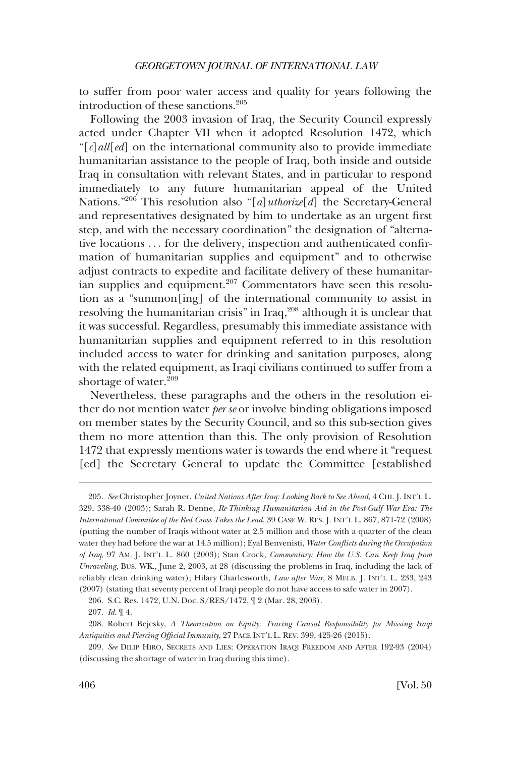to suffer from poor water access and quality for years following the introduction of these sanctions.[205]

Following the 2003 invasion of Iraq, the Security Council expressly acted under Chapter VII when it adopted Resolution 1472, which "[*c*]*all*[*ed*] on the international community also to provide immediate humanitarian assistance to the people of Iraq, both inside and outside Iraq in consultation with relevant States, and in particular to respond immediately to any future humanitarian appeal of the United Nations."[206] This resolution also "[*a*]*uthorize*[*d*] the Secretary-General and representatives designated by him to undertake as an urgent first step, and with the necessary coordination" the designation of "alternative locations . . . for the delivery, inspection and authenticated confirmation of humanitarian supplies and equipment" and to otherwise adjust contracts to expedite and facilitate delivery of these humanitarian supplies and equipment.[207] Commentators have seen this resolution as a "summon[ing] of the international community to assist in resolving the humanitarian crisis" in Iraq,[208] although it is unclear that it was successful. Regardless, presumably this immediate assistance with humanitarian supplies and equipment referred to in this resolution included access to water for drinking and sanitation purposes, along with the related equipment, as Iraqi civilians continued to suffer from a shortage of water.[209]

Nevertheless, these paragraphs and the others in the resolution either do not mention water *per se* or involve binding obligations imposed on member states by the Security Council, and so this sub-section gives them no more attention than this. The only provision of Resolution 1472 that expressly mentions water is towards the end where it "request [ed] the Secretary General to update the Committee [established

---

205. *See* Christopher Joyner, *United Nations After Iraq: Looking Back to See Ahead*, 4 CHI. J. INT'L L. 329, 338-40 (2003); Sarah R. Denne, *Re-Thinking Humanitarian Aid in the Post-Gulf War Era: The International Committee of the Red Cross Takes the Lead*, 39 CASE W. RES. J. INT'L L. 867, 871-72 (2008) (putting the number of Iraqis without water at 2.5 million and those with a quarter of the clean water they had before the war at 14.5 million); Eyal Benvenisti, *Water Conflicts during the Occupation of Iraq*, 97 AM. J. INT'L L. 860 (2003); Stan Crock, *Commentary: How the U.S. Can Keep Iraq from Unraveling*, BUS. WK., June 2, 2003, at 28 (discussing the problems in Iraq, including the lack of reliably clean drinking water); Hilary Charlesworth, *Law after War*, 8 MELB. J. INT'L L. 233, 243 (2007) (stating that seventy percent of Iraqi people do not have access to safe water in 2007).

206. S.C. Res. 1472, U.N. Doc. S/RES/1472, ¶ 2 (Mar. 28, 2003).

207. *Id.* ¶ 4.

208. Robert Bejesky, *A Theorization on Equity: Tracing Causal Responsibility for Missing Iraqi Antiquities and Piercing Official Immunity*, 27 PACE INT'L L. REV. 399, 425-26 (2015).

209. *See* DILIP HIRO, SECRETS AND LIES: OPERATION IRAQI FREEDOM AND AFTER 192-93 (2004) (discussing the shortage of water in Iraq during this time).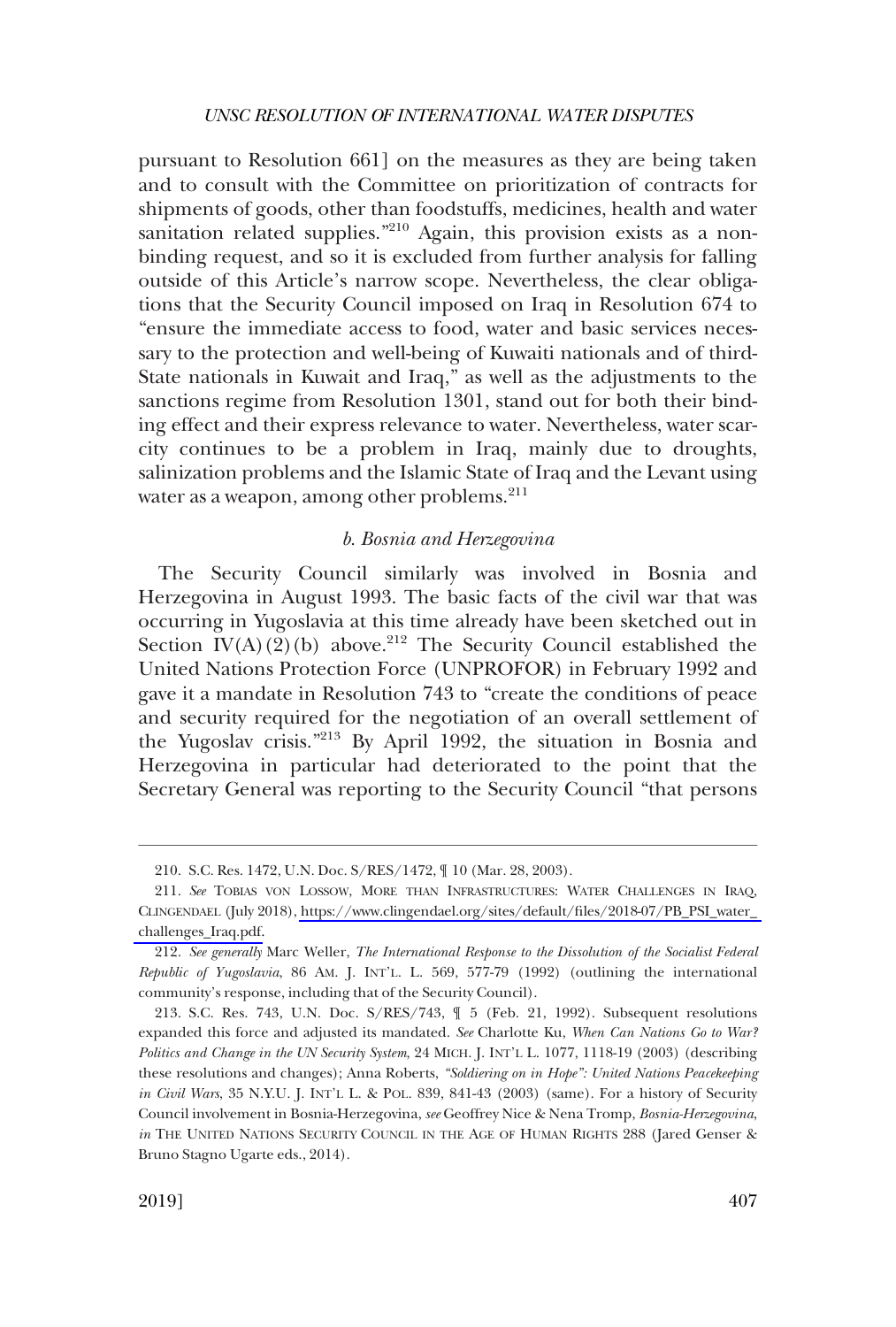pursuant to Resolution 661] on the measures as they are being taken and to consult with the Committee on prioritization of contracts for shipments of goods, other than foodstuffs, medicines, health and water sanitation related supplies."[210] Again, this provision exists as a non-binding request, and so it is excluded from further analysis for falling outside of this Article's narrow scope. Nevertheless, the clear obligations that the Security Council imposed on Iraq in Resolution 674 to "ensure the immediate access to food, water and basic services necessary to the protection and well-being of Kuwaiti nationals and of third-State nationals in Kuwait and Iraq," as well as the adjustments to the sanctions regime from Resolution 1301, stand out for both their binding effect and their express relevance to water. Nevertheless, water scarcity continues to be a problem in Iraq, mainly due to droughts, salinization problems and the Islamic State of Iraq and the Levant using water as a weapon, among other problems.[211]

#### *b. Bosnia and Herzegovina*

The Security Council similarly was involved in Bosnia and Herzegovina in August 1993. The basic facts of the civil war that was occurring in Yugoslavia at this time already have been sketched out in Section IV(A)(2)(b) above.[212] The Security Council established the United Nations Protection Force (UNPROFOR) in February 1992 and gave it a mandate in Resolution 743 to "create the conditions of peace and security required for the negotiation of an overall settlement of the Yugoslav crisis."[213] By April 1992, the situation in Bosnia and Herzegovina in particular had deteriorated to the point that the Secretary General was reporting to the Security Council "that persons

---

210. S.C. Res. 1472, U.N. Doc. S/RES/1472, ¶ 10 (Mar. 28, 2003).

211. *See* TOBIAS VON LOSSOW, MORE THAN INFRASTRUCTURES: WATER CHALLENGES IN IRAQ, CLINGENDAEL (July 2018), https://www.clingendael.org/sites/default/files/2018-07/PB_PSI_water_challenges_Iraq.pdf.

212. *See generally* Marc Weller, *The International Response to the Dissolution of the Socialist Federal Republic of Yugoslavia*, 86 AM. J. INT'L. L. 569, 577-79 (1992) (outlining the international community's response, including that of the Security Council).

213. S.C. Res. 743, U.N. Doc. S/RES/743, ¶ 5 (Feb. 21, 1992). Subsequent resolutions expanded this force and adjusted its mandated. *See* Charlotte Ku, *When Can Nations Go to War? Politics and Change in the UN Security System*, 24 MICH. J. INT'L L. 1077, 1118-19 (2003) (describing these resolutions and changes); Anna Roberts, *"Soldiering on in Hope": United Nations Peacekeeping in Civil Wars*, 35 N.Y.U. J. INT'L L. & POL. 839, 841-43 (2003) (same). For a history of Security Council involvement in Bosnia-Herzegovina, *see* Geoffrey Nice & Nena Tromp, *Bosnia-Herzegovina*, *in* THE UNITED NATIONS SECURITY COUNCIL IN THE AGE OF HUMAN RIGHTS 288 (Jared Genser & Bruno Stagno Ugarte eds., 2014).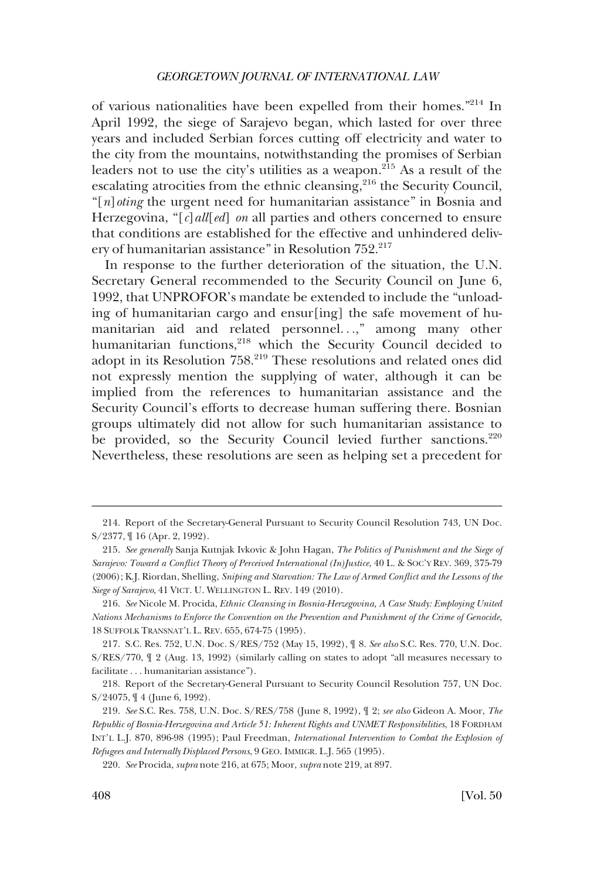of various nationalities have been expelled from their homes."[214] In April 1992, the siege of Sarajevo began, which lasted for over three years and included Serbian forces cutting off electricity and water to the city from the mountains, notwithstanding the promises of Serbian leaders not to use the city's utilities as a weapon.[215] As a result of the escalating atrocities from the ethnic cleansing,[216] the Security Council, "[*n*]*oting* the urgent need for humanitarian assistance" in Bosnia and Herzegovina, "[*c*]*all*[*ed*] *on* all parties and others concerned to ensure that conditions are established for the effective and unhindered delivery of humanitarian assistance" in Resolution 752.[217]

In response to the further deterioration of the situation, the U.N. Secretary General recommended to the Security Council on June 6, 1992, that UNPROFOR's mandate be extended to include the "unloading of humanitarian cargo and ensur[ing] the safe movement of humanitarian aid and related personnel. . .," among many other humanitarian functions,[218] which the Security Council decided to adopt in its Resolution 758.[219] These resolutions and related ones did not expressly mention the supplying of water, although it can be implied from the references to humanitarian assistance and the Security Council's efforts to decrease human suffering there. Bosnian groups ultimately did not allow for such humanitarian assistance to be provided, so the Security Council levied further sanctions.[220] Nevertheless, these resolutions are seen as helping set a precedent for

---

214. Report of the Secretary-General Pursuant to Security Council Resolution 743, UN Doc. S/2377, ¶ 16 (Apr. 2, 1992).

215. *See generally* Sanja Kutnjak Ivkovic & John Hagan, *The Politics of Punishment and the Siege of Sarajevo: Toward a Conflict Theory of Perceived International (In)Justice*, 40 L. & SOC'Y REV. 369, 375-79 (2006); K.J. Riordan, Shelling, *Sniping and Starvation: The Law of Armed Conflict and the Lessons of the Siege of Sarajevo*, 41 VICT. U. WELLINGTON L. REV. 149 (2010).

216. *See* Nicole M. Procida, *Ethnic Cleansing in Bosnia-Herzegovina, A Case Study: Employing United Nations Mechanisms to Enforce the Convention on the Prevention and Punishment of the Crime of Genocide*, 18 SUFFOLK TRANSNAT'L L. REV. 655, 674-75 (1995).

217. S.C. Res. 752, U.N. Doc. S/RES/752 (May 15, 1992), ¶ 8. *See also* S.C. Res. 770, U.N. Doc. S/RES/770, ¶ 2 (Aug. 13, 1992) (similarly calling on states to adopt "all measures necessary to facilitate . . . humanitarian assistance").

218. Report of the Secretary-General Pursuant to Security Council Resolution 757, UN Doc. S/24075, ¶ 4 (June 6, 1992).

219. *See* S.C. Res. 758, U.N. Doc. S/RES/758 (June 8, 1992), ¶ 2; *see also* Gideon A. Moor, *The Republic of Bosnia-Herzegovina and Article 51: Inherent Rights and UNMET Responsibilities*, 18 FORDHAM INT'L L.J. 870, 896-98 (1995); Paul Freedman, *International Intervention to Combat the Explosion of Refugees and Internally Displaced Persons*, 9 GEO. IMMIGR. L.J. 565 (1995).

220. *See* Procida, *supra* note 216, at 675; Moor, *supra* note 219, at 897.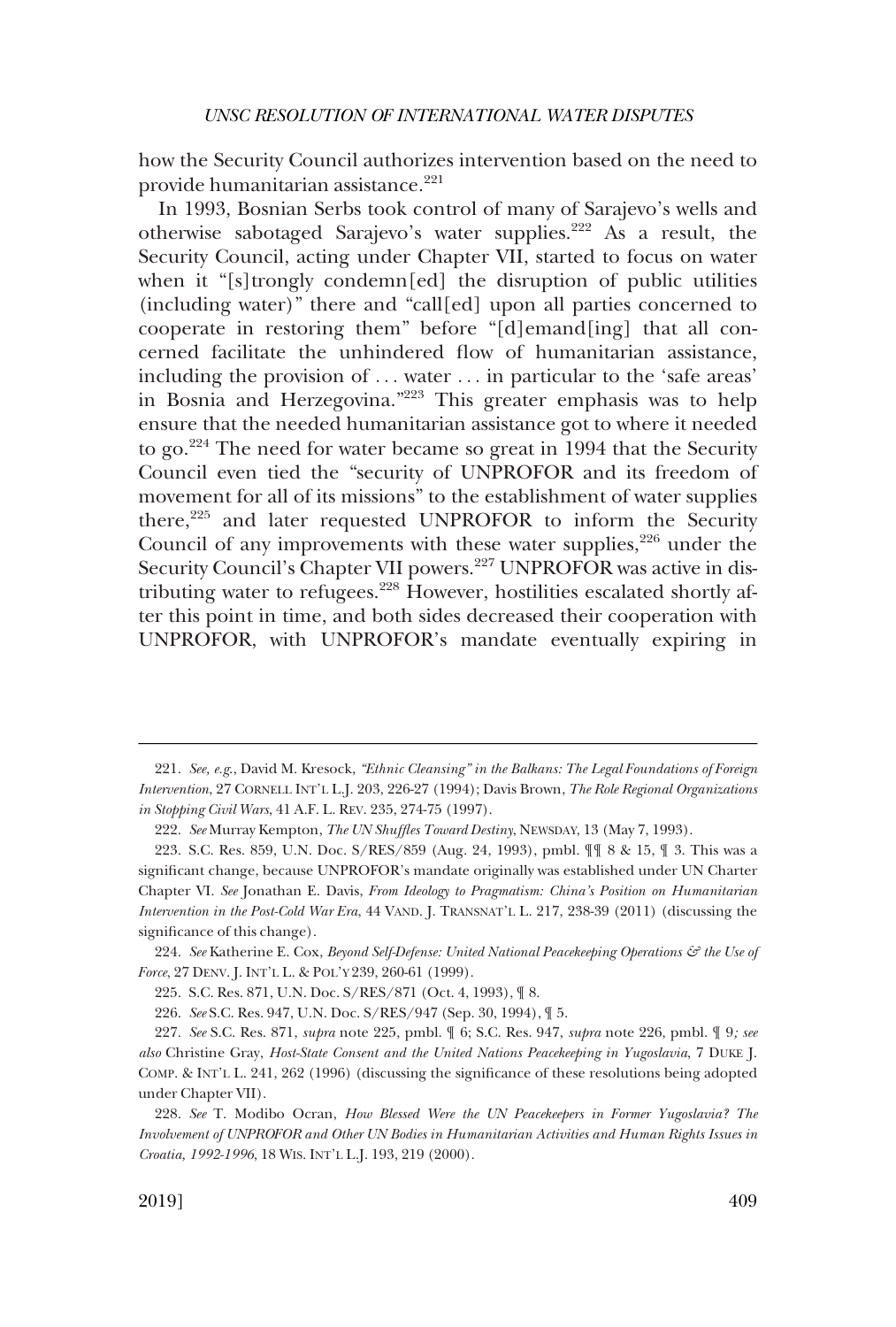how the Security Council authorizes intervention based on the need to provide humanitarian assistance.[221]

In 1993, Bosnian Serbs took control of many of Sarajevo's wells and otherwise sabotaged Sarajevo's water supplies.[222] As a result, the Security Council, acting under Chapter VII, started to focus on water when it "[s]trongly condemn[ed] the disruption of public utilities (including water)" there and "call[ed] upon all parties concerned to cooperate in restoring them" before "[d]emand[ing] that all concerned facilitate the unhindered flow of humanitarian assistance, including the provision of . . . water . . . in particular to the 'safe areas' in Bosnia and Herzegovina."[223] This greater emphasis was to help ensure that the needed humanitarian assistance got to where it needed to go.[224] The need for water became so great in 1994 that the Security Council even tied the "security of UNPROFOR and its freedom of movement for all of its missions" to the establishment of water supplies there,[225] and later requested UNPROFOR to inform the Security Council of any improvements with these water supplies,[226] under the Security Council's Chapter VII powers.[227] UNPROFOR was active in distributing water to refugees.[228] However, hostilities escalated shortly after this point in time, and both sides decreased their cooperation with UNPROFOR, with UNPROFOR's mandate eventually expiring in

---

221. *See, e.g.*, David M. Kresock, *"Ethnic Cleansing" in the Balkans: The Legal Foundations of Foreign Intervention*, 27 CORNELL INT'L L.J. 203, 226-27 (1994); Davis Brown, *The Role Regional Organizations in Stopping Civil Wars*, 41 A.F. L. REV. 235, 274-75 (1997).

222. *See* Murray Kempton, *The UN Shuffles Toward Destiny*, NEWSDAY, 13 (May 7, 1993).

223. S.C. Res. 859, U.N. Doc. S/RES/859 (Aug. 24, 1993), pmbl. ¶¶ 8 & 15, ¶ 3. This was a significant change, because UNPROFOR's mandate originally was established under UN Charter Chapter VI. *See* Jonathan E. Davis, *From Ideology to Pragmatism: China's Position on Humanitarian Intervention in the Post-Cold War Era*, 44 VAND. J. TRANSNAT'L L. 217, 238-39 (2011) (discussing the significance of this change).

224. *See* Katherine E. Cox, *Beyond Self-Defense: United National Peacekeeping Operations & the Use of Force*, 27 DENV. J. INT'L L. & POL'Y 239, 260-61 (1999).

225. S.C. Res. 871, U.N. Doc. S/RES/871 (Oct. 4, 1993), ¶ 8.

226. *See* S.C. Res. 947, U.N. Doc. S/RES/947 (Sep. 30, 1994), ¶ 5.

227. *See* S.C. Res. 871, *supra* note 225, pmbl. ¶ 6; S.C. Res. 947, *supra* note 226, pmbl. ¶ 9*; see also* Christine Gray, *Host-State Consent and the United Nations Peacekeeping in Yugoslavia*, 7 DUKE J. COMP. & INT'L L. 241, 262 (1996) (discussing the significance of these resolutions being adopted under Chapter VII).

228. *See* T. Modibo Ocran, *How Blessed Were the UN Peacekeepers in Former Yugoslavia? The Involvement of UNPROFOR and Other UN Bodies in Humanitarian Activities and Human Rights Issues in Croatia, 1992-1996*, 18 WIS. INT'L L.J. 193, 219 (2000).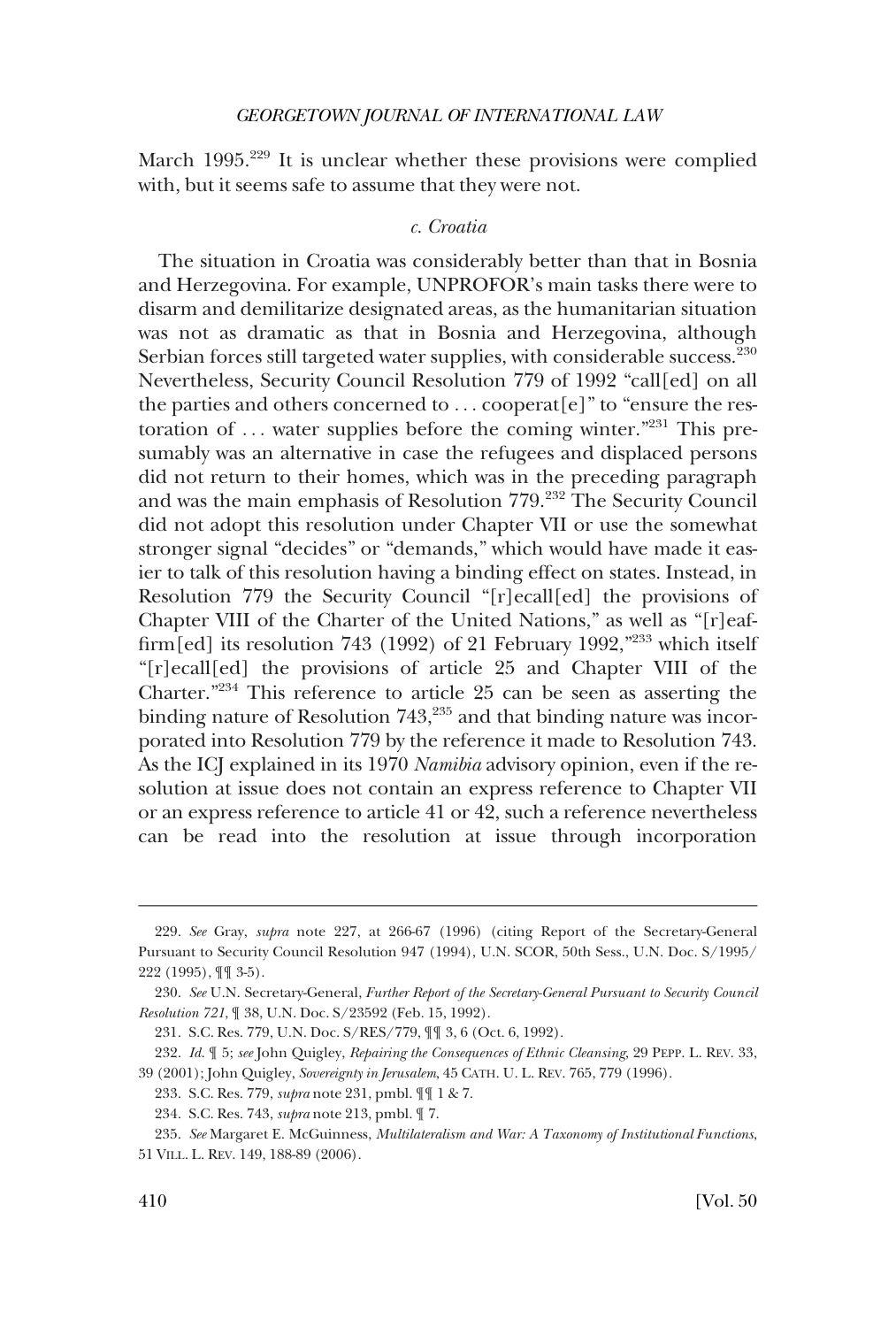March 1995.[229] It is unclear whether these provisions were complied with, but it seems safe to assume that they were not.

### *c. Croatia*

The situation in Croatia was considerably better than that in Bosnia and Herzegovina. For example, UNPROFOR's main tasks there were to disarm and demilitarize designated areas, as the humanitarian situation was not as dramatic as that in Bosnia and Herzegovina, although Serbian forces still targeted water supplies, with considerable success.[230] Nevertheless, Security Council Resolution 779 of 1992 "call[ed] on all the parties and others concerned to . . . cooperat[e]" to "ensure the restoration of . . . water supplies before the coming winter."[231] This presumably was an alternative in case the refugees and displaced persons did not return to their homes, which was in the preceding paragraph and was the main emphasis of Resolution 779.[232] The Security Council did not adopt this resolution under Chapter VII or use the somewhat stronger signal "decides" or "demands," which would have made it easier to talk of this resolution having a binding effect on states. Instead, in Resolution 779 the Security Council "[r]ecall[ed] the provisions of Chapter VIII of the Charter of the United Nations," as well as "[r]eaffirm[ed] its resolution 743 (1992) of 21 February 1992,"[233] which itself "[r]ecall[ed] the provisions of article 25 and Chapter VIII of the Charter."[234] This reference to article 25 can be seen as asserting the binding nature of Resolution 743,[235] and that binding nature was incorporated into Resolution 779 by the reference it made to Resolution 743. As the ICJ explained in its 1970 *Namibia* advisory opinion, even if the resolution at issue does not contain an express reference to Chapter VII or an express reference to article 41 or 42, such a reference nevertheless can be read into the resolution at issue through incorporation

---

229. *See* Gray, *supra* note 227, at 266-67 (1996) (citing Report of the Secretary-General Pursuant to Security Council Resolution 947 (1994), U.N. SCOR, 50th Sess., U.N. Doc. S/1995/222 (1995), ¶¶ 3-5).

230. *See* U.N. Secretary-General, *Further Report of the Secretary-General Pursuant to Security Council Resolution 721*, ¶ 38, U.N. Doc. S/23592 (Feb. 15, 1992).

231. S.C. Res. 779, U.N. Doc. S/RES/779, ¶¶ 3, 6 (Oct. 6, 1992).

232. *Id.* ¶ 5; *see* John Quigley, *Repairing the Consequences of Ethnic Cleansing*, 29 PEPP. L. REV. 33, 39 (2001); John Quigley, *Sovereignty in Jerusalem*, 45 CATH. U. L. REV. 765, 779 (1996).

233. S.C. Res. 779, *supra* note 231, pmbl. ¶¶ 1 & 7.

234. S.C. Res. 743, *supra* note 213, pmbl. ¶ 7.

235. *See* Margaret E. McGuinness, *Multilateralism and War: A Taxonomy of Institutional Functions*, 51 VILL. L. REV. 149, 188-89 (2006).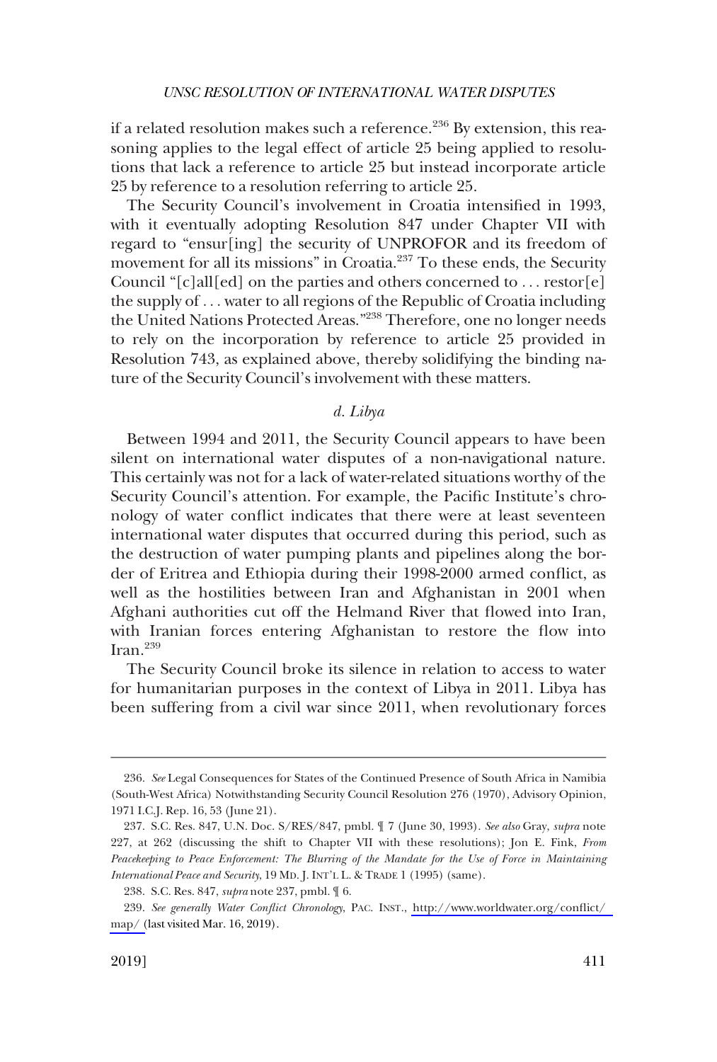if a related resolution makes such a reference.[236] By extension, this reasoning applies to the legal effect of article 25 being applied to resolutions that lack a reference to article 25 but instead incorporate article 25 by reference to a resolution referring to article 25.

The Security Council's involvement in Croatia intensified in 1993, with it eventually adopting Resolution 847 under Chapter VII with regard to "ensur[ing] the security of UNPROFOR and its freedom of movement for all its missions" in Croatia.[237] To these ends, the Security Council "[c]all[ed] on the parties and others concerned to . . . restor[e] the supply of . . . water to all regions of the Republic of Croatia including the United Nations Protected Areas."[238] Therefore, one no longer needs to rely on the incorporation by reference to article 25 provided in Resolution 743, as explained above, thereby solidifying the binding nature of the Security Council's involvement with these matters.

#### *d. Libya*

Between 1994 and 2011, the Security Council appears to have been silent on international water disputes of a non-navigational nature. This certainly was not for a lack of water-related situations worthy of the Security Council's attention. For example, the Pacific Institute's chronology of water conflict indicates that there were at least seventeen international water disputes that occurred during this period, such as the destruction of water pumping plants and pipelines along the border of Eritrea and Ethiopia during their 1998-2000 armed conflict, as well as the hostilities between Iran and Afghanistan in 2001 when Afghani authorities cut off the Helmand River that flowed into Iran, with Iranian forces entering Afghanistan to restore the flow into Iran.[239]

The Security Council broke its silence in relation to access to water for humanitarian purposes in the context of Libya in 2011. Libya has been suffering from a civil war since 2011, when revolutionary forces

---

236. *See* Legal Consequences for States of the Continued Presence of South Africa in Namibia (South-West Africa) Notwithstanding Security Council Resolution 276 (1970), Advisory Opinion, 1971 I.C.J. Rep. 16, 53 (June 21).

237. S.C. Res. 847, U.N. Doc. S/RES/847, pmbl. ¶ 7 (June 30, 1993). *See also* Gray, *supra* note 227, at 262 (discussing the shift to Chapter VII with these resolutions); Jon E. Fink, *From Peacekeeping to Peace Enforcement: The Blurring of the Mandate for the Use of Force in Maintaining International Peace and Security*, 19 MD. J. INT'L L. & TRADE 1 (1995) (same).

238. S.C. Res. 847, *supra* note 237, pmbl. ¶ 6.

239. *See generally Water Conflict Chronology*, PAC. INST., http://www.worldwater.org/conflict/map/ (last visited Mar. 16, 2019).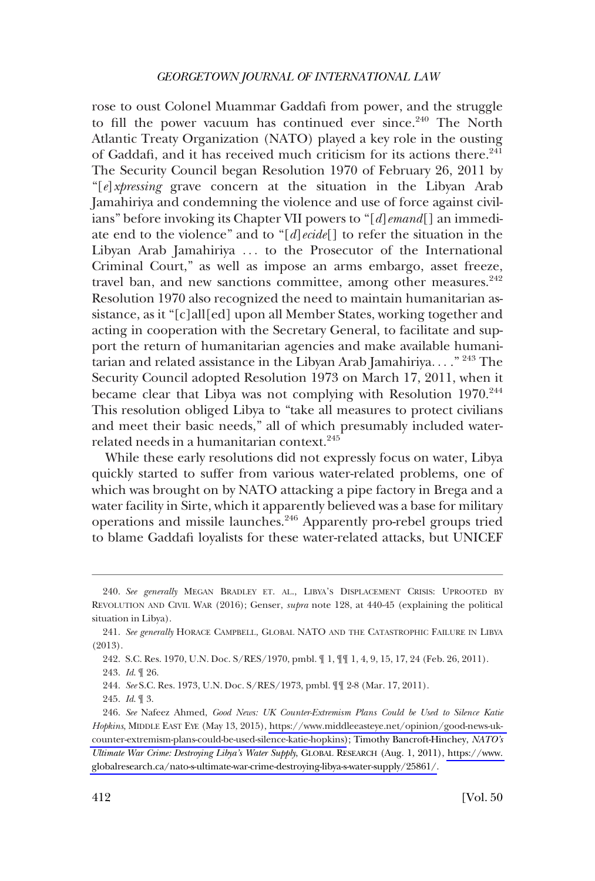rose to oust Colonel Muammar Gaddafi from power, and the struggle to fill the power vacuum has continued ever since.[240] The North Atlantic Treaty Organization (NATO) played a key role in the ousting of Gaddafi, and it has received much criticism for its actions there.[241] The Security Council began Resolution 1970 of February 26, 2011 by "[*e*]*xpressing* grave concern at the situation in the Libyan Arab Jamahiriya and condemning the violence and use of force against civilians" before invoking its Chapter VII powers to "[*d*]*emand*[] an immediate end to the violence" and to "[*d*]*ecide*[] to refer the situation in the Libyan Arab Jamahiriya . . . to the Prosecutor of the International Criminal Court," as well as impose an arms embargo, asset freeze, travel ban, and new sanctions committee, among other measures.[242] Resolution 1970 also recognized the need to maintain humanitarian assistance, as it "[c]all[ed] upon all Member States, working together and acting in cooperation with the Secretary General, to facilitate and support the return of humanitarian agencies and make available humanitarian and related assistance in the Libyan Arab Jamahiriya. . . ." [243] The Security Council adopted Resolution 1973 on March 17, 2011, when it became clear that Libya was not complying with Resolution 1970.[244] This resolution obliged Libya to "take all measures to protect civilians and meet their basic needs," all of which presumably included water-related needs in a humanitarian context.[245]

While these early resolutions did not expressly focus on water, Libya quickly started to suffer from various water-related problems, one of which was brought on by NATO attacking a pipe factory in Brega and a water facility in Sirte, which it apparently believed was a base for military operations and missile launches.[246] Apparently pro-rebel groups tried to blame Gaddafi loyalists for these water-related attacks, but UNICEF

---

240. *See generally* MEGAN BRADLEY ET. AL., LIBYA'S DISPLACEMENT CRISIS: UPROOTED BY REVOLUTION AND CIVIL WAR (2016); Genser, *supra* note 128, at 440-45 (explaining the political situation in Libya).

241. *See generally* HORACE CAMPBELL, GLOBAL NATO AND THE CATASTROPHIC FAILURE IN LIBYA (2013).

242. S.C. Res. 1970, U.N. Doc. S/RES/1970, pmbl. ¶ 1, ¶¶ 1, 4, 9, 15, 17, 24 (Feb. 26, 2011).

243. *Id.* ¶ 26.

244. *See* S.C. Res. 1973, U.N. Doc. S/RES/1973, pmbl. ¶¶ 2-8 (Mar. 17, 2011).

245. *Id.* ¶ 3.

246. *See* Nafeez Ahmed, *Good News: UK Counter-Extremism Plans Could be Used to Silence Katie Hopkins*, MIDDLE EAST EYE (May 13, 2015), https://www.middleeasteye.net/opinion/good-news-uk-counter-extremism-plans-could-be-used-silence-katie-hopkins); Timothy Bancroft-Hinchey, *NATO's Ultimate War Crime: Destroying Libya's Water Supply*, GLOBAL RESEARCH (Aug. 1, 2011), https://www.globalresearch.ca/nato-s-ultimate-war-crime-destroying-libya-s-water-supply/25861/.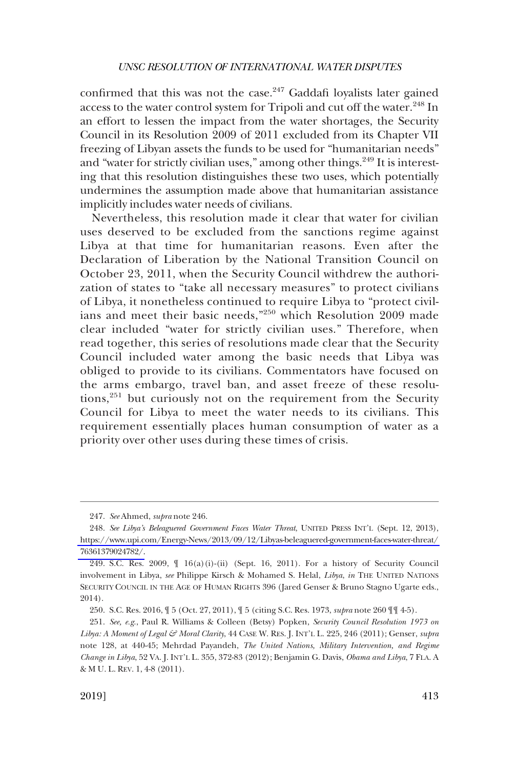confirmed that this was not the case.[247] Gaddafi loyalists later gained access to the water control system for Tripoli and cut off the water.[248] In an effort to lessen the impact from the water shortages, the Security Council in its Resolution 2009 of 2011 excluded from its Chapter VII freezing of Libyan assets the funds to be used for "humanitarian needs" and "water for strictly civilian uses," among other things.[249] It is interesting that this resolution distinguishes these two uses, which potentially undermines the assumption made above that humanitarian assistance implicitly includes water needs of civilians.

Nevertheless, this resolution made it clear that water for civilian uses deserved to be excluded from the sanctions regime against Libya at that time for humanitarian reasons. Even after the Declaration of Liberation by the National Transition Council on October 23, 2011, when the Security Council withdrew the authorization of states to "take all necessary measures" to protect civilians of Libya, it nonetheless continued to require Libya to "protect civilians and meet their basic needs,"[250] which Resolution 2009 made clear included "water for strictly civilian uses." Therefore, when read together, this series of resolutions made clear that the Security Council included water among the basic needs that Libya was obliged to provide to its civilians. Commentators have focused on the arms embargo, travel ban, and asset freeze of these resolutions,[251] but curiously not on the requirement from the Security Council for Libya to meet the water needs to its civilians. This requirement essentially places human consumption of water as a priority over other uses during these times of crisis.

---

247. *See* Ahmed, *supra* note 246.

248. *See Libya's Beleaguered Government Faces Water Threat*, UNITED PRESS INT'L (Sept. 12, 2013), https://www.upi.com/Energy-News/2013/09/12/Libyas-beleaguered-government-faces-water-threat/76361379024782/.

249. S.C. Res. 2009, ¶ 16(a)(i)-(ii) (Sept. 16, 2011). For a history of Security Council involvement in Libya, *see* Philippe Kirsch & Mohamed S. Helal, *Libya*, *in* THE UNITED NATIONS SECURITY COUNCIL IN THE AGE OF HUMAN RIGHTS 396 (Jared Genser & Bruno Stagno Ugarte eds., 2014).

250. S.C. Res. 2016, ¶ 5 (Oct. 27, 2011), ¶ 5 (citing S.C. Res. 1973, *supra* note 260 ¶¶ 4-5).

251. *See, e.g.*, Paul R. Williams & Colleen (Betsy) Popken, *Security Council Resolution 1973 on Libya: A Moment of Legal & Moral Clarity*, 44 CASE W. RES. J. INT'L L. 225, 246 (2011); Genser, *supra* note 128, at 440-45; Mehrdad Payandeh, *The United Nations, Military Intervention, and Regime Change in Libya*, 52 VA. J. INT'L L. 355, 372-83 (2012); Benjamin G. Davis, *Obama and Libya*, 7 FLA. A & M U. L. REV. 1, 4-8 (2011).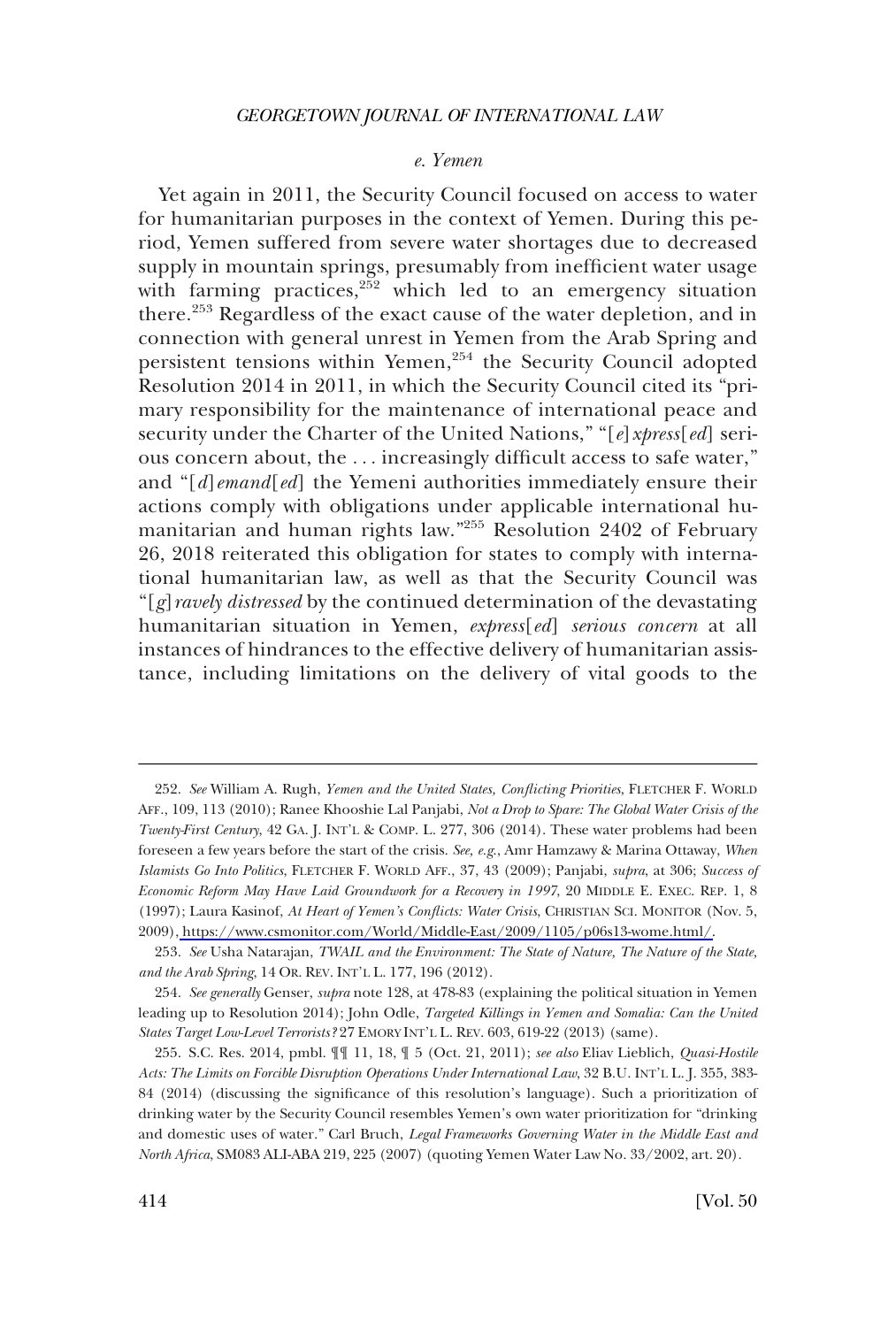#### *e. Yemen*

Yet again in 2011, the Security Council focused on access to water for humanitarian purposes in the context of Yemen. During this period, Yemen suffered from severe water shortages due to decreased supply in mountain springs, presumably from inefficient water usage with farming practices,[252] which led to an emergency situation there.[253] Regardless of the exact cause of the water depletion, and in connection with general unrest in Yemen from the Arab Spring and persistent tensions within Yemen,[254] the Security Council adopted Resolution 2014 in 2011, in which the Security Council cited its "primary responsibility for the maintenance of international peace and security under the Charter of the United Nations," "[*e*]*xpress*[*ed*] serious concern about, the . . . increasingly difficult access to safe water," and "[*d*]*emand*[*ed*] the Yemeni authorities immediately ensure their actions comply with obligations under applicable international humanitarian and human rights law."[255] Resolution 2402 of February 26, 2018 reiterated this obligation for states to comply with international humanitarian law, as well as that the Security Council was "[*g*]*ravely distressed* by the continued determination of the devastating humanitarian situation in Yemen, *express*[*ed*] *serious concern* at all instances of hindrances to the effective delivery of humanitarian assistance, including limitations on the delivery of vital goods to the

---

252. *See* William A. Rugh, *Yemen and the United States, Conflicting Priorities*, FLETCHER F. WORLD AFF., 109, 113 (2010); Ranee Khooshie Lal Panjabi, *Not a Drop to Spare: The Global Water Crisis of the Twenty-First Century*, 42 GA. J. INT'L & COMP. L. 277, 306 (2014). These water problems had been foreseen a few years before the start of the crisis. *See, e.g.*, Amr Hamzawy & Marina Ottaway, *When Islamists Go Into Politics*, FLETCHER F. WORLD AFF., 37, 43 (2009); Panjabi, *supra*, at 306; *Success of Economic Reform May Have Laid Groundwork for a Recovery in 1997*, 20 MIDDLE E. EXEC. REP. 1, 8 (1997); Laura Kasinof, *At Heart of Yemen's Conflicts: Water Crisis*, CHRISTIAN SCI. MONITOR (Nov. 5, 2009), https://www.csmonitor.com/World/Middle-East/2009/1105/p06s13-wome.html/.

253. *See* Usha Natarajan, *TWAIL and the Environment: The State of Nature, The Nature of the State, and the Arab Spring*, 14 OR. REV. INT'L L. 177, 196 (2012).

254. *See generally* Genser, *supra* note 128, at 478-83 (explaining the political situation in Yemen leading up to Resolution 2014); John Odle, *Targeted Killings in Yemen and Somalia: Can the United States Target Low-Level Terrorists?* 27 EMORY INT'L L. REV. 603, 619-22 (2013) (same).

255. S.C. Res. 2014, pmbl. ¶¶ 11, 18, ¶ 5 (Oct. 21, 2011); *see also* Eliav Lieblich, *Quasi-Hostile Acts: The Limits on Forcible Disruption Operations Under International Law*, 32 B.U. INT'L L. J. 355, 383-84 (2014) (discussing the significance of this resolution's language). Such a prioritization of drinking water by the Security Council resembles Yemen's own water prioritization for "drinking and domestic uses of water." Carl Bruch, *Legal Frameworks Governing Water in the Middle East and North Africa*, SM083 ALI-ABA 219, 225 (2007) (quoting Yemen Water Law No. 33/2002, art. 20).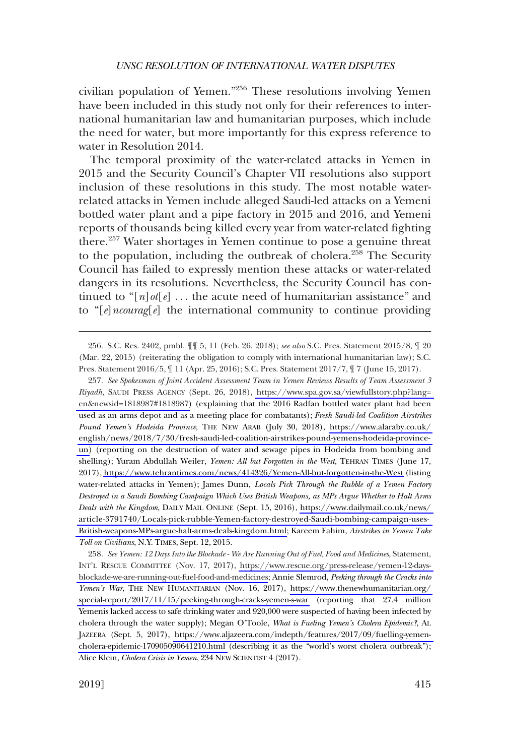civilian population of Yemen."[256] These resolutions involving Yemen have been included in this study not only for their references to international humanitarian law and humanitarian purposes, which include the need for water, but more importantly for this express reference to water in Resolution 2014.

The temporal proximity of the water-related attacks in Yemen in 2015 and the Security Council's Chapter VII resolutions also support inclusion of these resolutions in this study. The most notable water-related attacks in Yemen include alleged Saudi-led attacks on a Yemeni bottled water plant and a pipe factory in 2015 and 2016, and Yemeni reports of thousands being killed every year from water-related fighting there.[257] Water shortages in Yemen continue to pose a genuine threat to the population, including the outbreak of cholera.[258] The Security Council has failed to expressly mention these attacks or water-related dangers in its resolutions. Nevertheless, the Security Council has continued to "[*n*]*ot*[*e*] . . . the acute need of humanitarian assistance" and to "[*e*]*ncourag*[*e*] the international community to continue providing

---

256. S.C. Res. 2402, pmbl. ¶¶ 5, 11 (Feb. 26, 2018); *see also* S.C. Pres. Statement 2015/8, ¶ 20 (Mar. 22, 2015) (reiterating the obligation to comply with international humanitarian law); S.C. Pres. Statement 2016/5, ¶ 11 (Apr. 25, 2016); S.C. Pres. Statement 2017/7, ¶ 7 (June 15, 2017).

257. *See Spokesman of Joint Accident Assessment Team in Yemen Reviews Results of Team Assessment 3 Riyadh*, SAUDI PRESS AGENCY (Sept. 26, 2018), https://www.spa.gov.sa/viewfullstory.php?lang=en&newsid=1818987#1818987) (explaining that the 2016 Radfan bottled water plant had been used as an arms depot and as a meeting place for combatants); *Fresh Saudi-led Coalition Airstrikes Pound Yemen's Hodeida Province*, THE NEW ARAB (July 30, 2018), https://www.alaraby.co.uk/english/news/2018/7/30/fresh-saudi-led-coalition-airstrikes-pound-yemens-hodeida-province-un) (reporting on the destruction of water and sewage pipes in Hodeida from bombing and shelling); Yuram Abdullah Weiler, *Yemen: All but Forgotten in the West*, TEHRAN TIMES (June 17, 2017), https://www.tehrantimes.com/news/414326/Yemen-All-but-forgotten-in-the-West (listing water-related attacks in Yemen); James Dunn, *Locals Pick Through the Rubble of a Yemen Factory Destroyed in a Saudi Bombing Campaign Which Uses British Weapons, as MPs Argue Whether to Halt Arms Deals with the Kingdom*, DAILY MAIL ONLINE (Sept. 15, 2016), https://www.dailymail.co.uk/news/article-3791740/Locals-pick-rubble-Yemen-factory-destroyed-Saudi-bombing-campaign-uses-British-weapons-MPs-argue-halt-arms-deals-kingdom.html; Kareem Fahim, *Airstrikes in Yemen Take Toll on Civilians*, N.Y. TIMES, Sept. 12, 2015.

258. *See Yemen: 12 Days Into the Blockade - We Are Running Out of Fuel, Food and Medicines*, Statement, INT'L RESCUE COMMITTEE (Nov. 17, 2017), https://www.rescue.org/press-release/yemen-12-days-blockade-we-are-running-out-fuel-food-and-medicines; Annie Slemrod, *Peeking through the Cracks into Yemen's War*, THE NEW HUMANITARIAN (Nov. 16, 2017), https://www.thenewhumanitarian.org/special-report/2017/11/15/peeking-through-cracks-yemen-s-war (reporting that 27.4 million Yemenis lacked access to safe drinking water and 920,000 were suspected of having been infected by cholera through the water supply); Megan O'Toole, *What is Fueling Yemen's Cholera Epidemic?*, AL JAZEERA (Sept. 5, 2017), https://www.aljazeera.com/indepth/features/2017/09/fuelling-yemen-cholera-epidemic-170905090641210.html (describing it as the "world's worst cholera outbreak"); Alice Klein, *Cholera Crisis in Yemen*, 234 NEW SCIENTIST 4 (2017).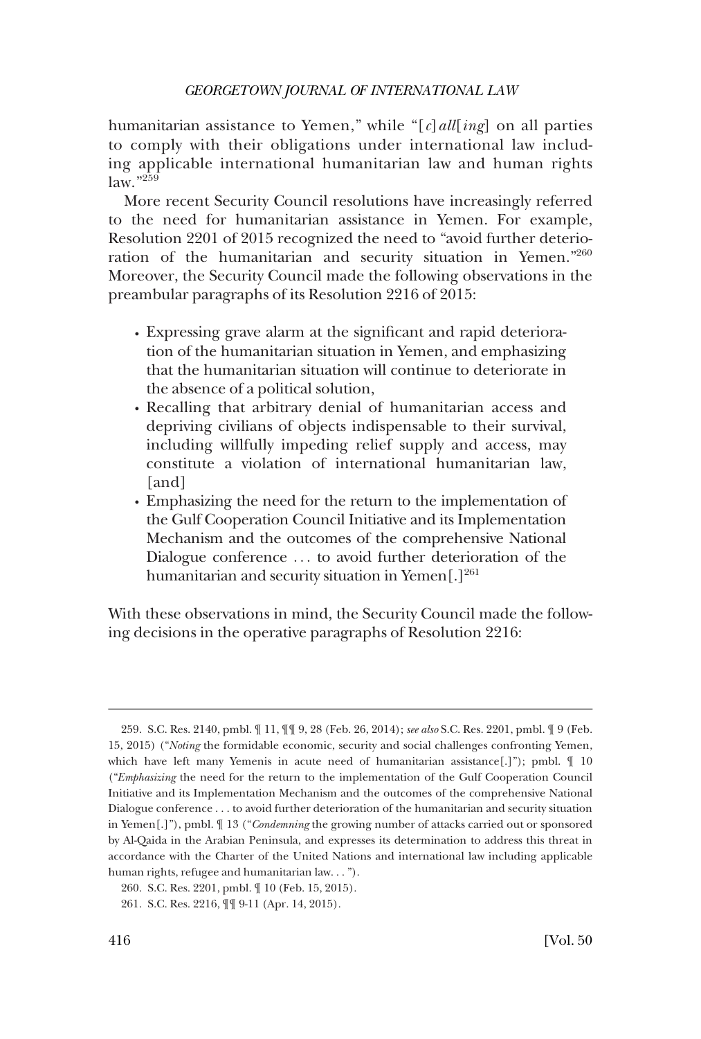humanitarian assistance to Yemen," while "[*c*]*all*[*ing*] on all parties to comply with their obligations under international law including applicable international humanitarian law and human rights law."[259]

More recent Security Council resolutions have increasingly referred to the need for humanitarian assistance in Yemen. For example, Resolution 2201 of 2015 recognized the need to "avoid further deterioration of the humanitarian and security situation in Yemen."[260] Moreover, the Security Council made the following observations in the preambular paragraphs of its Resolution 2216 of 2015:

- Expressing grave alarm at the significant and rapid deterioration of the humanitarian situation in Yemen, and emphasizing that the humanitarian situation will continue to deteriorate in the absence of a political solution,
- Recalling that arbitrary denial of humanitarian access and depriving civilians of objects indispensable to their survival, including willfully impeding relief supply and access, may constitute a violation of international humanitarian law, [and]
- Emphasizing the need for the return to the implementation of the Gulf Cooperation Council Initiative and its Implementation Mechanism and the outcomes of the comprehensive National Dialogue conference . . . to avoid further deterioration of the humanitarian and security situation in Yemen[.][261]

With these observations in mind, the Security Council made the following decisions in the operative paragraphs of Resolution 2216:

---

259. S.C. Res. 2140, pmbl. ¶ 11, ¶¶ 9, 28 (Feb. 26, 2014); *see also* S.C. Res. 2201, pmbl. ¶ 9 (Feb. 15, 2015) ("*Noting* the formidable economic, security and social challenges confronting Yemen, which have left many Yemenis in acute need of humanitarian assistance[.]"); pmbl. ¶ 10 ("*Emphasizing* the need for the return to the implementation of the Gulf Cooperation Council Initiative and its Implementation Mechanism and the outcomes of the comprehensive National Dialogue conference . . . to avoid further deterioration of the humanitarian and security situation in Yemen[.]"), pmbl. ¶ 13 ("*Condemning* the growing number of attacks carried out or sponsored by Al-Qaida in the Arabian Peninsula, and expresses its determination to address this threat in accordance with the Charter of the United Nations and international law including applicable human rights, refugee and humanitarian law. . . ").

260. S.C. Res. 2201, pmbl. ¶ 10 (Feb. 15, 2015).

261. S.C. Res. 2216, ¶¶ 9-11 (Apr. 14, 2015).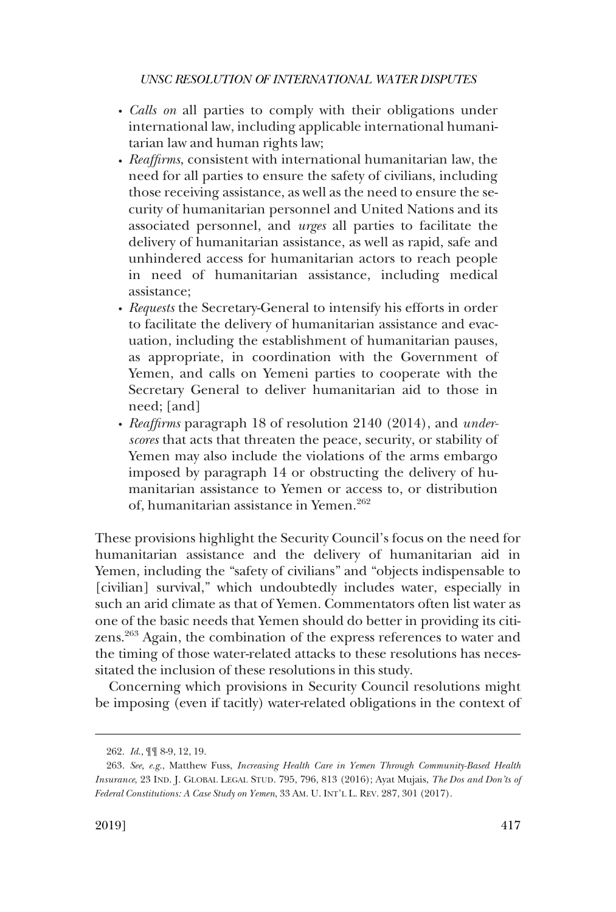- *Calls on* all parties to comply with their obligations under international law, including applicable international humanitarian law and human rights law;
- *Reaffirms*, consistent with international humanitarian law, the need for all parties to ensure the safety of civilians, including those receiving assistance, as well as the need to ensure the security of humanitarian personnel and United Nations and its associated personnel, and *urges* all parties to facilitate the delivery of humanitarian assistance, as well as rapid, safe and unhindered access for humanitarian actors to reach people in need of humanitarian assistance, including medical assistance;
- *Requests* the Secretary-General to intensify his efforts in order to facilitate the delivery of humanitarian assistance and evacuation, including the establishment of humanitarian pauses, as appropriate, in coordination with the Government of Yemen, and calls on Yemeni parties to cooperate with the Secretary General to deliver humanitarian aid to those in need; [and]
- *Reaffirms* paragraph 18 of resolution 2140 (2014), and *underscores* that acts that threaten the peace, security, or stability of Yemen may also include the violations of the arms embargo imposed by paragraph 14 or obstructing the delivery of humanitarian assistance to Yemen or access to, or distribution of, humanitarian assistance in Yemen.[262]

These provisions highlight the Security Council's focus on the need for humanitarian assistance and the delivery of humanitarian aid in Yemen, including the "safety of civilians" and "objects indispensable to [civilian] survival," which undoubtedly includes water, especially in such an arid climate as that of Yemen. Commentators often list water as one of the basic needs that Yemen should do better in providing its citizens.[263] Again, the combination of the express references to water and the timing of those water-related attacks to these resolutions has necessitated the inclusion of these resolutions in this study.

Concerning which provisions in Security Council resolutions might be imposing (even if tacitly) water-related obligations in the context of

---

262. *Id.*, ¶¶ 8-9, 12, 19.

263. *See, e.g.*, Matthew Fuss, *Increasing Health Care in Yemen Through Community-Based Health Insurance*, 23 IND. J. GLOBAL LEGAL STUD. 795, 796, 813 (2016); Ayat Mujais, *The Dos and Don'ts of Federal Constitutions: A Case Study on Yemen*, 33 AM. U. INT'L L. REV. 287, 301 (2017).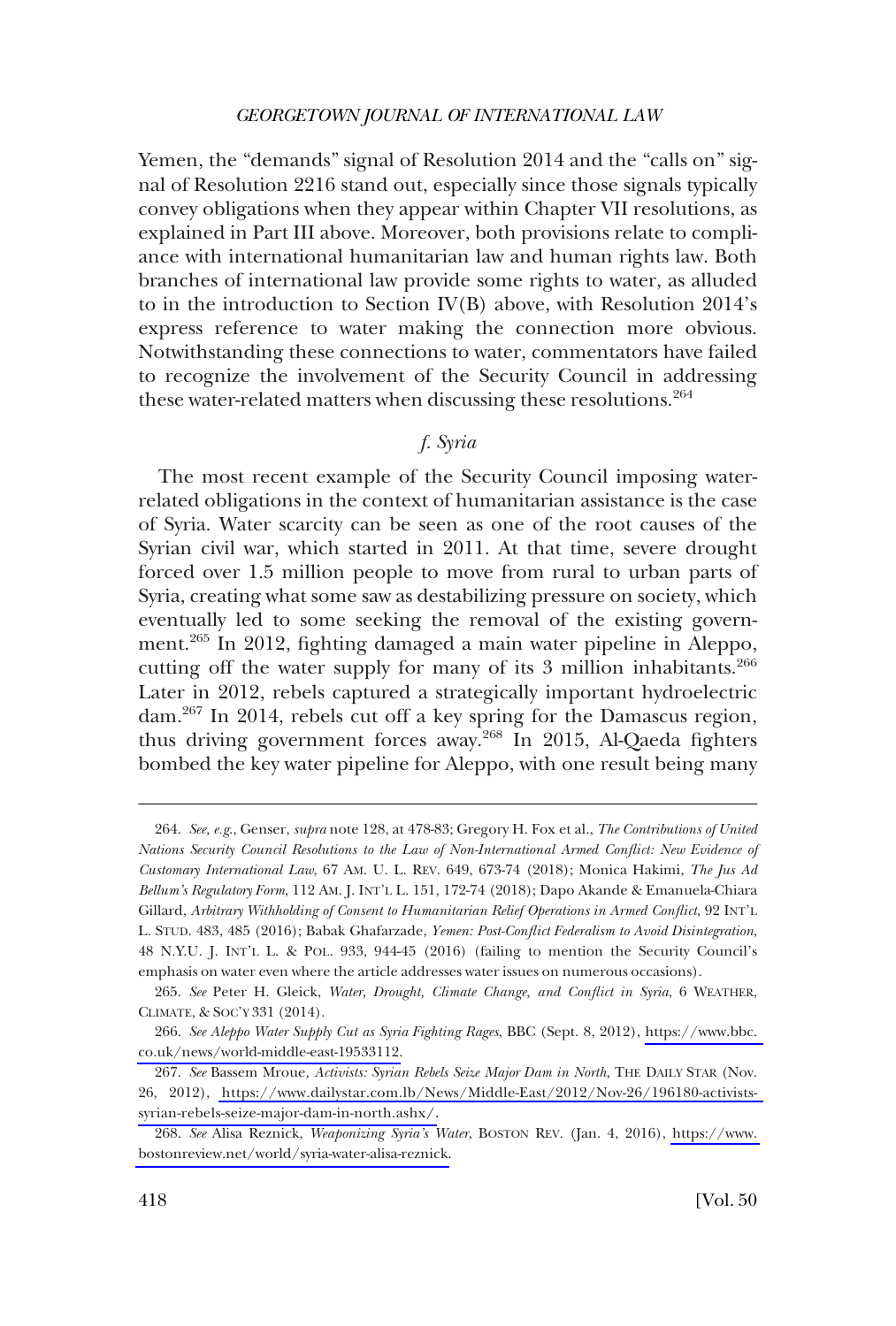Yemen, the "demands" signal of Resolution 2014 and the "calls on" signal of Resolution 2216 stand out, especially since those signals typically convey obligations when they appear within Chapter VII resolutions, as explained in Part III above. Moreover, both provisions relate to compliance with international humanitarian law and human rights law. Both branches of international law provide some rights to water, as alluded to in the introduction to Section IV(B) above, with Resolution 2014's express reference to water making the connection more obvious. Notwithstanding these connections to water, commentators have failed to recognize the involvement of the Security Council in addressing these water-related matters when discussing these resolutions.[264]

### *f. Syria*

The most recent example of the Security Council imposing water-related obligations in the context of humanitarian assistance is the case of Syria. Water scarcity can be seen as one of the root causes of the Syrian civil war, which started in 2011. At that time, severe drought forced over 1.5 million people to move from rural to urban parts of Syria, creating what some saw as destabilizing pressure on society, which eventually led to some seeking the removal of the existing government.[265] In 2012, fighting damaged a main water pipeline in Aleppo, cutting off the water supply for many of its 3 million inhabitants.[266] Later in 2012, rebels captured a strategically important hydroelectric dam.[267] In 2014, rebels cut off a key spring for the Damascus region, thus driving government forces away.[268] In 2015, Al-Qaeda fighters bombed the key water pipeline for Aleppo, with one result being many

---

264. *See, e.g.*, Genser, *supra* note 128, at 478-83; Gregory H. Fox et al., *The Contributions of United Nations Security Council Resolutions to the Law of Non-International Armed Conflict: New Evidence of Customary International Law*, 67 AM. U. L. REV. 649, 673-74 (2018); Monica Hakimi, *The Jus Ad Bellum's Regulatory Form*, 112 AM. J. INT'L L. 151, 172-74 (2018); Dapo Akande & Emanuela-Chiara Gillard, *Arbitrary Withholding of Consent to Humanitarian Relief Operations in Armed Conflict*, 92 INT'L L. STUD. 483, 485 (2016); Babak Ghafarzade, *Yemen: Post-Conflict Federalism to Avoid Disintegration*, 48 N.Y.U. J. INT'L L. & POL. 933, 944-45 (2016) (failing to mention the Security Council's emphasis on water even where the article addresses water issues on numerous occasions).

265. *See* Peter H. Gleick, *Water, Drought, Climate Change, and Conflict in Syria*, 6 WEATHER, CLIMATE, & SOC'Y 331 (2014).

266. *See Aleppo Water Supply Cut as Syria Fighting Rages*, BBC (Sept. 8, 2012), https://www.bbc.co.uk/news/world-middle-east-19533112.

267. *See* Bassem Mroue, *Activists: Syrian Rebels Seize Major Dam in North*, THE DAILY STAR (Nov. 26, 2012), https://www.dailystar.com.lb/News/Middle-East/2012/Nov-26/196180-activists-syrian-rebels-seize-major-dam-in-north.ashx/.

268. *See* Alisa Reznick, *Weaponizing Syria's Water*, BOSTON REV. (Jan. 4, 2016), https://www.bostonreview.net/world/syria-water-alisa-reznick.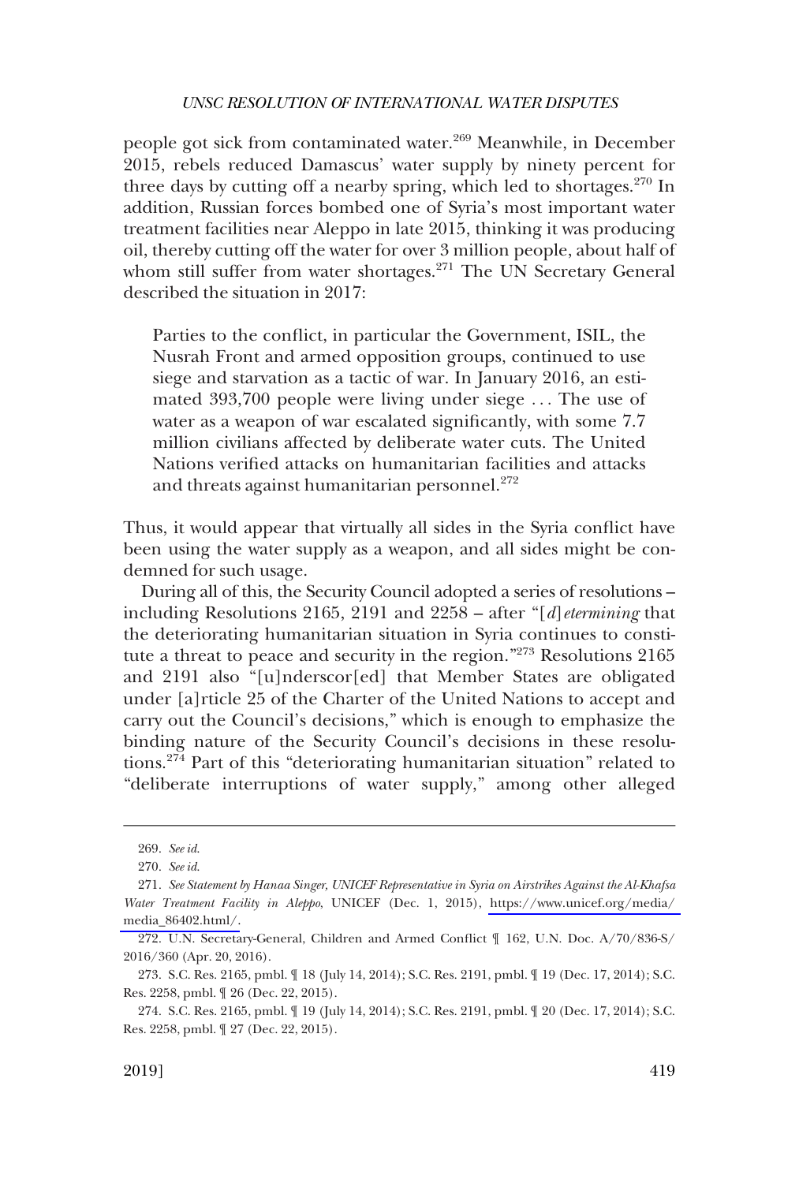people got sick from contaminated water.[269] Meanwhile, in December 2015, rebels reduced Damascus' water supply by ninety percent for three days by cutting off a nearby spring, which led to shortages.[270] In addition, Russian forces bombed one of Syria's most important water treatment facilities near Aleppo in late 2015, thinking it was producing oil, thereby cutting off the water for over 3 million people, about half of whom still suffer from water shortages.[271] The UN Secretary General described the situation in 2017:

> Parties to the conflict, in particular the Government, ISIL, the Nusrah Front and armed opposition groups, continued to use siege and starvation as a tactic of war. In January 2016, an estimated 393,700 people were living under siege . . . The use of water as a weapon of war escalated significantly, with some 7.7 million civilians affected by deliberate water cuts. The United Nations verified attacks on humanitarian facilities and attacks and threats against humanitarian personnel.[272]

Thus, it would appear that virtually all sides in the Syria conflict have been using the water supply as a weapon, and all sides might be condemned for such usage.

During all of this, the Security Council adopted a series of resolutions – including Resolutions 2165, 2191 and 2258 – after "[*d*]*etermining* that the deteriorating humanitarian situation in Syria continues to constitute a threat to peace and security in the region."[273] Resolutions 2165 and 2191 also "[u]nderscor[ed] that Member States are obligated under [a]rticle 25 of the Charter of the United Nations to accept and carry out the Council's decisions," which is enough to emphasize the binding nature of the Security Council's decisions in these resolutions.[274] Part of this "deteriorating humanitarian situation" related to "deliberate interruptions of water supply," among other alleged

---

269. *See id.*

270. *See id.*

271. *See Statement by Hanaa Singer, UNICEF Representative in Syria on Airstrikes Against the Al-Khafsa Water Treatment Facility in Aleppo*, UNICEF (Dec. 1, 2015), https://www.unicef.org/media/media_86402.html/.

272. U.N. Secretary-General, Children and Armed Conflict ¶ 162, U.N. Doc. A/70/836-S/2016/360 (Apr. 20, 2016).

273. S.C. Res. 2165, pmbl. ¶ 18 (July 14, 2014); S.C. Res. 2191, pmbl. ¶ 19 (Dec. 17, 2014); S.C. Res. 2258, pmbl. ¶ 26 (Dec. 22, 2015).

274. S.C. Res. 2165, pmbl. ¶ 19 (July 14, 2014); S.C. Res. 2191, pmbl. ¶ 20 (Dec. 17, 2014); S.C. Res. 2258, pmbl. ¶ 27 (Dec. 22, 2015).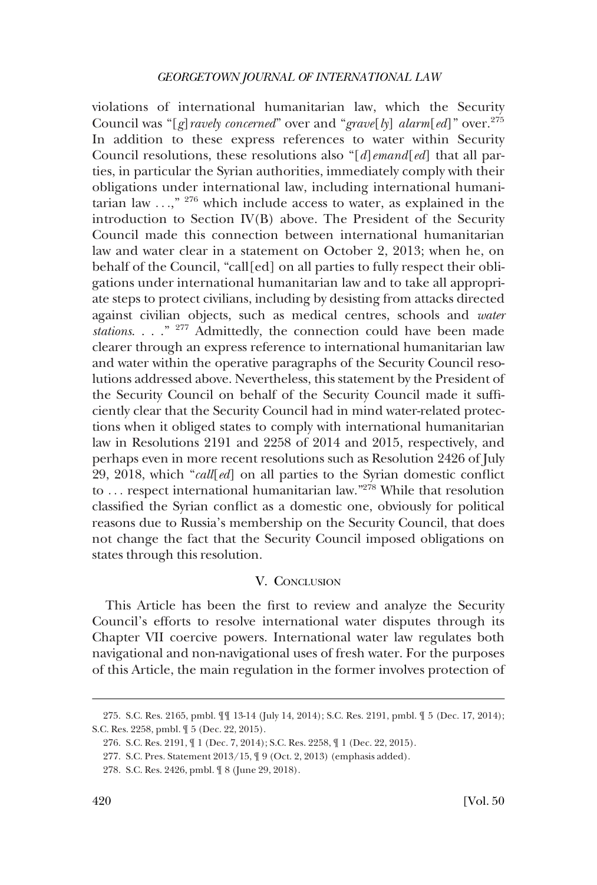violations of international humanitarian law, which the Security Council was "[*g*]*ravely concerned*" over and "*grave*[*ly*] *alarm*[*ed*]" over.[275] In addition to these express references to water within Security Council resolutions, these resolutions also "[*d*]*emand*[*ed*] that all parties, in particular the Syrian authorities, immediately comply with their obligations under international law, including international humanitarian law . . .," [276] which include access to water, as explained in the introduction to Section IV(B) above. The President of the Security Council made this connection between international humanitarian law and water clear in a statement on October 2, 2013; when he, on behalf of the Council, "call[ed] on all parties to fully respect their obligations under international humanitarian law and to take all appropriate steps to protect civilians, including by desisting from attacks directed against civilian objects, such as medical centres, schools and *water stations*. . . ." [277] Admittedly, the connection could have been made clearer through an express reference to international humanitarian law and water within the operative paragraphs of the Security Council resolutions addressed above. Nevertheless, this statement by the President of the Security Council on behalf of the Security Council made it sufficiently clear that the Security Council had in mind water-related protections when it obliged states to comply with international humanitarian law in Resolutions 2191 and 2258 of 2014 and 2015, respectively, and perhaps even in more recent resolutions such as Resolution 2426 of July 29, 2018, which "*call*[*ed*] on all parties to the Syrian domestic conflict to . . . respect international humanitarian law."[278] While that resolution classified the Syrian conflict as a domestic one, obviously for political reasons due to Russia's membership on the Security Council, that does not change the fact that the Security Council imposed obligations on states through this resolution.

## V. Conclusion

This Article has been the first to review and analyze the Security Council's efforts to resolve international water disputes through its Chapter VII coercive powers. International water law regulates both navigational and non-navigational uses of fresh water. For the purposes of this Article, the main regulation in the former involves protection of

---

275. S.C. Res. 2165, pmbl. ¶¶ 13-14 (July 14, 2014); S.C. Res. 2191, pmbl. ¶ 5 (Dec. 17, 2014); S.C. Res. 2258, pmbl. ¶ 5 (Dec. 22, 2015).

276. S.C. Res. 2191, ¶ 1 (Dec. 7, 2014); S.C. Res. 2258, ¶ 1 (Dec. 22, 2015).

277. S.C. Pres. Statement 2013/15, ¶ 9 (Oct. 2, 2013) (emphasis added).

278. S.C. Res. 2426, pmbl. ¶ 8 (June 29, 2018).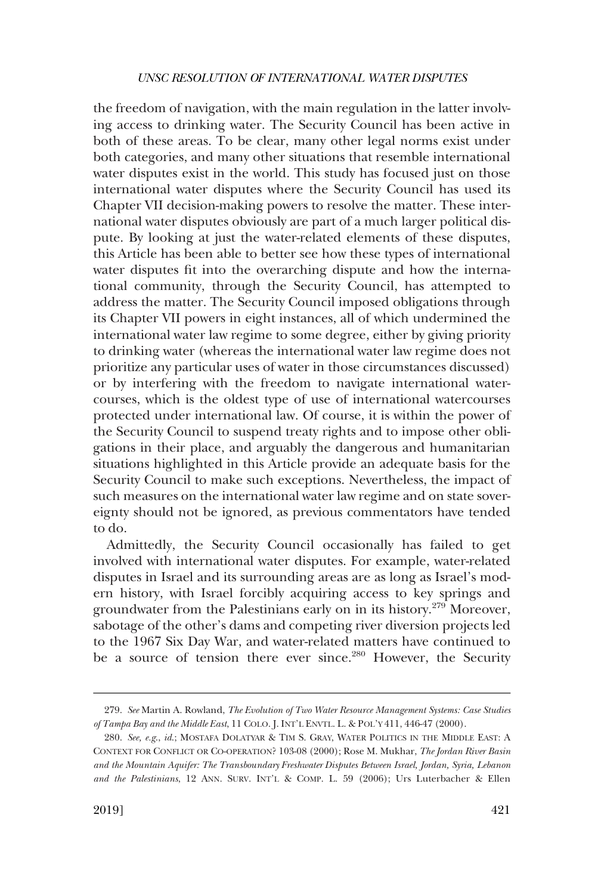the freedom of navigation, with the main regulation in the latter involving access to drinking water. The Security Council has been active in both of these areas. To be clear, many other legal norms exist under both categories, and many other situations that resemble international water disputes exist in the world. This study has focused just on those international water disputes where the Security Council has used its Chapter VII decision-making powers to resolve the matter. These international water disputes obviously are part of a much larger political dispute. By looking at just the water-related elements of these disputes, this Article has been able to better see how these types of international water disputes fit into the overarching dispute and how the international community, through the Security Council, has attempted to address the matter. The Security Council imposed obligations through its Chapter VII powers in eight instances, all of which undermined the international water law regime to some degree, either by giving priority to drinking water (whereas the international water law regime does not prioritize any particular uses of water in those circumstances discussed) or by interfering with the freedom to navigate international watercourses, which is the oldest type of use of international watercourses protected under international law. Of course, it is within the power of the Security Council to suspend treaty rights and to impose other obligations in their place, and arguably the dangerous and humanitarian situations highlighted in this Article provide an adequate basis for the Security Council to make such exceptions. Nevertheless, the impact of such measures on the international water law regime and on state sovereignty should not be ignored, as previous commentators have tended to do.

Admittedly, the Security Council occasionally has failed to get involved with international water disputes. For example, water-related disputes in Israel and its surrounding areas are as long as Israel's modern history, with Israel forcibly acquiring access to key springs and groundwater from the Palestinians early on in its history.[279] Moreover, sabotage of the other's dams and competing river diversion projects led to the 1967 Six Day War, and water-related matters have continued to be a source of tension there ever since.[280] However, the Security

---

279. *See* Martin A. Rowland, *The Evolution of Two Water Resource Management Systems: Case Studies of Tampa Bay and the Middle East*, 11 COLO. J. INT'L ENVTL. L. & POL'Y 411, 446-47 (2000).

280. *See, e.g.*, *id.*; MOSTAFA DOLATYAR & TIM S. GRAY, WATER POLITICS IN THE MIDDLE EAST: A CONTEXT FOR CONFLICT OR CO-OPERATION? 103-08 (2000); Rose M. Mukhar, *The Jordan River Basin and the Mountain Aquifer: The Transboundary Freshwater Disputes Between Israel, Jordan, Syria, Lebanon and the Palestinians*, 12 ANN. SURV. INT'L & COMP. L. 59 (2006); Urs Luterbacher & Ellen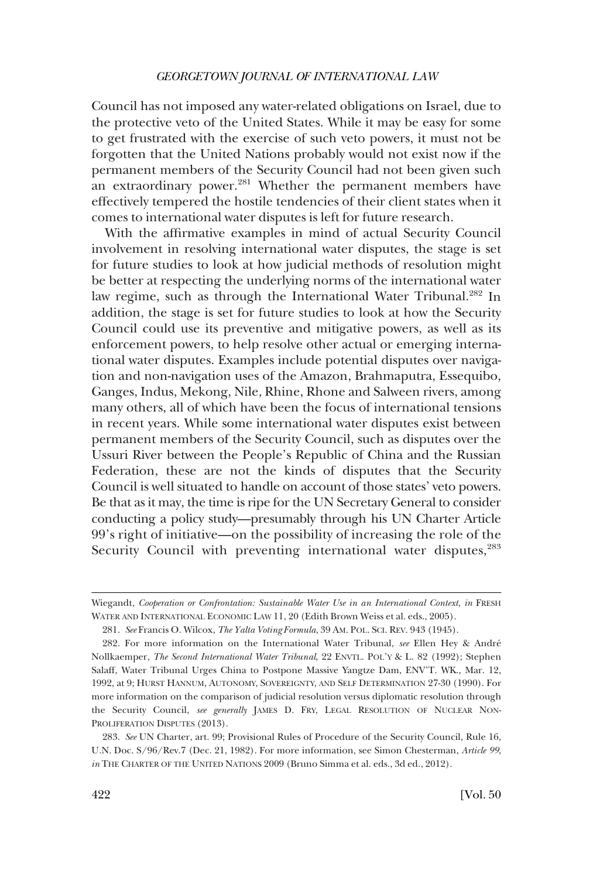Council has not imposed any water-related obligations on Israel, due to the protective veto of the United States. While it may be easy for some to get frustrated with the exercise of such veto powers, it must not be forgotten that the United Nations probably would not exist now if the permanent members of the Security Council had not been given such an extraordinary power.[281] Whether the permanent members have effectively tempered the hostile tendencies of their client states when it comes to international water disputes is left for future research.

With the affirmative examples in mind of actual Security Council involvement in resolving international water disputes, the stage is set for future studies to look at how judicial methods of resolution might be better at respecting the underlying norms of the international water law regime, such as through the International Water Tribunal.[282] In addition, the stage is set for future studies to look at how the Security Council could use its preventive and mitigative powers, as well as its enforcement powers, to help resolve other actual or emerging international water disputes. Examples include potential disputes over navigation and non-navigation uses of the Amazon, Brahmaputra, Essequibo, Ganges, Indus, Mekong, Nile, Rhine, Rhone and Salween rivers, among many others, all of which have been the focus of international tensions in recent years. While some international water disputes exist between permanent members of the Security Council, such as disputes over the Ussuri River between the People's Republic of China and the Russian Federation, these are not the kinds of disputes that the Security Council is well situated to handle on account of those states' veto powers. Be that as it may, the time is ripe for the UN Secretary General to consider conducting a policy study—presumably through his UN Charter Article 99's right of initiative—on the possibility of increasing the role of the Security Council with preventing international water disputes,[283]

---

Wiegandt, *Cooperation or Confrontation: Sustainable Water Use in an International Context*, *in* FRESH WATER AND INTERNATIONAL ECONOMIC LAW 11, 20 (Edith Brown Weiss et al. eds., 2005).

281. *See* Francis O. Wilcox, *The Yalta Voting Formula*, 39 AM. POL. SCI. REV. 943 (1945).

282. For more information on the International Water Tribunal, *see* Ellen Hey & André Nollkaemper, *The Second International Water Tribunal*, 22 ENVTL. POL'Y & L. 82 (1992); Stephen Salaff, Water Tribunal Urges China to Postpone Massive Yangtze Dam, ENV'T. WK., Mar. 12, 1992, at 9; HURST HANNUM, AUTONOMY, SOVEREIGNTY, AND SELF DETERMINATION 27-30 (1990). For more information on the comparison of judicial resolution versus diplomatic resolution through the Security Council, *see generally* JAMES D. FRY, LEGAL RESOLUTION OF NUCLEAR NON-PROLIFERATION DISPUTES (2013).

283. *See* UN Charter, art. 99; Provisional Rules of Procedure of the Security Council, Rule 16, U.N. Doc. S/96/Rev.7 (Dec. 21, 1982). For more information, see Simon Chesterman, *Article 99*, *in* THE CHARTER OF THE UNITED NATIONS 2009 (Bruno Simma et al. eds., 3d ed., 2012).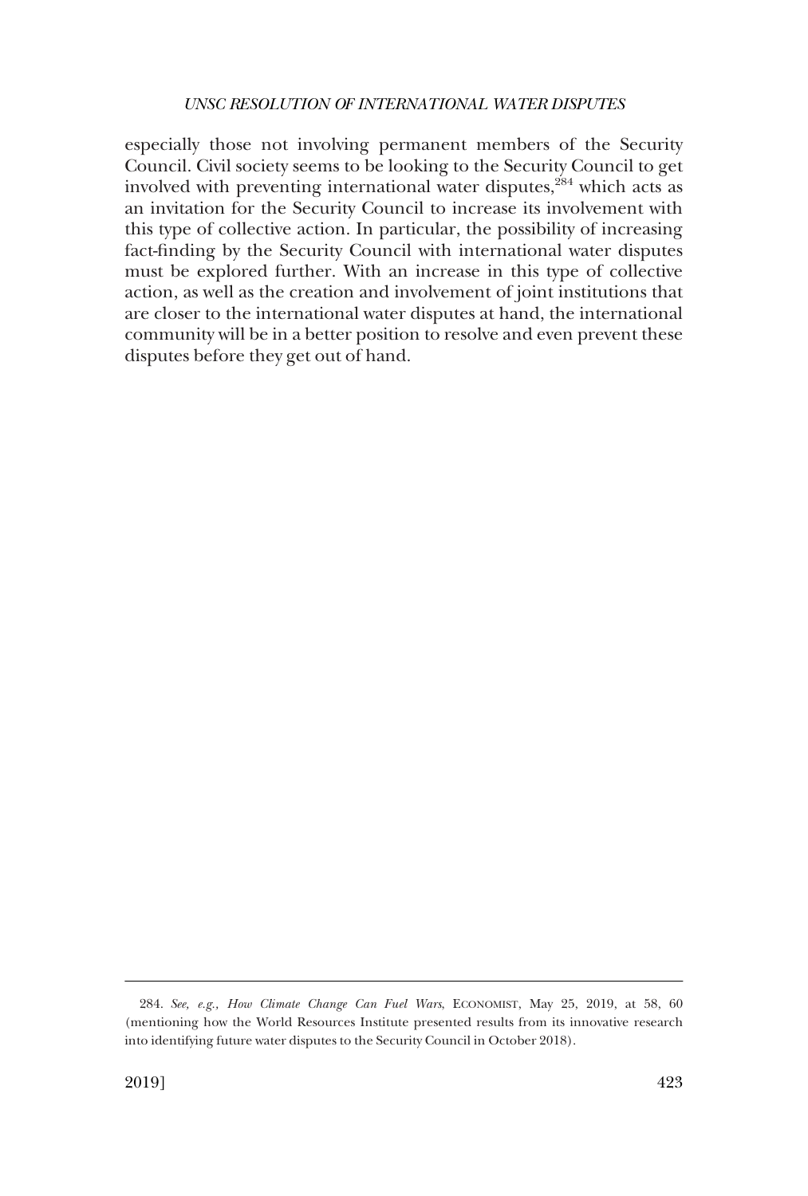especially those not involving permanent members of the Security Council. Civil society seems to be looking to the Security Council to get involved with preventing international water disputes,[284] which acts as an invitation for the Security Council to increase its involvement with this type of collective action. In particular, the possibility of increasing fact-finding by the Security Council with international water disputes must be explored further. With an increase in this type of collective action, as well as the creation and involvement of joint institutions that are closer to the international water disputes at hand, the international community will be in a better position to resolve and even prevent these disputes before they get out of hand.

---

284. *See, e.g.*, *How Climate Change Can Fuel Wars*, ECONOMIST, May 25, 2019, at 58, 60 (mentioning how the World Resources Institute presented results from its innovative research into identifying future water disputes to the Security Council in October 2018).